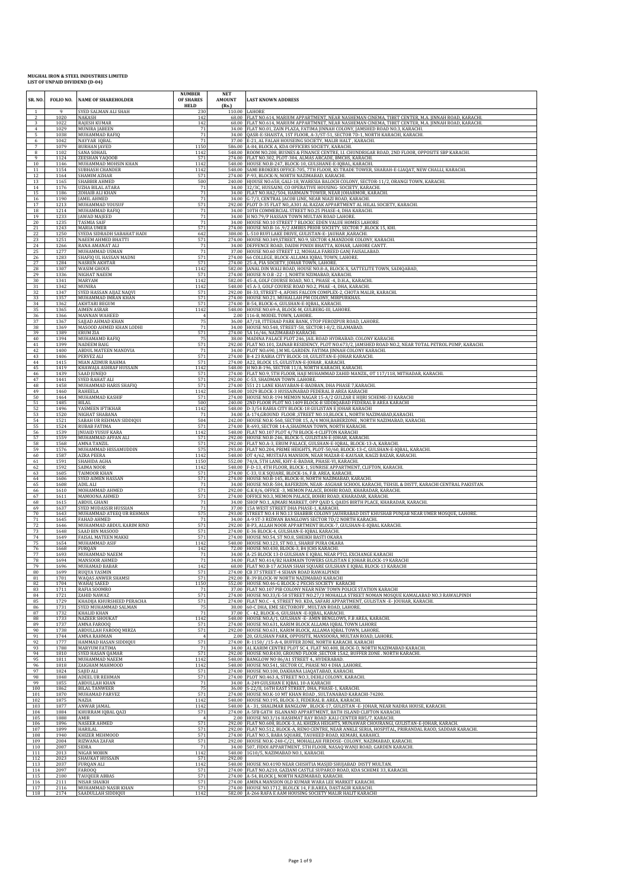# MUGHAL IRON & STEEL INDUSTRIES LIMITED
## LIST OF UNPAID DIVIDEND (D-04)

| SR. NO. | FOLIO NO. | NAME OF SHAREHOLDER | NUMBER OF SHARES HELD | NET AMOUNT (Rs.) | LAST KNOWN ADDRESS |
|---|---|---|---|---|---|
| 1 | 9 | SYED SALMAN ALI SHAH | 230 | 110.00 | LAHORE |
| 2 | 1020 | NAKASH | 142 | 68.00 | FLAT NO.614, MARIUM APPARTMENT, NEAR NASHEMAN CINEMA, TIBET CENTER, M.A. JINNAH ROAD, KARACHI. |
| 3 | 1022 | RAJESH KUMAR | 142 | 68.00 | FLAT NO.614, MARIUM APPARTMNET, NEAR NASHEMAN CINEMA, TIBET CENTER, M.A. JINNAH ROAD, KARACHI. |
| 4 | 1029 | MUNIRA JABEEN | 71 | 34.00 | FLAT NO.01, ZAIN PLAZA, FATIMA JINNAH COLONY, JAMSHED ROAD NO.3, KARACHI. |
| 5 | 1038 | MUHAMMAD RAFIQ | 71 | 34.00 | QASR-E-SHAISTA, 1ST FLOOR, A-3/ST-51, SECTOR 7D-1, NORTH KARACHI, KARACHI. |
| 6 | 1042 | NAYYAR IQBAL | 71 | 37.00 | E-21, AL FALAH HOUSEING SOCIETY, MALIR HALT , KARACHI. |
| 7 | 1079 | BURHAN JAVED | 1150 | 586.00 | A-84, BLOCK A, KDA OFFICERS SOCIETY, KARACHI. |
| 8 | 1102 | SANA SOHAIL | 1142 | 548.00 | ROOM NO.208, BUSNES & FINANCE CENTRE, I.I. CHUNDRIGAR ROAD, 2ND FLOOR, OPPOSITE SBP KARACHI. |
| 9 | 1124 | ZEESHAN YAQOOB | 571 | 274.00 | FLAT NO.302, PLOT-304, ALMAS ARCADE, BMCHS, KARACHI. |
| 10 | 1146 | MUHAMMAD MOHSIN KHAN | 1142 | 548.00 | HOUSE NO.B-247, BLOCK-10, GULSHANE-E-IQBAL, KARACHI. |
| 11 | 1154 | SUBHASH CHANDER | 1142 | 548.00 | SAMI BROKERS OFFICE-705, 7TH FLOOR, KS TRADE TOWER, SHARAH-E-LIAQAT, NEW CHALLI, KARACHI. |
| 12 | 1164 | SHAMIM AZHAR | 571 | 274.00 | P-93, BLOCK-N, NORTH NAZIMABAD, KARACHI. |
| 13 | 1165 | SHABBIR AHMED | 500 | 240.00 | H|OUSE NO.658, GALI-18, WARESIA BALOCH COLONY, SECTOR-11/2, ORANGI TOWN, KARACHI. |
| 14 | 1176 | UZHA BILAL ATARA | 71 | 34.00 | 32/3C, HUSSAINI, CO OPERATIVE HOUSING- SOCIETY, KARACHI. |
| 15 | 1186 | ZOHAIB ALI KHAN | 71 | 34.00 | FLAT NO.HA2/504, HARMAIN TOWER, NEAR JOHARMOR, KARACHI. |
| 16 | 1190 | JAMIL AHMED | 71 | 34.00 | G-7/3, CENTRAL JACOB LINE, NEAR NIAZI ROAD, KARACHI. |
| 17 | 1213 | MUHAMMAD YOUSUF | 571 | 292.00 | PLOT D-35 FLAT NO,.A301 AL RAZAK APPARTMENT AL HILAL SOCIETY, KARACHI. |
| 18 | 1214 | MUHAMMAD RAFIQ | 71 | 34.00 | 10TH COMMERCIAL STREET NO.25 PHASE-4, DHA KARACHI. |
| 19 | 1233 | JAWAD MAJEED | 71 | 34.00 | H NO.79/P HASSAN TOWN MULTAN ROAD LAHORE. |
| 20 | 1235 | TASMIA SAIF | 71 | 34.00 | HOUSE NO.10 STREET 7 BLOCKC EDEN VALUE HOMES LAHORE |
| 21 | 1243 | MARIA UMER | 571 | 274.00 | HOUSE NO.B-16 ,9/2 AMIRIS PRIOR SOCIETY, SECTOR 7 ,BLOCK 15, KHI. |
| 22 | 1250 | SYEDA SIDRADH SABAHAT HADI | 642 | 308.00 | L-510 RUFI LAKE DRIVE, GULISTAN-E- JAUHAR ,KARACHI. |
| 23 | 1251 | NAEEM AHMED BHATTI | 571 | 274.00 | HOUSE NO.349,STREET, NO.9, SECTOR 4,MANZOOR COLONY, KARACHI. |
| 24 | 1266 | RANA AMANAT ALI | 71 | 34.00 | DEFFENCE ROAD, DAIDH PINIDI BHATTA, KOHAR, LAHORE CANTT. |
| 25 | 1277 | MUHAMMAD USMAN | 71 | 37.00 | HOUSE NO.60 STREET 12, MOHALA FAREED GANJ FAISALABAD. |
| 26 | 1283 | SHAFIQ UL HASSAN MADNI | 571 | 274.00 | 66 COLLEGE, BLOCK-ALLAMA IQBAL TOWN, LAHORE. |
| 27 | 1284 | NASREN AKHTAR | 571 | 274.00 | 25-A, PIA SOCIETY, JOHAR TOWN, LAHORE. |
| 28 | 1307 | WASIM GHOUS | 1142 | 582.00 | JANAL DIN WALI ROAD, HOUSE NO.8-A, BLOCK-X, SATTELITE TOWN, SADIQABAD, |
| 29 | 1336 | NIGHAT NAEEM | 571 | 274.00 | HOUSE N O.B -22 - J, NORTH NZIMABAD, KARACHI. |
| 30 | 1341 | MARYAM | 1142 | 582.00 | 45-A, GOLF COURSE ROAD, NO.1, PHASE -4, D.H.A., KARACHI. |
| 31 | 1342 | MUNIRA | 1142 | 548.00 | 45 A-3, GOLF COURSE ROAD NO.2, PHAE -4, DHA, KARACHI. |
| 32 | 1347 | SYED HASSAN AIJAZ NAQVI | 571 | 292.00 | IH-33, STREET-4, AFOHS FALCON COMPLEX-2, CHOTA MALIR, KARACHI. |
| 33 | 1357 | MUHAMMAD IMRAN KHAN | 571 | 274.00 | HOUSE NO.21, MUHALLAH PM COLONY, MIRPURKHAS. |
| 34 | 1362 | AKHTARI BEGUM | 571 | 274.00 | B-54, BLOCK-6, GULSHAN-E-IQBAL, KARACHI. |
| 35 | 1365 | AIMEN ASRAR | 1142 | 548.00 | HOUSE NO.69-A, BLOCK-M, GULBERG-III, LAHORE. |
| 36 | 1366 | MANNAN WAHEED | 4 | 2.00 | 116-B, MODEL TOWN, LAHORE. |
| 37 | 1367 | SAJJAD AHMAD KHAN | 75 | 36.00 | A7/18, ITTEHAD PARK BANK, STOP FEROZPUR ROAD, LAHORE. |
| 38 | 1369 | MASOOD AHMED KHAN LODHI | 71 | 34.00 | HOUSE NO.548, STREET-58, SECTOR I-8/2, ISLAMABAD. |
| 39 | 1389 | ERUM ZIA | 571 | 274.00 | SA 16/46, NAZIMABAD KARACHI. |
| 40 | 1394 | MUHAMAMD RAFIQ | 75 | 38.00 | MADINA PALACE PLOT 246, JAIL ROAD HYDRABAD, COLONY KARACHI. |
| 41 | 1399 | NADEEM BAIG | 571 | 292.00 | FLAT NO.101, ZAINAB RESIDENCY, PLOT NO.673/2, JAMSHED ROAD NO.2, NEAR TOTAL PETROL PUMP, KARACHI. |
| 42 | 1400 | ABDUL MATEEN MANDVIA | 71 | 34.00 | PLOT NO.690, J.M ML GARDEN. FATIMA JINNAH COLONY KARACHI. |
| 43 | 1406 | PERVEZ ALI | 571 | 274.00 | B-4 23 RABIA CITY BLOCK-18, GULISTAN-E-JOHAR KARACHI. |
| 44 | 1415 | MIAN AZIMUR RAHMA | 571 | 274.00 | A22, BLOCK 15, GULISTAN-E-JOHAR , KARACHI. |
| 45 | 1419 | KHAWAJA ASHRAF HUSSAIN | 1142 | 548.00 | H NO.B-196, SECTOR 11/A, NORTH KARACHI, KARACHI. |
| 46 | 1439 | SAAD JUNEJO | 571 | 274.00 | FLAT NO.9, 5TH FLOOR, HAJI MUHAMMAD ZAHID MANZIL, OT 117/118, MITHADAR, KARACHI. |
| 47 | 1441 | SYED RAHAT ALI | 571 | 292.00 | C-53, SHADMAN TOWN ,LAHORE. |
| 48 | 1458 | MUHAMMAD HARIS SHAFIQ | 571 | 274.00 | 551 21 LANE KHAYABAN-E-BADBAN, DHA PHASE 7,KARACHI. |
| 49 | 1460 | RAHEELA | 1142 | 548.00 | 1029 BLOCK-3 HUSSAINABAD FEDERAL B AREA KARACHI |
| 50 | 1464 | MUHAMMAD KASHIF | 571 | 274.00 | HOUSE NO.R-194 MEMON NAGAR 15-A/2 GULZAR E HIJRI SCHEME-33 KARACHI |
| 51 | 1485 | BILAL | 500 | 240.00 | 2ND FLOOR PLOT NO.1409 BLOCK-8 SIDDIQABAD FEDERAL B AREA KARACHI |
| 52 | 1496 | YASMEEN IFTIKHAR | 1142 | 548.00 | D-3/54 RABIA CITY BLOCK-18 GULISTAN E JOHAR KARACHI |
| 53 | 1520 | NIGHAT SHABANA | 71 | 34.00 | A-174,GROUND FLOOR ,STREET NO.10,BLOCK L, NORTH NAZIMABAD,KARACHI. |
| 54 | 1521 | SABAH UR REHMAN SIDDIQUI | 504 | 242.00 | HOUSE NO.K-560, SECTOR 15, A/4 MOH,BABERZONE , NORTH NAZIMABAD, KARACHI. |
| 55 | 1524 | RUBAB FATIMA | 571 | 274.00 | R-693, SECTOR 14-A,SHADMAN TOWN, NORTH KARACHI. |
| 56 | 1539 | JNUAID YUSUF KARA | 1142 | 548.00 | FLAT NO.107 PLOT 4/78 BLOCK-4 CLIFTON KARACHI |
| 57 | 1559 | MUHAMMAD AFFAN ALI | 571 | 292.00 | HOUSE NO.B-246, BLOCK-5, GULISTAN-E-JOHAR, KARACHI. |
| 58 | 1568 | AMNA TANZIL | 571 | 292.00 | FLAT NO.A-3, ERUM PALACE, GULSHAN-E-IQBAL, BLOCK-13-A, KARACHI. |
| 59 | 1576 | MUHAMMAD HISSAMUDDIN | 575 | 293.00 | FLAT NO.204, PRIME HEIGHTS, PLOT-50/60, BLOCK-13-C, GULSHAN-E-IQBAL, KARACHI. |
| 60 | 1587 | AZRA PEERA | 1142 | 548.00 | OT 4/62, MUSTAFA MANSION, NEAR MAZAR-E-KAUSAR, KAGZI BAZAR, KARACHI. |
| 61 | 1591 | SHAHIDA AGHA | 1150 | 552.00 | 74/A, 5TH LANE, KHY-E-BADAR, PHASE-VI, KARACHI. |
| 62 | 1592 | SAIMA NOOR | 1142 | 548.00 | F-D-13, 4TH FLOOR, BLOCK-1, SUNRISE APPARTMENT, CLIFTON, KARACHI. |
| 63 | 1605 | TAIMOOR KHAN | 571 | 274.00 | C-33, U.K SQUARE, BLOCK-16, F.B. AREA, KARACHI. |
| 64 | 1606 | SYED AIMEN HASSAN | 571 | 274.00 | HOUSE NO.B-145, BLOCK-H, NORTH NAZIMABAD, KARACHI. |
| 65 | 1608 | ADIL ALI | 71 | 34.00 | HOUSE NO.R-584, BAFERZON, NEAR- ASGHAR SCHOOL KARACHI, TEHSIL & DISTT, KARACHI CENTRAL PAKISTAN. |
| 66 | 1610 | MOHAMMAD AHMED | 571 | 292.00 | G.K 8/6, OFFICE -3, MEMON PALACE, BOHRI ROAD, KHARADAR, KARACHI. |
| 67 | 1611 | MAMOONA AHMED | 571 | 274.00 | OFFICE NO.3, MEMON PALACE, BOHRI ROAD, KHARADAR, KARACHI. |
| 68 | 1615 | ABDUL GHANI | 71 | 34.00 | SHOP NO.1, AJMARI MARKET, OPP QAID S, QAIDS BIRTH PLACE, KHARADAR, KARACHI. |
| 69 | 1637 | SYED MUDASSIR HUSSIAN | 71 | 37.00 | 15A WEST STREET DHA PHASE-1, KARACHI. |
| 70 | 1643 | MUHAMMAD ATEEQ UR REHMAN | 575 | 293.00 | STREET NO.4 H NO.13 SHABBIR COLONY JAUHRABAD DIST KHUSHAB PUNJAB NEAR UMER MOSQUE, LAHORE. |
| 71 | 1645 | FAHAD AHMED | 71 | 34.00 | A-9 ST-3 RIZWAN BANGLOWS SECTOR 7D/2 NORTH KARACHI. |
| 72 | 1646 | MUHAMMAD ABDUL KARIM RIND | 571 | 292.00 | B-P3, ALLAH NOOR APPARTMENT BLOCK-7, GULSHAN-E-IQBAL KARACHI. |
| 73 | 1648 | SAAD BIN MASOOD | 571 | 274.00 | E-36 BLOCK-4, GULSHAN-E-IQBAL KARACHI. |
| 74 | 1649 | FAISAL MATEEN MAKKI | 571 | 274.00 | HOUSE NO.54, ST NO.8, SHEIKH BASTI OKARA |
| 75 | 1654 | MUHAMMAD ASIF | 1142 | 548.00 | HOUSE NO.123, ST NO.1, SHARIF PURA OKARA |
| 76 | 1668 | FURQAN | 142 | 72.00 | HOUSE NO.430, BLOCK-3, B4 JCHS KARACHI. |
| 77 | 1693 | MUHAMMAD NAEEM | 71 | 34.00 | A-25 BLOCK 13-D GULSHAN E IQBAL NEAR PTCL EXCHANGE KARACHI |
| 78 | 1694 | MANSOOR AHMED | 71 | 34.00 | FLAT NO.414/B2 HARMAIN TOWERS GULISTAN E JOHAR BLOCK-19 KARACHI |
| 79 | 1696 | MUHAMAD BABAR | 142 | 68.00 | FLAT NO.B-17 ACHAN SHAH SQUARE GULSHAN E IQBAL BLOCK-13 KARACHI |
| 80 | 1699 | RUQYA YASMIN | 571 | 274.00 | CB 37 STREET-4 SEHAN ROAD RAWALPINDI |
| 81 | 1701 | WAQAS ANWER SHAMSI | 571 | 292.00 | R-39 BLOCK-W NORTH NAZIMABAD KARACHI |
| 82 | 1704 | WAHAJ SAEED | 1150 | 552.00 | HOUSE NO.46-G BLOCK-2 PECHS SOCIETY KARACHI |
| 83 | 1711 | RAFIA SOOMRO | 71 | 37.00 | FLAT NO.107 PIB COLONY NEAR NEW TOWN POLICE STATION KARACHI |
| 84 | 1721 | ZAHID NAWAZ | 571 | 274.00 | HOUSE NO.33/E-58 STREET NO.27/3 MOHALLA STREET NOMAN MOSQUE KAMALABAD NO.3 RAWALPINDI |
| 85 | 1729 | KHADIJA KHURSHEED PERACHA | 571 | 274.00 | FLAT NO.C - 4, STREET NO. KDA, SAFARI APPARTMENT, GULISTAN -E- JOUHAR, KARACHI. |
| 86 | 1731 | SYED MUHAMMAD SALMAN | 75 | 38.00 | 60-C DHA, EME SECTOROFF , MULTAN ROAD, LAHORE. |
| 87 | 1732 | KHALID KHAN | 71 | 37.00 | C - 42, BLOCK-6, GULSHAN -E-IQBAL, KARACHI. |
| 88 | 1733 | NAZEER SHOUKAT | 1142 | 548.00 | HOUSE NO.A/1, GULSHAN -E- AMIN BENGLOWS, F.B AREA, KARACHI. |
| 89 | 1737 | AMNA FAROOQ | 571 | 274.00 | HOUSE NO.631, KARIM BLOCK ALLAMA IQBAL TOWN LAHORE |
| 90 | 1738 | ABDULLAH FAROOQ MIRZA | 571 | 292.00 | HOUSE NO.631, KARIM BLOCK, ALLAMA IQBAL TOWN, LAHORE. |
| 91 | 1744 | AMNA RAHMAN | 4 | 2.00 | 20, GULSHAN PARK, OPPOSITE, MANSOORA, MULTAN ROAD, LAHORE. |
| 92 | 1777 | HAMMAD HASAN SIDDIQUI | 571 | 274.00 | R-1150/ /15-A-4, BUFFER ZONE, NORTH KARACHI. KARACHI |
| 93 | 1788 | MARYUM FATIMA | 71 | 34.00 | AL KARIM CENTRE PLOT SC 4, FLAT NO.408, BLOCK-D, NORTH NAZIMABAD KARACHI. |
| 94 | 1810 | SYED HASAN QAMAR | 571 | 292.00 | HOUSE NO.R430, GROUND FLOOR ,SECTOR 15A2, BUFFER ZONE . NORTH KARACHI. |
| 95 | 1811 | MUHAMMAD NAEEM | 1142 | 548.00 | BANGLOW NO 86/A1 STREET 4,, HYDERABAD. |
| 96 | 1818 | ZAIGHAM MAHMOOD | 1142 | 548.00 | HOUSE NO.541, SECTOR CC, PHASE NO 4 DHA ,LAHORE. |
| 97 | 1824 | SAJID ALI | 571 | 274.00 | HOUSE NO.100, DAKHANA LIAQATABAD, KARACHI. |
| 98 | 1848 | ADEEL UR REHMAN | 571 | 274.00 | PLOT NO.463 A, STREET NO.3, DEHLI COLONY, KARACHI. |
| 99 | 1855 | ABDULLAH KHAN | 71 | 34.00 | A-249 GULSHAN E IQBAL 10-A KARACHI |
| 100 | 1862 | BILAL TANWEER | 75 | 36.00 | 5-22/II, 16TH EAST STREET, DHA, PHASE-1, KARACHI. |
| 101 | 1870 | MUHAMAD PARVEZ | 571 | 274.00 | HOUSE NO.K-10 MT KHAN ROAD , SULTANABAD KARACHI-74200. |
| 102 | 1875 | NAZIA | 1142 | 548.00 | HOUSE NO.195, BLOCK-3, FEDERAL B. AREA, KARACHI. |
| 103 | 1877 | ANWAR JAMAL | 1142 | 548.00 | A - 31, SHALIMAR BANGLOW , BLOCK-17, GULISTAN -E- JOHAR, NEAR NADRA HOUSE, KARACHI. |
| 104 | 1884 | KHURRAM IQBAL QAZI | 571 | 274.00 | A-5FB GATH ISLANAND APPARTMENT, BATH ISLAND CLIFTON KARACHI. |
| 105 | 1888 | AMIR | 4 | 2.00 | HOUSE NO.3/16 HASHMAT RAY ROAD ,KALI CENTER RB5/7, KARACHI. |
| 106 | 1896 | NASEER AHMED | 571 | 292.00 | FLAT NO.608, BLOCK-3, AL KHIZRA HEIGHTS, MUNAWAR CHOURANGI, GULISTAN-E-JOHAR, KARACHI. |
| 107 | 1899 | HARILAL | 571 | 292.00 | FLAT NO.512, BLOCK-A, RENO CENTRE, NEAR ANKLE SERIA, HOSPITAL, PRIRANDAL RAOD, SADDAR KARACHI. |
| 108 | 1940 | KHIZER MEHMOOD | 571 | 274.00 | FLAT NO.5, BABA SQUARE, TAUHEED ROAD, KEMARI, KARAHCI. |
| 109 | 2004 | RIZWANA ZAFAR | 571 | 292.00 | HOUSE NO.K-248-C/21, MOHALLAH FIRDOSE- COLONY, NAZIMABAD, KARACHI. |
| 110 | 2007 | SIDRA | 71 | 34.00 | 507, FIDOI APPARTMENT, 5TH FLOOR, NASAQ WANJI ROAD, GARDEN KARACHI. |
| 111 | 2013 | NIGAR MOBIN | 1142 | 548.00 | 1G10/5, NAZIMABAD NO.1, KARACHI. |
| 112 | 2023 | SHAUKAT HUSSAIN | 571 | 292.00 | |
| 113 | 2037 | FURQAN ALI | 1142 | 548.00 | HOUSE NO.419D NEAR CHISHTIA MASJID SHUJABAD DISTT MULTAN. |
| 114 | 2097 | FAROOQ | 571 | 274.00 | FLAT NO.A210, GAZIANI CASTLE SUPARCO ROAD, KDA SCHEME 33, KARACHI. |
| 115 | 2100 | TAUQEER ABBAS | 571 | 274.00 | A-54, BLOCK J, NORTH NAZIMABAD, KARACHI. |
| 116 | 2111 | NISAR SHAIKH | 571 | 274.00 | AMINA MANSION OLD KUMAR WARA LEE MARKET KARACHI. |
| 117 | 2116 | MUHAMMAD NASIR KHAN | 571 | 274.00 | HOUSE NO.1712, BLOLCK 14, F.B.AREA, DASTAGIR KARACHI. |
| 118 | 2174 | SAADULLAH SIDDIQUI | 1142 | 582.00 | A-266 RAFA E AAM HOUSING SOCIETY MALIR HALIT KARACHI |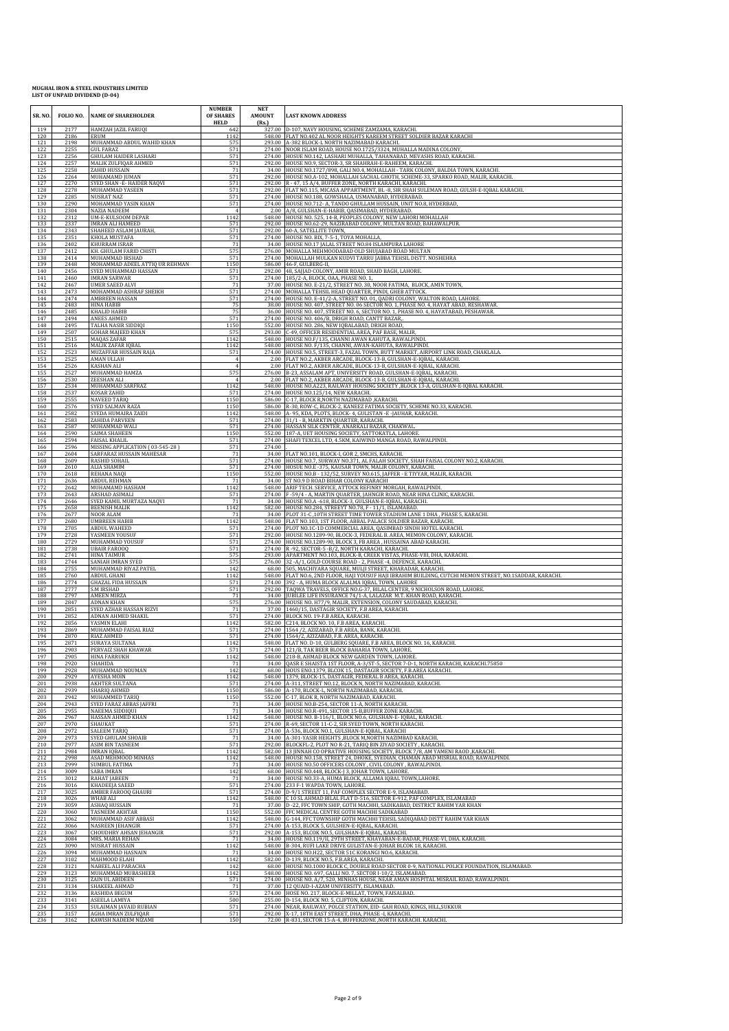**MUGHAL IRON & STEEL INDUSTRIES LIMITED**
**LIST OF UNPAID DIVIDEND (D-04)**

| SR. NO. | FOLIO NO. | NAME OF SHAREHOLDER | NUMBER OF SHARES HELD | NET AMOUNT (Rs.) | LAST KNOWN ADDRESS |
|---|---|---|---|---|---|
| 119 | 2177 | HAMZAH JAZIL FARUQI | 642 | 327.00 | D-107, NAVY HOUSING, SCHEME ZAMZAMA, KARACHI. |
| 120 | 2186 | ERUM | 1142 | 548.00 | FLAT NO.402 AL NOOR HEIGHTS KAREEM STREET SOLDIER BAZAR KARACHI |
| 121 | 2198 | MUHAMMAD ABDUL WAHID KHAN | 575 | 293.00 | A-382 BLOCK-L NORTH NAZIMABAD KARACHI. |
| 122 | 2255 | GUL FARAZ | 571 | 274.00 | NOOR ISLAM ROAD, HOUSE NO.1725/3324, MUHALLA MADINA COLONY, |
| 123 | 2256 | GHULAM HAIDER LASHARI | 571 | 274.00 | HOSUE NO.142, LASHARI MUHALLA, TAHANABAD, MEVASHS ROAD, KARACHI. |
| 124 | 2257 | MALIK ZULFIQAR AHMED | 571 | 292.00 | HOUSE NO.9, SECTOR-3, SR SHAHRAH-E-RAHEEM, KARACHI. |
| 125 | 2258 | ZAHID HUSSAIN | 71 | 34.00 | HOUSE NO.1727/898, GALI NO.4, MOHALLAH - TARK COLONY, BALDIA TOWN, KARACHI. |
| 126 | 2264 | MUHAMAMD JUMAN | 571 | 292.00 | HOUSE NO.A-102, MOHALLAH SACHAL GHOTH, SCHEME-33, SPARKO ROAD, MALIR, KARACHI. |
| 127 | 2270 | SYED SHAN -E- HAIDER NAQVI | 571 | 292.00 | R - 47, 15 A/4, BUFFER ZONE, NORTH KARACHI, KARACHI. |
| 128 | 2278 | MUHAMMAD YASEEN | 571 | 292.00 | FLAT NO.115, MICASA APPARTMENT, BL -8, SIR SHAH SULEMAN ROAD, GULSH-E-IQBAL KARACHI. |
| 129 | 2285 | NUSRAT NAZ | 571 | 274.00 | HOUSE NO.188, GOWSHALA, USMANABAD, HYDERABAD. |
| 130 | 2290 | MOHAMMAD YASIN KHAN | 571 | 274.00 | HOUSE NO.712- A, TANDO GHULLAM HUSSAIN, UNIT NO.8, HYDERBAD, |
| 131 | 2304 | NAZIA NADEEM | 4 | 2.00 | A/8, GULSHAN-E-HABIB, QASIMABAD, HYDERABAD. |
| 132 | 2312 | UM-E-KULSOOM DEPAR | 1142 | 548.00 | HOUSE NO. 525, 14-B, PEOPLES COLONY, NEW LAHORI MOHALLAH |
| 133 | 2337 | IMRAN ALI HAMEED | 571 | 292.00 | HOUSE NO.62-29, NAZIRABAD COLONY, MULTAN ROAD, BAHAWALPUR. |
| 134 | 2343 | SHAHEED ASLAM JAURAH, | 571 | 292.00 | 60-A, SATELLITE TOWN, |
| 135 | 2351 | KHOLA MUSTAFA | 571 | 274.00 | HOUSE NO. BIX, 7-5-1, TOYA MOHALLA, |
| 136 | 2402 | KHURRAM ISRAR | 71 | 34.00 | HOUSE NO.17 JALAL STREET NO.84 ISLAMPURA LAHORE |
| 137 | 2412 | KH. GHULAM FARID CHISTI | 575 | 276.00 | MOHALLA MEHMOODABAD OLD SHUJABAD ROAD MULTAN |
| 138 | 2414 | MUHAMMAD IRSHAD | 571 | 274.00 | MOHALLAH MULKAN KUDVI TARRU JABBA TEHSIL DISTT. NOSHEHRA |
| 139 | 2448 | MOHAMMAD ADEEL ATTIQ UR REHMAN | 1150 | 586.00 | 46-F, GULBERG-II, |
| 140 | 2456 | SYED MUHAMMAD HASSAN | 571 | 292.00 | 48, SAJJAD COLONY, AMIR ROAD, SHAID BAGH, LAHORE. |
| 141 | 2460 | IMRAN SARWAR | 571 | 274.00 | 185/2-A, BLOCK, OAA, PHASE NO. 1, |
| 142 | 2467 | UMER SAEED ALVI | 71 | 37.00 | HOUSE NO. E-21/2, STREET NO. 30, NOOR FATIMA, BLOCK, AMIN TOWN, |
| 143 | 2473 | MOHAMMAD ASHRAF SHEIKH | 571 | 274.00 | MOHALLA TEHSIL HEAD QUARTER, PINDI, GHEB ATTOCK. |
| 144 | 2474 | AMBREEN HASSAN | 571 | 274.00 | HOUSE NO. E-41/2-A, STREET NO. 01, QADRI COLONY, WALTON ROAD, LAHORE. |
| 145 | 2483 | HINA HABIB | 75 | 38.00 | HOUSE NO. 407, STREET NO. 06 SECTOR NO. 1, PHASE NO. 4, HAYAT ABAD, RESHAWAR. |
| 146 | 2485 | KHALID HABIB | 75 | 36.00 | HOUSE NO. 407, STREET NO. 6, SECTOR NO. 1, PHASE NO. 4, HAYATABAD, PESHAWAR. |
| 147 | 2494 | ANEES AHMED | 571 | 274.00 | HOUSE NO. 406/B, DRIGH ROAD, CANTT BAZAR,. |
| 148 | 2495 | TALHA NASIR SIDDIQI | 1150 | 552.00 | HOUSE NO. 286, NEW IQBALABAD, DRIGH ROAD, |
| 149 | 2507 | GOHAR MAJEED KHAN | 575 | 293.00 | C-49, OFFICER RESIDENTIAL AREA, PAF BASE, MALIR, |
| 150 | 2515 | MAQAS ZAFAR | 1142 | 548.00 | HOUSE NO.F/135, CHANNI AWAN KAHUTA, RAWALPINDI. |
| 151 | 2516 | MALIK ZAFAR IQBAL | 1142 | 548.00 | HOUSE NO. F/135, CHANNI, AWAN-KAHUTA, RAWALPINDI. |
| 152 | 2523 | MUZAFFAR HUSSAIN RAJA | 571 | 274.00 | HOUSE NO.5, STREET-3, FAZAL TOWN, BUTT MARKET, AIRPORT LINK ROAD, CHAKLALA. |
| 153 | 2525 | AMAN ULLAH | 4 | 2.00 | FLAT NO.2, AKBER ARCADE, BLOCK-13-B, GULSHAN-E-IQBAL, KARACHI. |
| 154 | 2526 | KASHAN ALI | 4 | 2.00 | FLAT NO.2, AKBER ARCADE, BLOCK-13-B, GULSHAN-E-IQBAL, KARACHI. |
| 155 | 2527 | MUHAMMAD HAMZA | 575 | 276.00 | B-23, ASSALAM APT, UNIVERSITY ROAD, GULSHAN-E-IQBAL, KARACHI. |
| 156 | 2530 | ZEESHAN ALI | 4 | 2.00 | FLAT NO.2, AKBER ARCADE, BLOCK-13-B, GULSHAN-E-IQBAL, KARACHI. |
| 157 | 2534 | MUHAMMAD SARFRAZ | 1142 | 548.00 | HOUSE NO.A223, RAILWAY HOUSING SOCIETY ,BLOCK 13-A, GULSHAN-E-IQBAL KARACHI. |
| 158 | 2537 | KOSAR ZAHID | 571 | 274.00 | HOUSE NO.125/14, NEW KARACHI. |
| 159 | 2555 | NAVEED TARIQ | 1150 | 586.00 | C-17, BLOCK R,NORTH NAZIMABAD ,KARACHI. |
| 160 | 2576 | SYED SALMAN RAZA | 1150 | 586.00 | R-30, ROW-C, BLOCK-2, KANEEZ FATIMA SOCIETY, SCHEME NO.33, KARACHI. |
| 161 | 2582 | SYEDA HUMAIRA ZAIDI | 1142 | 548.00 | A- 95, KDA, PLOTS, BLOCK- 4, GULISTAN -E -JAUHAR, KARACHI. |
| 162 | 2583 | ZAHIDA PARVEEN | 571 | 274.00 | 31/1 - B, MARKTIN QUARTER, KARACHI. |
| 163 | 2587 | MUHAMMAD WALI | 571 | 274.00 | HASSAN SILK CENTER, ANARKALI BAZAR, CHAKWAL. |
| 164 | 2590 | SAIMA SHAHEEN | 1150 | 552.00 | 187-A, UET HOUSING SOCIETY, SATTOKATLA, LAHORE. |
| 165 | 2594 | FAISAL KHALIL | 571 | 274.00 | SHAFI TEXCEL LTD, 4.5KM, KAIWIND MANGA ROAD, RAWALPINDI. |
| 166 | 2596 | MISSING APPLICATION ( 03-545-28 ) | 571 | 274.00 | . |
| 167 | 2604 | SARFARAZ HUSSAIN MAHESAR | 71 | 34.00 | FLAT NO.101, BLOCK-I, GOR 2, SMCHS, KARACHI. |
| 168 | 2609 | RASHID SOHAIL | 571 | 274.00 | HOUSE NO.7, SURWAY NO.371, AL FALAH SOCIETY, SHAH FAISAL COLONY NO.2, KARACHI. |
| 169 | 2610 | ALIA SHAMIM | 571 | 274.00 | HOUSE NO.E -375, KAUSAR TOWN, MALIR COLONY, KARACHI. |
| 170 | 2618 | REHANA NAQI | 1150 | 552.00 | HOUSE NO.B - 132/52, SURVEY NO.615, JAFFER - E TIYYAR, MALIR, KARACHI. |
| 171 | 2636 | ABDUL REHMAN | 71 | 34.00 | ST NO.9 D ROAD BIHAR COLONY KARACHI |
| 172 | 2642 | MUHAMAMD HASHAM | 1142 | 548.00 | ARIF TECH. SERVICE, ATTOCK REFINRY MORGAH, RAWALPINDI. |
| 173 | 2643 | ARSHAD ASIMALI | 571 | 274.00 | F -59/4 - A, MARTIN QUARTER, JAHNGIR ROAD, NEAR HINA CLINIC, KARACHI. |
| 174 | 2646 | SYED KAMIL MURTAZA NAQVI | 71 | 34.00 | HOUSE NO.A -618, BLOCK-3, GULSHAN-E-IQBAL, KARACHI. |
| 175 | 2658 | BEENISH MALIK | 1142 | 582.00 | HOUSE NO.284, STREEYT NO.78, F - 11/1, ISLAMABAD. |
| 176 | 2677 | NOOR ALAM | 71 | 34.00 | PLOT 31-C ,10TH STREET TIME TOWER STADIUM LANE 1 DHA , PHASE 5, KARACHI. |
| 177 | 2680 | UMBREEN HABIB | 1142 | 548.00 | FLAT NO.103, 1ST FLOOR, ABBAL PALACE SOLDIER BAZAR, KARACHI. |
| 178 | 2705 | ABDUL WAHEED | 571 | 274.00 | PLOT NO.1C-1D COMMERCIAL AREA, QASIMBAD SINDH HOTEL KARACHI. |
| 179 | 2728 | YASMEEN YOUSUF | 571 | 292.00 | HOUSE NO.1289-90, BLOCK-3, FEDERAL B. AREA, MEMON COLONY, KARACHI. |
| 180 | 2729 | MUHAMMAD YOUSUF | 571 | 274.00 | HOUSE NO.1289-90, BLOCK 3, FB AREA , HUSSAINA ABAD KARACHI. |
| 181 | 2738 | UBAIR FAROOQ | 571 | 274.00 | R -92, SECTOR-5 -B/2, NORTH KARACHI, KARACHI. |
| 182 | 2741 | HINA TAIMUR | 575 | 293.00 | APARTMENT NO.103, BLOCK-B, CREEK VISTAS, PHASE-VIII, DHA, KARACHI. |
| 183 | 2744 | SANIAH IMRAN SYED | 575 | 276.00 | 32 -A/1, GOLD COURSE ROAD - 2, PHASE -4, DEFENCE, KARACHI. |
| 184 | 2755 | MUHAMMAD RIYAZ PATEL | 142 | 68.00 | 505, MACHIYARA SQUARE, MULJI STREET, KHARADAR, KARACHI. |
| 185 | 2760 | ABDUL GHANI | 1142 | 548.00 | FLAT NO.6, 2ND FLOOR, HAJI YOUSUF HAJI IBRAHIM BUILDING, CUTCHI MEMON STREET, NO.1SADDAR, KARACHI. |
| 186 | 2774 | GHAZAL FIDA HUSSAIN | 571 | 274.00 | 392 - A, HUMA BLOCK ALALMA IQBAL TOWN, LAHORE |
| 187 | 2777 | S.M IRSHAD | 571 | 292.00 | TAQWA TRAVELS, OFFICE NO.G-37, BILAL CENTER, 9 NICHOLSON ROAD, LAHORE. |
| 188 | 2797 | AMEEN MIRZA | 71 | 34.00 | JUBILEE LIFE INSURANCE 74/1-A, LALAZAR M.T. KHAN ROAD, KARACHI. |
| 189 | 2847 | ADNAN KHAN | 575 | 276.00 | HOUSE NO. H77/9, MALIR, EXTENSION, COLONY SAUDABAD, KARACHI. |
| 190 | 2851 | SYED AZHAR HASSAN RIZVI | 71 | 37.00 | 1460/15, DASTAGIR SOCIETY, F.B AREA, KARACHI. |
| 191 | 2852 | ADNAN AHMED SHAKIL | 571 | 274.00 | BLOCK NO. 19-F.B AREA, KARACHI. |
| 192 | 2856 | YASMIN ELAHI | 1142 | 582.00 | C214, BLOCK NO. 10, F.B AREA, KARACHI. |
| 193 | 2869 | MUHAMMAD FAISAL RIAZ | 571 | 274.00 | 1564 /2, AZIZABAD, F.B AREA, BANK, KARACHI. |
| 194 | 2870 | RIAZ AHMED | 571 | 274.00 | 1564/2, AZIZABAD, F.B. AREA, KARACHI. |
| 195 | 2871 | SURAYA SULTANA | 1142 | 548.00 | FLAT NO. D-10, GULBERG SQUARE, F.B AREA, BLOCK NO. 16, KARACHI. |
| 196 | 2903 | PERVAIZ SHAH KHAWAR | 571 | 274.00 | 121/B, TAK BEER BLOCK BAHARIA TOWN, LAHORE. |
| 197 | 2905 | HINA FARRUKH | 1142 | 548.00 | 218-B, AHMAD BLOCK NEW GARDEN TOWN, LAHORE. |
| 198 | 2920 | SHAHIDA | 71 | 34.00 | QASR E SHAISTA 1ST FLOOR, A-3/ST-5, SECTOR 7-D-1, NORTH KARACHI, KARACHI.75850 |
| 199 | 2928 | MUHAMMAD NOUMAN | 142 | 68.00 | HOUS ENO.1379, BLCOK 15, DASTAGIR SOCIETY, F.B.AREA KARACHI. |
| 200 | 2929 | AYESHA MOIN | 1142 | 548.00 | 1379, BLOCK-15, DASTAGIR, FEDERAL B AREA, KARACHI. |
| 201 | 2938 | AKHTER SULTANA | 571 | 274.00 | A-311, STREET NO.12, BLOCK N, NORTH NAZIMABAD, KARACHI. |
| 202 | 2939 | SHARIQ AHMED | 1150 | 586.00 | A-170, BLOCK-L, NORTH NAZIMABAD, KARACHI. |
| 203 | 2942 | MUHAMMED TARIQ | 1150 | 552.00 | C-17, BLOK R, NORTH NAZIMABAD, KARACHI. |
| 204 | 2943 | SYED FARAZ ABBAS JAFFRI | 71 | 34.00 | HOUSE NO.B-254, SECTOR 11-A, NORTH KARACHI. |
| 205 | 2955 | NAEEMA SIDDIQUI | 71 | 34.00 | HOUSE NO.R-491, SECTOR 15-B,BUFFER ZONE KARACHI. |
| 206 | 2967 | HASSAN AHMED KHAN | 1142 | 548.00 | HOUSE NO. B-116/1, BLOCK NO.6, GULSHAN-E- IQBAL, KARACHI. |
| 207 | 2970 | SHAUKAT | 571 | 274.00 | R-69, SECTOR 11-C-2, SIR SYED TOWN, NORTH KARACHI. |
| 208 | 2972 | SALEEM TARIQ | 571 | 274.00 | A-536, BLOCK NO.1, GULSHAN-E-IQBAL, KARACHI |
| 209 | 2973 | SYED GHULAM SHOAIB | 71 | 34.00 | A-301-YASIR HEIGHTS ,BLOCK M,NORTH NAZIMBAD KARACHI. |
| 210 | 2977 | ASIM BIN TASNEEM | 571 | 292.00 | BLOCKFL-2, PLOT NO R-21, TARIQ BIN ZIYAD SOCIETY , KARACHI. |
| 211 | 2984 | IMRAN IQBAL | 1142 | 582.00 | 13 JINNAH CO OPRATIVE HOUSING SOCIETY, BLOCK 7/8, AM YAMENI RAOD ,KARACHI. |
| 212 | 2998 | ASAD MEHMOOD MINHAS | 1142 | 548.00 | HOUSE NO.158, STREET 24, DHOKE, SYEDIAN, CHAMAN ABAD MISRIAL ROAD, RAWALPINDI. |
| 213 | 2999 | SUMBUL FATIMA | 71 | 34.00 | HOUSE NO.50 OFFICERS COLONY , CIVIL COLONY , RAWALPINDI. |
| 214 | 3009 | SABA IMRAN | 142 | 68.00 | HOUSE NO.448, BLOCK-J 3, JOHAR TOWN, LAHORE. |
| 215 | 3012 | RAHAT JABEEN | 71 | 34.00 | HOUSE NO.33-A, HUMA BLOCK, ALLAMA IQBAL TOWN,LAHORE. |
| 216 | 3016 | KHADEEJA SAEED | 571 | 274.00 | 233 F-1 WAPDA TOWN, LAHORE. |
| 217 | 3025 | AMBER FAROOQ GHAURI | 571 | 274.00 | D-9/1 STREET 11, PAF COMPLEX SECTOR E-9, ISLAMABAD. |
| 218 | 3026 | WHAB ALI | 1142 | 548.00 | C 10 SL AHMAD BILAL FLAT D-516, SECTOR E-912, PAF COMPLEX, ISLAMABAD |
| 219 | 3059 | ASHAQ HUSSAIN | 71 | 37.00 | D -22, FFC TOWN SHIP, GOTH MACHHI, SADIKABAD, DISTRICT RAHIM YAR KHAN |
| 220 | 3060 | TASNEEM AKHTAR | 1150 | 552.00 | FFC MEDICAL CENTRE GOTH MACHHI SADIKABAD |
| 221 | 3062 | MUHAMMAD ASIF ABBASI | 1142 | 548.00 | G-144, FFC TOWNSHIP GOTH MACHHI TEHSIL SADIQABAD DISTT RAHIM YAR KHAN |
| 222 | 3066 | NASREEN JEHANGIR | 571 | 274.00 | A-153, BLOCK 5, GULSHEN-E-IQBAL, KARACHI. |
| 223 | 3067 | CHOUDHRY AHSAN JEHANGIR | 571 | 292.00 | A-153, BLCOK NO.5, GULSHAN-E-IQBAL, KARACHI. |
| 224 | 3084 | MRS. MARIA REHAN | 71 | 34.00 | HOUSE NO.119/II, 29TH STREET, KHAYABAN-E-BADAR, PHASE-VI, DHA. KARACHI. |
| 225 | 3090 | NUSRAT HUSSAIN | 1142 | 548.00 | B-304, RUFI LAKE DRIVE GULISTAN-E-JOHAR BLCOK 18, KARACHI. |
| 226 | 3094 | MUHAMMAD HASNAIN | 71 | 34.00 | HOUSE NO.H22, SECTOR 51C KORANGI NO.6, KARACHI. |
| 227 | 3102 | MAHMOOD ELAHI | 1142 | 582.00 | D-139, BLOCK NO.5, F.B.AREA, KARACHI. |
| 228 | 3121 | NABEEL ALI PARACHA | 142 | 68.00 | HOUSE NO.1000 BLOCK C, DOUBLE ROAD SECTOR 0-9, NATIONAL POLICE FOUNDATION, ISLAMABAD. |
| 229 | 3123 | MUHAMMAD MUBASHEER | 1142 | 548.00 | HOUSE NO. 697, GALLI NO. 7, SECTOR I-10/2, ISLAMABAD. |
| 230 | 3125 | ZAIN UL ABIDEEN | 571 | 274.00 | HOUSE NO. A/7, 520, MINHAS HOUSE, NEAR AMAN HOSPITAL MISRAIL ROAD, RAWALPINDI. |
| 231 | 3134 | SHAKEEL AHMAD | 71 | 37.00 | 12 QUAID-I-AZAM UNIVERSITY, ISLAMABAD. |
| 232 | 3136 | RASHIDA BEGUM | 571 | 274.00 | HOSE NO. 217, BLOCK-E-MILLAT, TOWN, FAISALBAD. |
| 233 | 3141 | ASEELA LAMIYA | 500 | 255.00 | D-154, BLOCK NO. 5, CLIFTON, KARACHI. |
| 234 | 3153 | SULAIMAN JAVAID RUBIAN | 571 | 274.00 | NEAR, RAILWAY, POLCE STATION, EID- GAH ROAD, KINGS, HILL,SUKKUR |
| 235 | 3157 | AGHA IMRAN ZULFIQAR | 571 | 292.00 | X-17, 18TH EAST STREET, DHA, PHASE -I, KARACHI. |
| 236 | 3162 | KAWISH NADEEM NIZAMI | 150 | 72.00 | R-831, SECTOR 15-A-4, BUFFERZONE ,NORTH KARACHI. KARACHI. |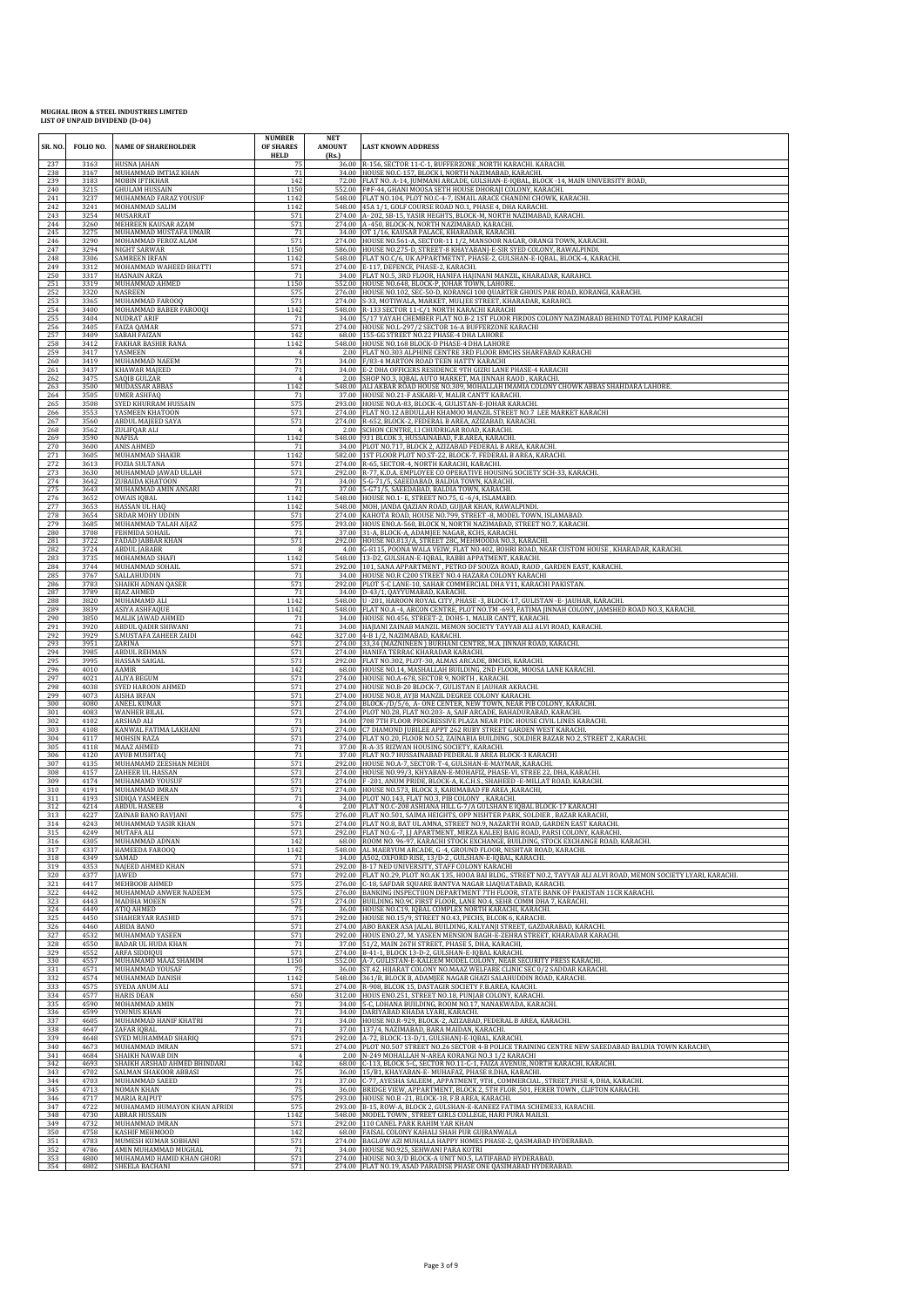**MUGHAL IRON & STEEL INDUSTRIES LIMITED**
**LIST OF UNPAID DIVIDEND (D-04)**

| SR. NO. | FOLIO NO. | NAME OF SHAREHOLDER | NUMBER OF SHARES HELD | NET AMOUNT (Rs.) | LAST KNOWN ADDRESS |
|---|---|---|---|---|---|
| 237 | 3163 | HUSNA JAHAN | 75 | 36.00 | R-156, SECTOR 11-C-1, BUFFERZONE ,NORTH KARACHI. KARACHI. |
| 238 | 3167 | MUHAMMAD IMTIAZ KHAN | 71 | 34.00 | HOUSE NO.C-157, BLOCK J, NORTH NAZIMABAD, KARACHI. |
| 239 | 3183 | MOBIN IFTIKHAR | 142 | 72.00 | FLAT NO. A-14, JUMMANI ARCADE, GULSHAN-E-IQBAL, BLOCK -14, MAIN UNIVERSITY ROAD, |
| 240 | 3215 | GHULAM HUSSAIN | 1150 | 552.00 | F#F-44, GHANI MOOSA SETH HOUSE DHORAJI COLONY, KARACHI. |
| 241 | 3237 | MUHAMMAD FARAZ YOUSUF | 1142 | 548.00 | FLAT NO.104, PLOT NO.C-4-7, ISMAIL ARACE CHANDNI CHOWK, KARACHI. |
| 242 | 3241 | MOHAMMAD SALIM | 1142 | 548.00 | 45A 1/1, GOLF COURSE ROAD NO.1, PHASE 4, DHA KARACHI |
| 243 | 3254 | MUSARRAT | 571 | 274.00 | A- 202, SB-15, YASIR HEGHTS, BLOCK-M, NORTH NAZIMABAD, KARACHI. |
| 244 | 3260 | MEHREEN KAUSAR AZAM | 571 | 274.00 | A -450, BLOCK-N, NORTH NAZIMABAD, KARACHI. |
| 245 | 3275 | MUHAMMAD MUSTAFA UMAIR | 71 | 34.00 | OT 1/16, KAUSAR PALACE, KHARADAR, KARACHI. |
| 246 | 3290 | MOHAMMAD FEROZ ALAM | 571 | 274.00 | HOUSE NO.561-A, SECTOR-11 1/2, MANSOOR NAGAR, ORANGI TOWN, KARACHI. |
| 247 | 3294 | NIGHT SARWAR | 1150 | 586.00 | HOUSE NO.275-D, STREET-8 KHAYABANJ-E-SIR SYED COLONY, RAWALPINDI. |
| 248 | 3306 | SAMREEN IRFAN | 1142 | 548.00 | FLAT NO.C/6, UK APPARTMETNT, PHASE-2, GULSHAN-E-IQBAL, BLOCK-4, KARACHI. |
| 249 | 3312 | MOHAMMAD WAHEED BHATTI | 571 | 274.00 | E-117, DEFENCE, PHASE-2, KARACHI. |
| 250 | 3317 | HASNAIN ARZA | 71 | 34.00 | FLAT NO.5, 3RD FLOOR, HANIFA HAJINANI MANZIL, KHARADAR, KARAHCI. |
| 251 | 3319 | MUHAMMAD AHMED | 1150 | 552.00 | HOUSE NO.648, BLOCK-P, JOHAR TOWN, LAHORE. |
| 252 | 3320 | NASREEN | 575 | 276.00 | HOUSE NO.102, SEC-50-D, KORANGI 100 QUARTER GHOUS PAK ROAD, KORANGI, KARACHI. |
| 253 | 3365 | MUHAMMAD FAROOQ | 571 | 274.00 | S-33, MOTIWALA, MARKET, MULJEE STREET, KHARADAR, KARAHCI. |
| 254 | 3400 | MOHAMMAD BABER FAROOQI | 1142 | 548.00 | R-133 SECTOR 11-C/1 NORTH KARACHI KARACHI |
| 255 | 3404 | NUDRAT ARIF | 71 | 34.00 | 5/17 YAYAH CHEMBER FLAT NO.B-2 1ST FLOOR FIRDOS COLONY NAZIMABAD BEHIND TOTAL PUMP KARACHI |
| 256 | 3405 | FAIZA QAMAR | 571 | 274.00 | HOUSE NO.L-297/2 SECTOR 16-A BUFFERZONE KARACHI |
| 257 | 3409 | SABAH FAIZAN | 142 | 68.00 | 155-GG STREET NO.22 PHASE-4 DHA LAHORE |
| 258 | 3412 | FAKHAR BASHIR RANA | 1142 | 548.00 | HOUSE NO.168 BLOCK-D PHASE-4 DHA LAHORE |
| 259 | 3417 | YASMEEN | 4 | 2.00 | FLAT NO.303 ALPHINE CENTRE 3RD FLOOR BMCHS SHARFABAD KARACHI |
| 260 | 3419 | MUHAMMAD NAEEM | 71 | 34.00 | F/83-4 MARTON ROAD TEEN HATTY KARACHI |
| 261 | 3437 | KHAWAR MAJEED | 71 | 34.00 | E-2 DHA OFFICERS RESIDENCE 9TH GIZRI LANE PHASE-4 KARACHI |
| 262 | 3475 | SAQIB GULZAR | 4 | 2.00 | SHOP NO.3, IQBAL AUTO MARKET, MA JINNAH RAOD , KARACHI. |
| 263 | 3500 | MUDASSAR ABBAS | 1142 | 548.00 | ALI AKBAR ROAD HOUSE NO.309, MOHALLAH IMAMIA COLONY CHOWK ABBAS SHAHDARA LAHORE. |
| 264 | 3505 | UMER ASHFAQ | 71 | 37.00 | HOUSE NO.21-F ASKARI-V, MALIR CANTT KARACHI. |
| 265 | 3508 | SYED KHURRAM HUSSAIN | 575 | 293.00 | HOUSE NO.A-83, BLOCK-4, GULISTAN-E-JOHAR KARACHI. |
| 266 | 3553 | YASMEEN KHATOON | 571 | 274.00 | FLAT NO.12 ABDULLAH KHAMOO MANZIL STREET NO.7 LEE MARKET KARACHI |
| 267 | 3560 | ABDUL MAJEED SAYA | 571 | 274.00 | R-652, BLOCK-2, FEDERAL B AREA, AZIZABAD, KARACHI. |
| 268 | 3562 | ZULIFQAR ALI | 4 | 2.00 | SCHON CENTRE, I.I CHUDRIGAR ROAD, KARACHI. |
| 269 | 3590 | NAFISA | 1142 | 548.00 | 931 BLCOK 3, HUSSAINABAD, F.B.AREA, KARACHI. |
| 270 | 3600 | ANIS AHMED | 71 | 34.00 | PLOT NO.717, BLOCK 2, AZIZABAD FEDERAL B AREA, KARACHI. |
| 271 | 3605 | MUHAMMAD SHAKIR | 1142 | 582.00 | 1ST FLOOR PLOT NO.ST-22, BLOCK-7, FEDERAL B AREA, KARACHI. |
| 272 | 3613 | FOZIA SULTANA | 571 | 274.00 | R-65, SECTOR-4, NORTH KARACHI, KARACHI. |
| 273 | 3630 | MUHAMMAD JAWAD ULLAH | 571 | 292.00 | R-77, K.D.A. EMPLOYEE CO OPERATIVE HOUSING SOCIETY SCH-33, KARACHI. |
| 274 | 3642 | ZUBAIDA KHATOON | 71 | 34.00 | 5-G-71/5, SAEEDABAD, BALDIA TOWN, KARACHI. |
| 275 | 3643 | MUHAMMAD AMIN ANSARI | 71 | 37.00 | 5-G71/5, SAEEDABAD, BALDIA TOWN, KARACHI. |
| 276 | 3652 | OWAIS IQBAL | 1142 | 548.00 | HOUSE NO.1- E, STREET NO.75, G -6/4, ISLAMABD. |
| 277 | 3653 | HASSAN UL HAQ | 1142 | 548.00 | MOH, JANDA QAZIAN ROAD, GUJJAR KHAN, RAWALPINDI. |
| 278 | 3654 | SRDAR MOHY UDDIN | 571 | 274.00 | KAHOTA ROAD, HOUSE NO.799, STREET -8, MODEL TOWN, ISLAMABAD. |
| 279 | 3685 | MUHAMMAD TALAH AIJAZ | 575 | 293.00 | HOUS ENO.A-560, BLOCK N, NORTH NAZIMABAD, STREET NO.7, KARACHI. |
| 280 | 3708 | FEHMIDA SOHAIL | 71 | 37.00 | 31-A, BLOCK-A, ADAMJEE NAGAR, KCHS, KARACHI. |
| 281 | 3722 | FADAD JABBAR KHAN | 571 | 292.00 | HOUSE NO.813/A, STREET 28C, MEHMOODA NO.3, KARACHI. |
| 282 | 3724 | ABDUL JABABR | 8 | 4.00 | G-8115, POONA WALA VEIW, FLAT NO.402, BOHRI ROAD, NEAR CUSTOM HOUSE , KHARADAR, KARACHI. |
| 283 | 3735 | MOHAMMAD SHAFI | 1142 | 548.00 | 13-D2, GULSHAN-E-IQBAL, RABBI APPATMENT, KARACHI. |
| 284 | 3744 | MUHAMMAD SOHAIL | 571 | 292.00 | 101, SANA APPARTMENT , PETRO DF SOUZA ROAD, RAOD , GARDEN EAST, KARACHI. |
| 285 | 3767 | SALLAHUDDIN | 71 | 34.00 | HOUSE NO.R C200 STREET NO.4 HAZARA COLONY KARACHI |
| 286 | 3783 | SHAIKH ADNAN QASER | 571 | 292.00 | PLOT 5-C LANE-10, SAHAR COMMERCIAL DHA V11, KARACHI PAKISTAN. |
| 287 | 3789 | EJAZ AHMED | 71 | 34.00 | D-43/1, QAYYUMABAD, KARACHI. |
| 288 | 3820 | MUHAMAMD ALI | 1142 | 548.00 | U-201, HAROON ROYAL CITY, PHASE -3, BLOCK-17, GULISTAN -E- JAUHAR, KARACHI. |
| 289 | 3839 | ASIYA ASHFAQUE | 1142 | 548.00 | FLAT NO.A -4, ARCON CENTRE, PLOT NO.TM -693, FATIMA JINNAH COLONY, JAMSHED ROAD NO.3, KARACHI. |
| 290 | 3850 | MALIK JAWAD AHMED | 71 | 34.00 | HOUSE NO.456, STREET-2, DOHS-1, MALIR CANTT, KARACHI. |
| 291 | 3920 | ABDUL QADIR SHIWANI | 71 | 34.00 | HAJIANI ZAINAB MANZIL MEMON SOCIETY TAYYAB ALI ALVI ROAD, KARACHI. |
| 292 | 3929 | S.MUSTAFA ZAHEER ZAIDI | 642 | 327.00 | 4-B 1/2, NAZIMABAD, KARACHI. |
| 293 | 3951 | ZARINA | 571 | 274.00 | 33,34 (MAZNINEEN ) BURHANI CENTRE, M.A. JINNAH ROAD, KARACHI. |
| 294 | 3985 | ABDUL REHMAN | 571 | 274.00 | HANIFA TERRAC KHARADAR KARACHI. |
| 295 | 3995 | HASSAN SAIGAL | 571 | 292.00 | FLAT NO.302, PLOT-30, ALMAS ARCADE, BMCHS, KARACHI. |
| 296 | 4010 | AAMIR | 142 | 68.00 | HOUSE NO.14, MASHALLAH BUILDING, 2ND FLOOR, MOOSA LANE KARACHI. |
| 297 | 4021 | ALIYA BEGUM | 571 | 274.00 | HOUSE NO.A-678, SECTOR 9, NORTH , KARACHI. |
| 298 | 4038 | SYED HAROON AHMED | 571 | 274.00 | HOUSE NO.B-20 BLOCK-7, GULISTAN E JAUHAR AKRACHI. |
| 299 | 4073 | AISHA IRFAN | 571 | 274.00 | HOUSE NO.8, AYJB MANZIL DEGREE COLONY KARACHI. |
| 300 | 4080 | ANEEL KUMAR | 571 | 274.00 | BLOCK -/D/5/6, A- ONE CENTER, NEW TOWN, NEAR PIB COLONY, KARACHI. |
| 301 | 4083 | WANHER BILAL | 571 | 274.00 | PLOT NO.28, FLAT NO.203- A, SAIF ARCADE, BAHADURABAD, KARACHI. |
| 302 | 4102 | ARSHAD ALI | 71 | 34.00 | 708 7TH FLOOR PROGRESSIVE PLAZA NEAR PIDC HOUSE CIVIL LINES KARACHI. |
| 303 | 4108 | KANWAL FATIMA LAKHANI | 571 | 274.00 | C7 DIAMOND JUBILEE APPT 262 RUBY STREET GARDEN WEST KARACHI. |
| 304 | 4117 | MOHSIN RAZA | 571 | 274.00 | FLAT NO.20, FLOOR NO.52, ZAINABIA BUILDING , SOLDIER BAZAR NO.2, STREET 2, KARACHI. |
| 305 | 4118 | MAAZ AHMED | 71 | 37.00 | R-A-35 RIZWAN HOUSING SOCIETY, KARACHI. |
| 306 | 4120 | AYUB MUSHTAQ | 71 | 37.00 | FLAT NO.7 HUSSAINABAD FEDERAL B AREA BLOCK-3 KARACHI |
| 307 | 4135 | MUHAMAMD ZEESHAN MEHDI | 571 | 292.00 | HOUSE NO.A-7, SECTOR-T-4, GULSHAN-E-MAYMAR, KARACHI. |
| 308 | 4157 | ZAHEER UL HASSAN | 571 | 274.00 | HOUSE NO.99/3, KHYABAN-E-MOHAFIZ, PHASE-VI, STREE 22, DHA, KARACHI. |
| 309 | 4174 | MUHAMAMD YOUSUF | 571 | 274.00 | F -201, ANUM PRIDE, BLOCK-A, K.C.H.S., SHAHEED -E-MILLAT ROAD, KARACHI. |
| 310 | 4191 | MUHAMMAD IMRAN | 571 | 274.00 | HOUSE NO.573, BLOCK 3, KARIMABAD FB AREA ,KARACHI, |
| 311 | 4193 | SIDIQA YASMEEN | 71 | 34.00 | PLOT NO.143, FLAT NO.3, PIB COLONY , KARACHI. |
| 312 | 4214 | ABDUL HASEEB | 4 | 2.00 | FLAT NO.C-208 ASHIANA HILL G-7/A GULSHAN E IQBAL BLOCK-17 KARACHI |
| 313 | 4227 | ZAINAB BANO RAVJANI | 575 | 276.00 | FLAT NO.501, SAIMA HEIGHTS, OPP NISHTER PARK, SOLDIER , BAZAR KARACHI, |
| 314 | 4243 | MUHAMMAD YASIR KHAN | 571 | 274.00 | FLAT NO.8, BAT UL AMNA, STREET NO.9, NAZARTH ROAD, GARDEN EAST KARACHI. |
| 315 | 4249 | MUTAFA ALI | 571 | 292.00 | FLAT NO.G -7, J.J APARTMENT, MIRZA KALEEJ BAIG ROAD, PARSI COLONY, KARACHI. |
| 316 | 4305 | MUHAMMAD ADNAN | 142 | 68.00 | ROOM NO. 96-97, KARACHI STOCK EXCHANGE, BUILDING, STOCK EXCHANGE ROAD, KARACHI. |
| 317 | 4337 | HAMEEDA FAROOQ | 1142 | 548.00 | AL MAERYUM ARCADE, G -4, GROUND FLOOR, NISHTAR ROAD, KARACHI. |
| 318 | 4349 | SAMAD | 71 | 34.00 | A502, OXFORD RISE, 13/D-2 , GULSHAN-E-IQBAL, KARACHI. |
| 319 | 4353 | NAJEED AHMED KHAN | 571 | 292.00 | B-17 NED UNIVERSITY, STAFF COLONY KARACHI |
| 320 | 4377 | JAWED | 571 | 292.00 | FLAT NO.29, PLOT NO.AK 135, HOOA BAI BLDG., STREET NO.2, TAYYAB ALI ALVI ROAD, MEMON SOCIETY LYARI, KARACHI. |
| 321 | 4417 | MEHBOOB AHMED | 575 | 276.00 | C-18, SAFDAR SQUARE BANTVA NAGAR LIAQUATABAD, KARACHI. |
| 322 | 4442 | MUHAMMAD ANWER NADEEM | 575 | 276.00 | BANKING INSPECTIION DEPARTMENT 7TH FLOOR, STATE BANK OF PAKISTAN 11CR KARACHI. |
| 323 | 4443 | MADIHA MOEEN | 571 | 274.00 | BUILDING NO.9C FIRST FLOOR, LANE NO.4, SEHR COMM DHA 7, KARACHI. |
| 324 | 4449 | ATIQ AHMED | 75 | 36.00 | HOUSE NO.C19, IQBAL COMPLEX NORTH KARACHI, KARACHI. |
| 325 | 4450 | SHAHERYAR RASHID | 571 | 292.00 | HOUSE NO.15/9, STREET NO.43, PECHS, BLCOK 6, KARACHI. |
| 326 | 4460 | ABIDA BANO | 571 | 274.00 | ABO BAKER ASA JALAL BUILDING, KALYANJI STREET, GAZDARABAD, KARACHI. |
| 327 | 4532 | MUHAMMAD YASEEN | 571 | 292.00 | HOUS ENO.27, M. YASEEN MENSION BAGH-E-ZEHRA STREET, KHARADAR KARACHI. |
| 328 | 4550 | BADAR UL HUDA KHAN | 71 | 37.00 | 51/2, MAIN 26TH STREET, PHASE 5, DHA, KARACHI, |
| 329 | 4552 | ARFA SIDDIQUI | 571 | 274.00 | B-41-1, BLOCK 13-D-2, GULSHAN-E-IQBAL KARACHI. |
| 330 | 4557 | MUHAMMAMD MAAZ SHAMIM | 1150 | 552.00 | A-7, GULISTAN-E-KALEEM MODEL COLONY, NEAR SECURITY PRESS KARACHI. |
| 331 | 4571 | MUHAMMAD YOUSAF | 75 | 36.00 | ST.42, HIJARAT COLONY NO.MAAZ WELFARE CLINIC SEC 0/2 SADDAR KARACHI. |
| 332 | 4574 | MUHAMMAD DANISH | 1142 | 548.00 | 361/B, BLOCK 8, ADAMJEE NAGAR GHAZI SALAHUDDIN ROAD, KARACHI. |
| 333 | 4575 | SYEDA ANUM ALI | 571 | 274.00 | R-908, BLCOK 15, DASTAGIR SOCIETY F.B.AREA, KAACHI. |
| 334 | 4577 | HARIS DEAN | 650 | 312.00 | HOUS ENO.251, STREET NO.18, PUNJAB COLONY, KARACHI. |
| 335 | 4590 | MOHAMMAD AMIN | 71 | 34.00 | 5-C, LOHANA BUILDING, ROOM NO.17, NANAKWADA, KARACHI. |
| 336 | 4599 | YOUNUS KHAN | 71 | 34.00 | DARIYABAD KHADA LYARI, KARACHI. |
| 337 | 4605 | MUHAMMAD HANIF KHATRI | 71 | 34.00 | HOUSE NO.R-929, BLOCK-2, AZIZABAD, FEDERAL B AREA, KARACHI. |
| 338 | 4647 | ZAFAR IQBAL | 71 | 37.00 | 137/4, NAZIMABAD, BARA MAIDAN, KARACHI. |
| 339 | 4648 | SYED MUHAMMAD SHARIQ | 571 | 292.00 | A-72, BLOCK-13-D/1, GULSHANJ-E-IQBAL, KARACHI. |
| 340 | 4673 | MUHAMMAD IMRAN | 571 | 274.00 | PLOT NO.507 STREET NO.26 SECTOR 4-B POLICE TRAINING CENTRE NEW SAEEDABAD BALDIA TOWN KARACHI\ |
| 341 | 4684 | SHAIKH NAWAB DIN | 4 | 2.00 | N-249 MOHALLAH N-AREA KORANGI NO.3 1/2 KARACHI |
| 342 | 4693 | SHAIKH ARSHAD AHMED BHINDARI | 142 | 68.00 | C-113, BLOCK 5-C, SECTOR NO.11-C-1, FAIZA AVENUE, NORTH KARACHI, KARACHI. |
| 343 | 4702 | SALMAN SHAKOOR ABBASI | 75 | 36.00 | 15/B1, KHAYABAN-E- MUHAFAZ, PHASE 8,DHA, KARACHI. |
| 344 | 4703 | MUHAMMAD SAEED | 71 | 37.00 | C-77, AYESHA SALEEM , APPATMENT, 9TH , COMMERCIAL , STREET,PHSE 4, DHA, KARACHI. |
| 345 | 4713 | NOMAN KHAN | 75 | 36.00 | BRIDGE VIEW, APPARTMENT, BLOCK 2, 5TH FLOR ,501, FERER TOWN , CLIFTON KARACHI. |
| 346 | 4717 | MARIA RAJPUT | 575 | 293.00 | HOUSE NO.B -21, BLOCK-18, F.B AREA, KARACHI. |
| 347 | 4722 | MUHAMAMD HUMAYON KHAN AFRIDI | 575 | 293.00 | B-15, ROW-A, BLOCK 2, GULSHAN-E-KANEEZ FATIMA SCHEME33, KARACHI. |
| 348 | 4730 | ABRAR HUSSAIN | 1142 | 548.00 | MODEL TOWN , STREET GIRLS COLLEGE, HARI PURA MAILSI. |
| 349 | 4732 | MUHAMMAD IMRAN | 571 | 292.00 | 110 CANEL PARK RAHIM YAR KHAN |
| 350 | 4758 | KASHIF MEHMOOD | 142 | 68.00 | FAISAL COLONY KAHALI SHAH PUR GUJRANWALA |
| 351 | 4783 | MUMESH KUMAR SOBHANI | 571 | 274.00 | BAGLOW AZI MUHALLA HAPPY HOMES PHASE-2, QASMABAD HYDERABAD. |
| 352 | 4786 | AMIN MUHAMMAD MUGHAL | 71 | 34.00 | HOUSE NO.925, SEHWANI PARA KOTRI |
| 353 | 4800 | MUHAMAMD HAMID KHAN GHORI | 571 | 274.00 | HOUSE NO.3/D BLOCK-A UNIT NO.5, LATIFABAD HYDERABAD. |
| 354 | 4802 | SHEELA BACHANI | 571 | 274.00 | FLAT NO.19, ASAD PARADISE PHASE ONE QASIMABAD HYDERABAD. |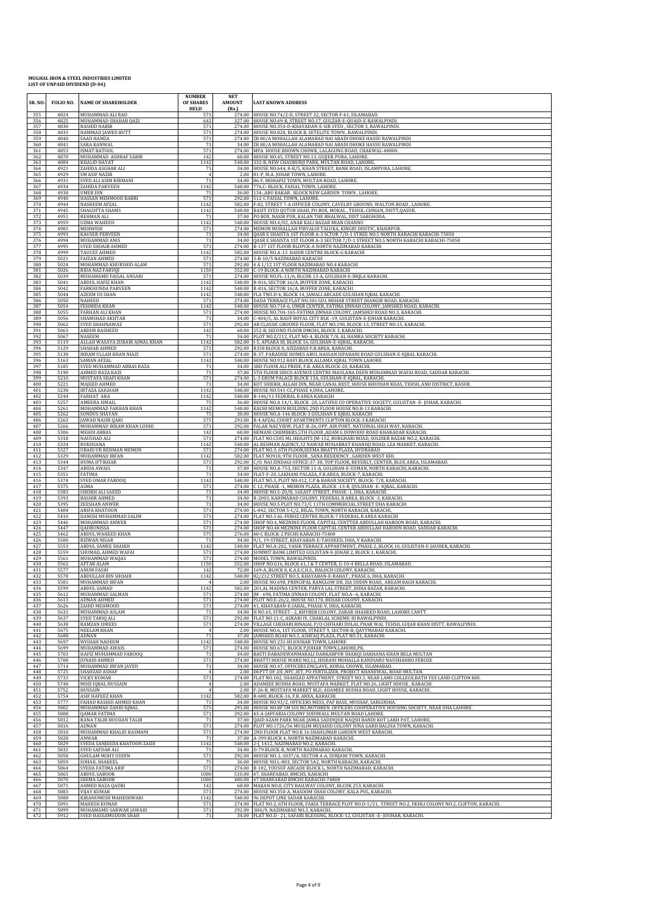**MUGHAL IRON & STEEL INDUSTRIES LIMITED**
**LIST OF UNPAID DIVIDEND (D-04)**

| SR. NO. | FOLIO NO. | NAME OF SHAREHOLDER | NUMBER OF SHARES HELD | NET AMOUNT (Rs.) | LAST KNOWN ADDRESS |
|---|---|---|---|---|---|
| 355 | 4824 | MUHAMMAD ALI RAO | 571 | 274.00 | HOUSE NO.74/2-D, STREET 32, SECTOR F-61, ISLAMABAD. |
| 356 | 4825 | MUHAMMAD SHAHAB QAZI | 642 | 327.00 | HOUSE NO.69-B, STREET NO.17, GULZAR-E-QUAID-E-RAWALPINDI. |
| 357 | 4830 | RASHID HABIB | 571 | 274.00 | HOUSE NO.354-D-KHAYADAN-E-SIR SYED , SECTOR 3, RAWALPINDI. |
| 358 | 4833 | HAMMAD JAWED BUTT | 571 | 274.00 | HOUSE NO.828, BLOCK B, SETELITE TOWN , RAWALPINDI. |
| 359 | 4840 | SAAD HAMZA | 571 | 274.00 | ZB 80/A MOHALLAH ALAMABAD NAI ABADI DHOKE HASSU RAWALPINDI |
| 360 | 4841 | SARA KANWAL | 71 | 34.00 | ZB 80/A MOHALLAH ALAMABAD NAI ABADI DHOKE HASSU RAWALPINDI |
| 361 | 4853 | ISMAT BATOOL | 571 | 274.00 | MPA. HOUSE BHOWN CHOWK, LALAGUNG ROAD, CHAKWAL-48800. |
| 362 | 4870 | MUHAMMAD ASHRAF SABIR | 142 | 68.00 | HOUSE NO.45, STREET NO.13, GUJJER PURA, LAHORE. |
| 363 | 4884 | KHALID HAYAT | 1142 | 548.00 | 332-B, NEW CHAUBURJI PARK, MULTAN ROAD, LAHORE. |
| 364 | 4921 | ZAHIDA ASGHAR ALI | 71 | 34.00 | HOUSE NO.644, 8-B/5, KHAN STREET, BANK ROAD, ISLAMPURA, LAHORE. |
| 365 | 4929 | SM ASIF NAZIR | 4 | 2.00 | 81-P, M.A. JOHAR TOWN, LAHORE. |
| 366 | 4931 | SYED ALI ASIM KIRMANI | 71 | 34.00 | 86-F, MOHAFIZ TOWN, MULTAN ROAD, LAHORE. |
| 367 | 4934 | ZAHIDA PARVEEN | 1142 | 548.00 | 776,C- BLOCK, FAISAL TOWN, LAHORE. |
| 368 | 4938 | UMER DIN | 75 | 36.00 | 134-,ABU BAKAR , BLOCK NEW GARDEN TOWN , LAHORE. |
| 369 | 4940 | HASSAN MEHMOOD BABRI | 571 | 292.00 | 512-C FAISAL TOWN, LAHORE. |
| 370 | 4944 | NASREEM AFZAL | 1142 | 582.00 | F-82, STREET 7-A OFFICER COLONY, CAVELRY GROUND, WALTON ROAD , LAHORE. |
| 371 | 4945 | SHAGUFTA SHAMS | 1142 | 548.00 | BASIT SYED QUTUB SHAH, PO BOX, MOKAL , TEHSIL CHNIAN, DISTT,QASUR. |
| 372 | 4951 | REHMAN ALI | 71 | 37.00 | PO BOX, NASIR PUR, KALAN THE BHALWAL, DIST SARGHODA. |
| 373 | 4959 | UZMA WAHEED | 1142 | 548.00 | HOUSE NO.4/02, ANAR KALI BAZAR MIAN CHANNU |
| 374 | 4981 | MEHWISH | 571 | 274.00 | MEMON MUHALLAH PIRYALOI TALUKA, KINGRI DISSTIC, KHAIRPUR. |
| 375 | 4993 | KAUSER PERVEEN | 71 | 34.00 | QASR E SHAISTA 1ST FLOOR A-3 SCTOR 7/D-1 STREE NO.5 NORTH KARACHI KARACHI-75850 |
| 376 | 4994 | MUHAMMAD ANIS | 71 | 34.00 | QASR E SHAISTA 1ST FLOOR A-3 SECTOR 7/D-1 STREET NO.5 NORTH KARACHI KARACHI-75850 |
| 377 | 4995 | SYED SHOAIB AHMED | 571 | 274.00 | B-137 1ST FLOOR BLOPCK-A NORTH NAZIMABAD KARACHI |
| 378 | 4999 | TAUCEF AHMED | 1142 | 582.00 | HOUSE NO.A-13 HAIDR CENTRE BLOCK-G KARACHI |
| 379 | 5021 | FAIZAN AHMED | 571 | 274.00 | 3-B-10/5 NAZIMABAD KARACHI |
| 380 | 5024 | MOHAMMAD KHURSHID ALAM | 571 | 292.00 | 4 A 1/12 1ST FLOOR NAZIMABAD NO.4 KARACHI |
| 381 | 5026 | RIDA NAZ FARUQI | 1150 | 552.00 | C-19 BLOCK-A NORTH NAZIMABAD KARACHI |
| 382 | 5039 | MUHAMAMD FAISAL ANSARI | 571 | 274.00 | HOUSE NO.FL-11/6, BLCOK 13-A, GULSHAN-E-IBQLA KARACHI. |
| 383 | 5041 | ABDUL HAFIZ KHAN | 1142 | 548.00 | R-816, SECTOR 16/A, BUFFER ZONE, KARACHI. |
| 384 | 5042 | FARKHUNDA PARVEEN | 1142 | 548.00 | R-816, SECTOR 16/A, BUFFER ZONE, KARACHI. |
| 385 | 5044 | AZEEM US SHAN | 1142 | 548.00 | FLA TNO.D-4, BLOCK 14, JAMALI ARCADE GULSHAN IQBAL KARACHI. |
| 386 | 5050 | NAHEED | 571 | 274.00 | DADA TERRACE FLAT NO.301 GUL MEHAR STREET JHANGIR ROAD, KARACHI. |
| 387 | 5054 | FEHMIDA KHAN | 1142 | 548.00 | HOUSE NO.710-6, UMER CENTER, FATIMA JINNAH COLONY, JAMSHED ROAD, KARACHI. |
| 388 | 5055 | FARHAN ALI KHAN | 571 | 274.00 | HOUSE NO.704-165-FATIMA JINNAH COLONY, JAMSHED ROAD NO.3, KARACHI. |
| 389 | 5056 | SHAMSHAD AKHTAR | 71 | 34.00 | C-404/5, AL RAUF ROYAL CITY BLK -19, GULISTAN-E-JOHAR KARACHI. |
| 390 | 5062 | SYED SHAHNAWAZ | 571 | 292.00 | AR CLASSIC GROUND FLOOR, FLAT NO.198, BLOCK-13, STREET NO.15, KARACHI. |
| 391 | 5063 | ABDUR RASHEED | 142 | 68.00 | 252-B, SECOND FLOOR DMCHS, BLOCK 3, KARACHI. |
| 392 | 5067 | NASEEM | 71 | 34.00 | PLOT NO.Z/212, FLAT NO-4, BLOCK 7/8, AL HAMRA SOCIETY KARACHI. |
| 393 | 5119 | ALLAH WASAYA ZUBAIR AJMAL KHAN | 1142 | 582.00 | J-5, APSARA III, BLOCK 16, GULSHAN-E-IQBAL, KARACHI. |
| 394 | 5129 | SHAHAB AHMED | 571 | 292.00 | R358 BLOCK 8, AZIZABAD F.B.AREA, KARACHI. |
| 395 | 5138 | IKRAM ULLAH KHAN NIAZI | 571 | 274.00 | R-37, PARADISE HOMES ABUL HASSAN ISPAHANI ROAD GULSHAN-E-IQBAL KARACHI. |
| 396 | 5163 | SAMAN AFZAL | 1142 | 548.00 | HOUSE NO.912 RAVI BLOCK ALLAMA IQBAL TOWN LAHORE |
| 397 | 5185 | SYED MUHAMMAD ABBAS RAZA | 71 | 34.00 | 3RD FLOOR ALI PRIDE, F.B. AREA BLOCK-20, KARACHI. |
| 398 | 5190 | AHMED RAZA KAZI | 71 | 37.00 | 5TH FLOOR SIDCO AVENUE CENTRE MAULANA DEEN MUHAMMAD WAFAI ROAD, SADDAR KARACHI. |
| 399 | 5210 | MUSTAFA SHAFI KHAN | 571 | 274.00 | L-3 ERUM PALACE BLOCK 13A, GULSHAN-E-IQBAL, KARACHI. |
| 400 | 5221 | MAJEED AHMED | 71 | 34.00 | KOT SHIEKH, ALLAH DIN, NEAR CANAL REST, HOUSE KHUDIAN KHAS, TEHSIL AND DISTRICT, KASUR. |
| 401 | 5238 | IRTAZA ZAIGHAM | 1142 | 548.00 | HOUSE NO.541-CC,PHASE 4,DHA, LAHORE. |
| 402 | 5244 | FARHAT ARA | 1142 | 548.00 | B-146/11 FEDERAL B AREA KARACHI |
| 403 | 5257 | AMEERA ISMAIL | 75 | 36.00 | HOUSE NO.A 14/1, BLOCK -20, LATIFEE CO OPERATIVE SOCIETY, GULISTAN -E- JOHAR, KARACHI. |
| 404 | 5261 | MOHAMMAD FARHAN KHAN | 1142 | 548.00 | KACHI MEMON BUILDING 2ND FLOOR HOUSE NO.B-13 KARACHI |
| 405 | 5262 | SUNDUS SHAYAN | 75 | 38.00 | HOUSE NO.A-146 BLOCK-3 GULSHAN E IQBAL KARACHI |
| 406 | 5263 | JAWAD NASIR QARI | 575 | 293.00 | B-4 AFZAL COURT APARTMENTS CLIFTON BLOCK-3 KARACHI |
| 407 | 5266 | MOHAMMAD IKRAM KHAN LODHI | 571 | 292.00 | FALAK NAZ VIEW, FLAT-B-26, OPP. AIR PORT, NATIONAL HIGH WAY, KARACHI. |
| 408 | 5306 | MEHDI ABBAS | 142 | 68.00 | HEMANI CHEMBERS,5TH FLOOR ,ADAM G DOWOOD ROAD KHARADAR KARACHI. |
| 409 | 5318 | NAUSHAD ALI | 571 | 274.00 | FLAT NO.C505 ML HEIGHTS JM-152, BURGHARI ROAD, SOLDIER BAZAR NO.2, KARACHI. |
| 410 | 5324 | RUKHSANA | 1142 | 548.00 | AL REHMAN AGENCY,32 NAWAB MUHABBAT KHANHJI ROAD, LEA MARKET, KARACHI. |
| 411 | 5327 | UBAID UR REHMAN MEMON | 571 | 274.00 | FLAT NO.3, 6TH FLOOR,SEEMA BHATTI PLAZA, HYDRABAD |
| 412 | 5329 | MUHAMMAD IRFAN | 1142 | 582.00 | FLAT NO910, 9TH FLOOR , SANA RESIDENCY , GARDEN WEST KHI. |
| 413 | 5344 | HUMA IFTIKHAR | 571 | 292.00 | C/O. NAI ZINDAGI OFFICE-37-38, TOP FLOOR, BEVERLY, CENTER, BLUE AREA, ISLAMABAD. |
| 414 | 5347 | ABIDA AWAIS | 71 | 37.00 | HOUSE NO.A-753, SECTOR 11-A, GULSHAN-E-USMAN, NORTH KARACHI, KARACHI. |
| 415 | 5351 | FATIMA | 71 | 34.00 | FLAT-F-20, LAKHANI PALAZA, F.B.AREA, BLOCK-7, KARACHI. |
| 416 | 5374 | SYED OMAR FAROOQ | 1142 | 548.00 | FLAT NO.3, PLOT NO.412, C,P & BARAR SOCIETY, BLOCK- 7/8, KARACHI. |
| 417 | 5375 | ASMA | 571 | 274.00 | C 12, PHASE -1, MEMON PLAZA, BLOCK -13-B, QULSHAN -E- IQBAL, KARACHI. |
| 418 | 5383 | SHEIKH ALI SAEED | 71 | 34.00 | HOUSE NO.S-20/II, 16EAST STREET, PHASE -1, DHA, KARACHI. |
| 419 | 5393 | BASHIR AHMED | 71 | 34.00 | R-2003, KARIMABAD COLONY, FEDERAL B AREA, BLOCK -3, KARACHI. |
| 420 | 5395 | ZEESHAN ANWER | 71 | 34.00 | HOUSE NO.5 PLOT NO.73/C 11TH COMMERCIAL STREET DHA KARACHI |
| 421 | 5404 | ARIFA KHATOON | 571 | 274.00 | L-842, SECTOR 5-C/2, BILAL TOWN, NORTH KARACHI, KARACHI. |
| 422 | 5410 | DANISH MUHAMMAD SALIM | 571 | 274.00 | FLAT NO.3 AL-FEROZ CENTRE BLOCK-7 FEDERAL B AREA KARACHI |
| 423 | 5446 | MOHAMMAD ANWER | 571 | 274.00 | SHOP NO.4, MEZNINE FLOOR, CAPITAL CENTTER ABDULLAH HAROON ROAD, KARACHI. |
| 424 | 5447 | QADRUNISSA | 571 | 274.00 | SHOP NO.48 MEZNINE FLOOR CAPITAL CENTER ABDULLAH HAROON ROAD, SADDAR KARACHI. |
| 425 | 5462 | ABDUL WAHEED KHAN | 575 | 276.00 | 40-C BLOCK-2 PECHS KARACHI-75400 |
| 426 | 5500 | RIZWAN NISAR | 71 | 34.00 | 9/1, 19-STREET, KHAYABAN-E-TAUHEED, DHA, V KARACHI. |
| 427 | 5553 | ABDUL SAMEE SHAIKH | 1142 | 548.00 | FLAT NO.A-202, YASIR TERRACE APPARTMENT, PHASE 2, BLOCK 10, GULISTAN-E-JAUHER, KARACHI. |
| 428 | 5559 | SHUMAIL AHMED WAFAI | 571 | 274.00 | SUMMIT BANK LIMITED GULISTAN-E-JOHAR 2, BLOCK 1, KARACHI. |
| 429 | 5561 | MUHAMMAD WAQAS | 571 | 274.00 | MODEL TOWN, RAWALPINDI. |
| 430 | 5562 | AFTAB ALAM | 1150 | 552.00 | SHOP NO.G16, BLOCK 61, I & T CENTER, G-10-4 BELLA ROAD, ISLAMABAD. |
| 431 | 5577 | ANUM FASIH | 142 | 72.00 | 169-A, BLOCK 8, K.A.E.C.H.S., BALOCH COLONY, KARACHI. |
| 432 | 5578 | ABDULLAH BIN SHOAIB | 1142 | 548.00 | 82/212 STREET NO.5, KHAYABAN-E-RAHAT , PHASE 6, DHA, KARACHI. |
| 433 | 5581 | MUHAMMAD IRFAN | 4 | 2.00 | HOUSE NO.698, PRINCIPAL BANGLOW DR. ZIA UDDIN ROAD, AREAM BAGH KARACHI. |
| 434 | 5599 | ABDUL SAMAD | 1142 | 582.00 | 201,AL MADINA CENTER, PARYA LAL STREET, JODIA BAZAR, KARACHI. |
| 435 | 5612 | MUHAMMAD SALMAN | 571 | 274.00 | JM - 698, FATIMA JINNAH COLONY, FLAT NO.A--6, KARACHI. |
| 436 | 5613 | ADNAN AHMED | 571 | 274.00 | PLOT NO.E-26/2, HOUSE NO.170, BEHAR COLONY, KARACHI. |
| 437 | 5626 | ZAHID MEHMOOD | 571 | 274.00 | 41, KHAYABAN-E-JABAL, PHASE-V, DHA, KARACHI. |
| 438 | 5631 | MUHAMMAD ASLAM | 71 | 34.00 | H NO.43, STREET - 2, KHYBER COLONY, ZARAR SHAHEED ROAD, LAHORE CANTT. |
| 439 | 5637 | SYED TARIQ ALI | 571 | 292.00 | FLAT NO.11-C, ASKARI IV, CHAKLAL SCHEME-III RAWALPINDI. |
| 440 | 5638 | RAMZAN IDREES | 571 | 274.00 | VILLAGE CHEHARI BINALAL P/O CHHARI DOLAL PHAR WAL TEHSIL GUJAR KHAN DISTT. RAWALPINDI. |
| 441 | 5675 | NEELAM KHAN | 4 | 2.00 | HOUSE NO.6, 1ST FLOOR, STREET 9, SECTOR-B, QAYYMABAD KARACHI. |
| 442 | 5688 | ADNAN | 71 | 37.00 | JAMSHED ROAD NO.3, ASHFAQ PLAZA, FLAT NO.31, KARACHI. |
| 443 | 5697 | WISHAH NADEEM | 1142 | 548.00 | HOUSE NO 231-HI JOUHAR TOWN, LAHORE |
| 444 | 5699 | MUHAMMAD AWAIS | 571 | 274.00 | HOUSE NO.671, BLOCK P,JOHAR TOWN,LAHORE,PK. |
| 445 | 5703 | HAFIZ MUHAMMAD FAROOQ | 71 | 34.00 | BASTI DABADEWANMARALI DARKABPUR SHARQI DAKHANA KHAN BELA MULTAN |
| 446 | 5708 | JUNAID AHMED | 571 | 274.00 | BHATTI HOUSE WARD NO,12, HISBANI MOHALLA KANDIARO NAUSHAHRO FEROZE |
| 447 | 5714 | MUHAMMAD IRFAN JAVED | 71 | 34.00 | HOUSE NO.47, OFFICERS ENCLAVE, KORAL CHOWK, ISLAMABAD. |
| 448 | 5725 | SHAHZAD ASHAF | 4 | 2.00 | DEPTT OF ,EE ,NFC,IET, PO FERTILIZER, PROJECT KHANEWAL, ROAD MULTAN. |
| 449 | 5733 | VICKY KUMAR | 571 | 274.00 | FLAT NO.102, SHAHZAD APPATMENT, STREET NO.3, NEAR LAMS COLLEGE,BATH YEE LAND CLIFTON KHI. |
| 450 | 5748 | MOIZ IQBAL HUSSAIN | 4 | 2.00 | ADAMJEE BUDHA ROAD, MUSTAFA MARKET, FLAT NO.26, LIGHT HOUSE , KARACHI. |
| 451 | 5752 | HUSSAIN | 4 | 2.00 | F-26-B, MUSTAFA MARKET BLD, ADAMJEE BUDHA ROAD, LIGHT HOUSE, KARACHI. |
| 452 | 5754 | ASIF HAFEEZ KHAN | 1142 | 582.00 | R-680, BLOCK-16, F.B. AREA, KARACHI. |
| 453 | 5777 | FAHAD RASHID AHMED KHAN | 71 | 34.00 | HOUSE NO.93/2, OFFICERS MESS, PAF BASE, MUSHAF, SARGODHA. |
| 454 | 5802 | MUHAMMAD ZAHID IQBAL | 575 | 293.00 | HOUSE NO.8F SM SUI NO.NOTHREN OFFICERS COOPERATIVE HOUSING SOCIETY, NEAR DHA LAHORE. |
| 455 | 5808 | QAMAR FATIMA | 571 | 292.00 | 43-A-JAFFARIA COLONY SODIWALL MULTAN ROAD LAHORE. |
| 456 | 5812 | RANA TALIB HUSSIAN TALIB | 71 | 37.00 | QAID AZAM PARK NEAR JAMIA SADDIQUE NAQSH BANDI KOT LAKH PAT, LAHORE. |
| 457 | 5816 | ADNAN | 571 | 274.00 | PLOT NO.1726/56 MUSLIM MUJAHID COLONY JUNA GARH BALDIA TOWN, KARACHI. |
| 458 | 5818 | MUHAMMAD KHALID KASMANI | 571 | 274.00 | 2ND FLOOR FLAT NO.K 16 SHAHLIMAR GARDEN WEST KARACHI. |
| 459 | 5828 | ANWAR | 71 | 37.00 | A-399 BLOCK 4, NORTH NAZIMABAD KARACHI. |
| 460 | 5829 | SYEDA SANJEEDA KHATOON ZAIDI | 1142 | 548.00 | 2-J, 1412, NAZIMABAD NO.2, KARACHI. |
| 461 | 5832 | SYED SAFDAR ALI | 71 | 34.00 | D-79 BLOCK-B, NORTH NAZIMABAD KARACHI. |
| 462 | 5858 | GHULAM MOHY UDDIN | 571 | 292.00 | HOUSE NO. L-1037/A, SECTOR 4-A, SURJANI TOWN, KARACHI. |
| 463 | 5859 | SOHAIL SHAKEEL | 75 | 36.00 | HOUSE NO.L-883, SECTOR 5A2, NORTH KARACHI, KARACHI. |
| 464 | 5864 | SYEDA FATIMA ARIF | 571 | 274.00 | B-102, YOUSUF ARCADE BLOCK L, NORTH NAZIMABAD, KARACHI. |
| 465 | 5865 | ABDUL SABOOR | 1000 | 510.00 | 47, SHARFABAD, BMCHS, KARACHI |
| 466 | 5870 | SEEMA SABOOR | 1000 | 480.00 | 47 SHARFABAD BMCHS KARACHI-74800 |
| 467 | 5871 | AHMED RAZA QADRI | 142 | 68.00 | MAKAN NO.8, CITY RAILWAY COLONY, BLCOK 253, KARACHI. |
| 468 | 5883 | VIJAY KUMAR | 571 | 274.00 | HOUSE NO.350-A, MASOOM SHAH COLONY, KALA PUL, KARACHI. |
| 469 | 5888 | KIRANUMESH MAHESHWARI | 1142 | 548.00 | 96 DEPOT LINE SADAR KARACHI. |
| 470 | 5891 | MAHESH KUMAR | 571 | 274.00 | FLAT NO.2, 6TH FLOOR, FAKIA TERRACE PLOT NO.D-5/21, STREET NO.2, DEHLI COLONY NO.2, CLIFTON, KARACHI. |
| 471 | 5899 | MUHAMAMD SARWAR JAWAID | 571 | 292.00 | 3H4/9, NAZIMABAD NO.3, KARACHI. |
| 472 | 5912 | SYED HASSAMUDDIN SHAH | 71 | 34.00 | FLAT NO.D - 21, SAFARI BLESSING, BLOCK-12, GULISTAN -E- JOUHAR, KARACHI. |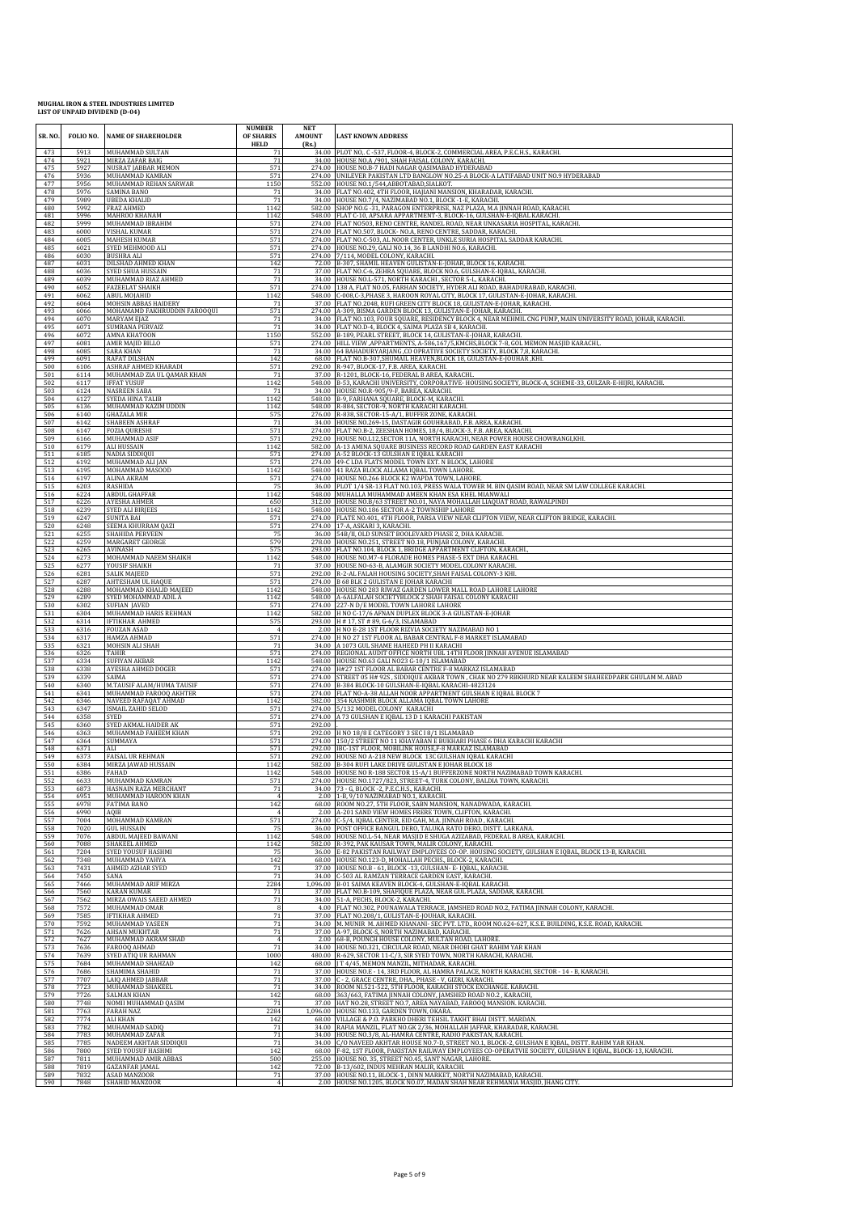**MUGHAL IRON & STEEL INDUSTRIES LIMITED**
**LIST OF UNPAID DIVIDEND (D-04)**

| SR. NO. | FOLIO NO. | NAME OF SHAREHOLDER | NUMBER OF SHARES HELD | NET AMOUNT (Rs.) | LAST KNOWN ADDRESS |
|---|---|---|---|---|---|
| 473 | 5913 | MUHAMMAD SULTAN | 71 | 34.00 | PLOT NO,. C -537, FLOOR-4, BLOCK-2, COMMERCIAL AREA, P.E.C.H.S., KARACHI. |
| 474 | 5921 | MIRZA ZAFAR BAIG | 71 | 34.00 | HOUSE NO.A /901, SHAH FAISAL COLONY, KARACHI. |
| 475 | 5927 | NUSRAT JABBAR MEMON | 571 | 274.00 | HOUSE NO.B-7 HADI NAGAR QASIMABAD HYDERABAD |
| 476 | 5936 | MUHAMMAD KAMRAN | 571 | 274.00 | UNILEVER PAKISTAN LTD BANGLOW NO.25-A BLOCK-A LATIFABAD UNIT NO.9 HYDERABAD |
| 477 | 5956 | MUHAMMAD REHAN SARWAR | 1150 | 552.00 | HOUSE NO.1/544,ABBOTABAD,SIALKOT. |
| 478 | 5976 | SAMINA BANO | 71 | 34.00 | FLAT NO.402, 4TH FLOOR, HAJIANI MANSION, KHARADAR, KARACHI. |
| 479 | 5989 | UBEDA KHALID | 71 | 34.00 | HOUSE NO.7/4, NAZIMABAD NO.1, BLOCK -1-E, KARACHI. |
| 480 | 5992 | FRAZ AHMED | 1142 | 582.00 | SHOP NO.G -31, PARAGON ENTERPRISE, NAZ PLAZA, M.A JINNAH ROAD, KARACHI. |
| 481 | 5996 | MAHROO KHANAM | 1142 | 548.00 | FLAT C-10, APSARA APPARTMENT-3, BLOCK-16, GULSHAN-E-IQBAL KARACHI. |
| 482 | 5999 | MUHAMMAD IBRAHIM | 571 | 274.00 | FLAT NO503, RENO CENTRE, RANDEL ROAD, NEAR UNKASARIA HOSPITAL, KARACHI. |
| 483 | 6000 | VISHAL KUMAR | 571 | 274.00 | FLAT NO.507, BLOCK- NO.A, RENO CENTRE, SADDAR, KARACHI. |
| 484 | 6005 | MAHESH KUMAR | 571 | 274.00 | FLAT NO.C-503, AL NOOR CENTER, UNKLE SURIA HOSPITAL SADDAR KARACHI. |
| 485 | 6021 | SYED MEHMOOD ALI | 571 | 274.00 | HOUSE NO.29, GALI NO.14, 36 B LANDHI NO.6, KARACHI. |
| 486 | 6030 | BUSHRA ALI | 571 | 274.00 | 7/114, MODEL COLONY, KARACHI. |
| 487 | 6031 | DILSHAD AHMED KHAN | 142 | 72.00 | B-307, SHAMIL HEAVEN GULISTAN-E-JOHAR, BLOCK 16, KARACHI. |
| 488 | 6036 | SYED SHUJA HUSSAIN | 71 | 37.00 | FLAT NO.C-6, ZEHRA SQUARE, BLOCK NO.6, GULSHAN-E-IQBAL, KARACHI. |
| 489 | 6039 | MUHAMMAD RIAZ AHMED | 71 | 34.00 | HOUSE NO.L-571, NORTH KARACHI , SECTOR 5-L, KARACHI. |
| 490 | 6052 | FAZEELAT SHAIKH | 571 | 274.00 | 138 A, FLAT NO.05, FARHAN SOCIETY, HYDER ALI ROAD, BAHADURABAD, KARACHI. |
| 491 | 6062 | ABUL MOJAHID | 1142 | 548.00 | C-008,C-3,PHASE 3, HAROON ROYAL CITY, BLOCK 17, GULISTAN-E-JOHAR, KARACHI. |
| 492 | 6064 | MOHSIN ABBAS HAIDERY | 71 | 37.00 | FLAT NO.2048, RUFI GREEN CITY BLOCK 18, GULISTAN-E-JOHAR, KARACHI. |
| 493 | 6066 | MOHAMAMD FAKHRUDDIN FAROOQUI | 571 | 274.00 | A-309, BISMA GARDEN BLOCK 13, GULISTAN-E-JOHAR, KARACHI. |
| 494 | 6070 | MARYAM EJAZ | 71 | 34.00 | FLAT NO.103, FOUR SQUARE, RESIDENCY BLOCK 4, NEAR MEHMIL CNG PUMP, MAIN UNIVERSITY ROAD, JOHAR, KARACHI. |
| 495 | 6071 | SUMRANA PERVAIZ | 71 | 34.00 | FLAT NO.D-4, BLOCK 4, SAIMA PLAZA SB 4, KARACHI. |
| 496 | 6072 | AMNA KHATOON | 1150 | 552.00 | B-189, PEARL STREET, BLOCK 14, GULISTAN-E-JOHAR, KARACHI. |
| 497 | 6081 | AMIR MAJID BILLO | 571 | 274.00 | HILL VIEW ,APPARTMENTS, A-586,167/5,KMCHS,BLOCK 7-8, GOL MEMON MASJID KARACHI,. |
| 498 | 6085 | SARA KHAN | 71 | 34.00 | 64 BAHADURYARJANG ,CO OPRATIVE SOCIETY SOCIETY, BLOCK 7,8, KARACHI. |
| 499 | 6091 | RAFAT DILSHAN | 142 | 68.00 | FLAT NO.B-307,SHUMAIL HEAVEN,BLOCK 18, GULISTAN-E-JOUHAR ,KHI. |
| 500 | 6106 | ASHRAF AHMED KHARADI | 571 | 292.00 | R-947, BLOCK-17, F.B. AREA, KARACHI. |
| 501 | 6114 | MUHAMMAD ZIA UL QAMAR KHAN | 71 | 37.00 | R-1201, BLOCK-16, FEDERAL B AREA, KARACHI. |
| 502 | 6117 | IFFAT YUSUF | 1142 | 548.00 | B-53, KARACHI UNIVERSITY, CORPORATIVE- HOUSING SOCIETY, BLOCK-A, SCHEME-33, GULZAR-E-HIJRI, KARACHI. |
| 503 | 6124 | NASREEN SABA | 71 | 34.00 | HOUSE NO.R-905/9-F, BAREA, KARACHI. |
| 504 | 6127 | SYEDA HINA TALIB | 1142 | 548.00 | B-9, FARHANA SQUARE, BLOCK-M, KARACHI. |
| 505 | 6136 | MUHAMMAD KAZIM UDDIN | 1142 | 548.00 | R-884, SECTOR-9, NORTH KARACHI KARACHI. |
| 506 | 6140 | GHAZALA MIR | 575 | 276.00 | R-838, SECTOR-15-A/1, BUFFER ZONE, KARACHI. |
| 507 | 6142 | SHABEEN ASHRAF | 71 | 34.00 | HOUSE NO.269-15, DASTAGIR GOUHRABAD, F.B. AREA, KARACHI. |
| 508 | 6147 | FOZIA QURESHI | 571 | 274.00 | FLAT NO.B-2, ZEESHAN HOMES, 18/4, BLOCK-3, F.B. AREA, KARACHI. |
| 509 | 6166 | MUHAMMAD ASIF | 571 | 292.00 | HOUSE NO.L12,SECTOR 11A, NORTH KARACHI, NEAR POWER HOUSE CHOWRANGI,KHI. |
| 510 | 6179 | ALI HUSSAIN | 1142 | 582.00 | A-13 AMINA SQUARE BUSINESS RECORD ROAD GARDEN EAST KARACHI |
| 511 | 6185 | NADIA SIDDIQUI | 571 | 274.00 | A-52 BLOCK-13 GULSHAN E IQBAL KARACHI |
| 512 | 6192 | MUHAMMAD ALI JAN | 571 | 274.00 | 49-C LDA FLATS MODEL TOWN EXT. N BLOCK, LAHORE |
| 513 | 6195 | MOHAMMAD MASOOD | 1142 | 548.00 | 41 RAZA BLOCK ALLAMA IQBAL TOWN LAHORE. |
| 514 | 6197 | ALINA AKRAM | 571 | 274.00 | HOUSE NO.266 BLOCK K2 WAPDA TOWN, LAHORE. |
| 515 | 6203 | RASHIDA | 75 | 36.00 | PLOT 1/4 SR-13 FLAT NO.103, PRESS WALA TOWER M. BIN QASIM ROAD, NEAR SM LAW COLLEGE KARACHI. |
| 516 | 6224 | ABDUL GHAFFAR | 1142 | 548.00 | MUHALLA MUHAMMAD AMEEN KHAN ESA KHEL MIANWALI |
| 517 | 6226 | AYESHA AHMER | 650 | 312.00 | HOUSE NO.B/63 STREET NO.01, NAYA MOHALLAH LIAQUAT ROAD, RAWALPINDI |
| 518 | 6239 | SYED ALI BIRJEES | 1142 | 548.00 | HOUSE NO.186 SECTOR A-2 TOWNSHIP LAHORE |
| 519 | 6247 | SUNITA BAI | 571 | 274.00 | FLATE NO.401, 4TH FLOOR, PARSA VIEW NEAR CLIFTON VIEW, NEAR CLIFTON BRIDGE, KARACHI. |
| 520 | 6248 | SEEMA KHURRAM QAZI | 571 | 274.00 | 17-A, ASKARI 3, KARACHI. |
| 521 | 6255 | SHAHIDA PERVEEN | 75 | 36.00 | 54B/II, OLD SUNSET BOOLEVARD PHASE 2, DHA KARACHI. |
| 522 | 6259 | MARGARET GEORGE | 579 | 278.00 | HOUSE NO.251, STREET NO.18, PUNJAB COLONY, KARACHI. |
| 523 | 6265 | AVINASH | 575 | 293.00 | FLAT NO.104, BLOCK 1, BRIDGE APPARTMENT CLIFTON, KARACHI,. |
| 524 | 6273 | MOHAMMAD NAEEM SHAIKH | 1142 | 548.00 | HOUSE NO.M7-4 FLORADE HOMES PHASE-5 EXT DHA KARACHI. |
| 525 | 6277 | YOUSIF SHAIKH | 71 | 37.00 | HOUSE NO-63-B, ALAMGIR SOCIETY MODEL COLONY KARACHI. |
| 526 | 6281 | SALIK MAJEED | 571 | 292.00 | R-2-AL FALAH HOUSING SOCIETY,SHAH FAISAL COLONY-3 KHI. |
| 527 | 6287 | AHTESHAM UL HAQUE | 571 | 274.00 | B 68 BLK 2 GULISTAN E JOHAR KARACHI |
| 528 | 6288 | MOHAMMAD KHALID MAJEED | 1142 | 548.00 | HOUSE NO 283 RIWAZ GARDEN LOWER MALL ROAD LAHORE LAHORE |
| 529 | 6289 | SYED MOHAMMAD ADIL A | 1142 | 548.00 | A-6ALFALAH SOCIETYBLOCK 2 SHAH FAISAL COLONY KARACHI |
| 530 | 6302 | SUFIAN JAVED | 571 | 274.00 | 227-N D/E MODEL TOWN LAHORE LAHORE |
| 531 | 6304 | MUHAMMAD HARIS REHMAN | 1142 | 582.00 | H NO C-17/6 AFNAN DUPLEX BLOCK 3-A GULISTAN-E-JOHAR |
| 532 | 6314 | IFTIKHAR AHMED | 575 | 293.00 | H # 17, ST # 89, G-6/3, ISLAMABAD |
| 533 | 6316 | FOUZAN ASAD | 4 | 2.00 | H NO E-28 1ST FLOOR RIZVIA SOCIETY NAZIMABAD NO 1 |
| 534 | 6317 | HAMZA AHMAD | 571 | 274.00 | H NO 27 1ST FLOOR AL BABAR CENTRAL F-8 MARKET ISLAMABAD |
| 535 | 6321 | MOHSIN ALI SHAH | 71 | 34.00 | A 1073 GUL SHAME HAHEED PH II KARACHI |
| 536 | 6326 | TAHIR | 571 | 274.00 | REGIONAL AUDIT OFFICE NORTH UBL 14TH FLOOR JINNAH AVENUE ISLAMABAD |
| 537 | 6334 | SUFIYAN AKBAR | 1142 | 548.00 | HOUSE NO.63 GALI NO23 G-10/1 ISLAMABAD |
| 538 | 6338 | AYESHA AHMED DOGER | 571 | 274.00 | H#27 1ST FLOOR AL BABAR CENTRE F-8 MARKAZ ISLAMABAD |
| 539 | 6339 | SAIMA | 571 | 274.00 | STREET 05 H# 925 ,SIDDIQUE AKBAR TOWN , CHAK NO 279 RBKHURD NEAR KALEEM SHAHEEDPARK GHULAM M. ABAD |
| 540 | 6340 | M.TAUSIF ALAM/HUMA TAUSIF | 571 | 274.00 | B-384 BLOCK-10 GULSHAN-E-IQBAL KARACHI-4823124 |
| 541 | 6341 | MUHAMMAD FAROOQ AKHTER | 571 | 274.00 | FLAT NO-A-38 ALLAH NOOR APPARTMENT GULSHAN E IQBAL BLOCK 7 |
| 542 | 6346 | NAVEED RAFAQAT AHMAD | 1142 | 582.00 | 354 KASHMIR BLOCK ALLAMA IQBAL TOWN LAHORE |
| 543 | 6347 | ISMAIL ZAHID SELOD | 571 | 274.00 | 5/132 MODEL COLONY KARACHI |
| 544 | 6358 | SYED | 571 | 274.00 | A 73 GULSHAN E IQBAL 13 D 1 KARACHI PAKISTAN |
| 545 | 6360 | SYED AKMAL HAIDER AK | 571 | 292.00 | |
| 546 | 6363 | MUHAMMAD FAHEEM KHAN | 571 | 292.00 | H NO 18/8 E CATEGORY 3 SEC I 8/1 ISLAMABAD |
| 547 | 6364 | SUMMAYA | 571 | 274.00 | 150/2 STREET NO 11 KHAYABAN E BUKHARI PHASE 6 DHA KARACHI KARACHI |
| 548 | 6371 | ALI | 571 | 292.00 | IBC-1ST FLOOR, MOBILINK HOUSE,F-8 MARKAZ ISLAMABAD |
| 549 | 6373 | FAISAL UR REHMAN | 571 | 292.00 | HOUSE NO A-218 NEW BLOCK 13C GULSHAN IQBAL KARACHI |
| 550 | 6384 | MIRZA JAWAD HUSSAIN | 1142 | 582.00 | B-304 RUFI LAKE DRIVE GULISTAN E JOHAR BLOCK 18 |
| 551 | 6386 | FAHAD | 1142 | 548.00 | HOUSE NO R-188 SECTOR 15-A/1 BUFFERZONE NORTH NAZIMABAD TOWN KARACHI. |
| 552 | 6633 | MUHAMMAD KAMRAN | 571 | 274.00 | HOUSE NO.1727/823, STREET-4, TURK COLONY, BALDIA TOWN, KARACHI. |
| 553 | 6873 | HASNAIN RAZA MERCHANT | 71 | 34.00 | 73 - G, BLOCK -2, P.E.C.H.S., KARACHI. |
| 554 | 6951 | MUHAMMAD HAROON KHAN | 4 | 2.00 | 1-B, 9/10 NAZIMABAD NO.1, KARACHI. |
| 555 | 6978 | FATIMA BANO | 142 | 68.00 | ROOM NO.27, 5TH FLOOR, SABN MANSION, NANADWADA, KARACHI. |
| 556 | 6990 | AQIB | 4 | 2.00 | A-201 SAND VIEW HOMES FRERE TOWN, CLIFTON, KARACHI. |
| 557 | 7004 | MOHAMMAD KAMRAN | 571 | 274.00 | C-5/4, IQBAL CENTER, EID GAH, M.A. JINNAH ROAD , KARACHI. |
| 558 | 7020 | GUL HUSSAIN | 75 | 36.00 | POST OFFICE BANGUL DERO, TALUKA RATO DERO, DISTT. LARKANA. |
| 559 | 7076 | ABDUL MAJEED BAWANI | 1142 | 548.00 | HOUSE NO.L-54, NEAR MASJID E SHUGA AZIZABAD, FEDERAL B AREA, KARACHI. |
| 560 | 7088 | SHAKEEL AHMED | 1142 | 582.00 | R-392, PAK KAUSAR TOWN, MALIR COLONY, KARACHI. |
| 561 | 7204 | SYED YOUSUF HASHMI | 75 | 36.00 | E-82 PAKISTAN RAILWAY EMPLOYEES CO-OP. HOUSING SOCIETY, GULSHAN E IQBAL, BLOCK 13-B, KARACHI. |
| 562 | 7348 | MUHAMMAD YAHYA | 142 | 68.00 | HOUSE NO.123-D, MOHALLAH PECHS., BLOCK-2, KARACHI. |
| 563 | 7431 | AHMED AZHAR SYED | 71 | 37.00 | HOUSE NO.B - 61, BLOCK -13, GULSHAN- E- IQBAL, KARACHI. |
| 564 | 7450 | SANA | 71 | 34.00 | C-503 AL RAMZAN TERRACE GARDEN EAST, KARACHI. |
| 565 | 7466 | MUHAMMAD ARIF MIRZA | 2284 | 1,096.00 | B-01 SAIMA KEAVEN BLOCK-4, GULSHAN-E-IQBAL KARACHI. |
| 566 | 7560 | KARAN KUMAR | 71 | 37.00 | FLAT NO.B-109, SHAFIQUE PLAZA, NEAR GUL PLAZA, SADDAR, KARACHI. |
| 567 | 7562 | MIRZA OWAIS SAEED AHMED | 71 | 34.00 | 51-A, PECHS, BLOCK-2, KARACHI. |
| 568 | 7572 | MUHAMMAD OMAR | 8 | 4.00 | FLAT NO.302, POUNAWALA TERRACE, JAMSHED ROAD NO.2, FATIMA JINNAH COLONY, KARACHI. |
| 569 | 7585 | IFTIKHAR AHMED | 71 | 37.00 | FLAT NO.208/1, GULISTAN-E-JOUHAR, KARACHI. |
| 570 | 7592 | MUHAMMAD YASEEN | 71 | 34.00 | M. MUNIR M. AHMED KHANANI- SEC PVT. LTD., ROOM NO.624-627, K.S.E. BUILDING, K.S.E. ROAD, KARACHI. |
| 571 | 7626 | AHSAN MUKHTAR | 71 | 37.00 | A-97, BLOCK-S, NORTH NAZIMABAD, KARACHI. |
| 572 | 7627 | MUHAMMAD AKRAM SHAD | 4 | 2.00 | 68-B, POUNCH HOUSE COLONY, MULTAN ROAD, LAHORE. |
| 573 | 7636 | FAROOQ AHMAD | 71 | 34.00 | HOUSE NO.321, CIRCULAR ROAD, NEAR DHOBI GHAT RAHIM YAR KHAN |
| 574 | 7639 | SYED ATIQ UR RAHMAN | 1000 | 480.00 | R-629, SECTOR 11-C/3, SIR SYED TOWN, NORTH KARACHI, KARACHI. |
| 575 | 7684 | MUHAMMAD SHAHZAD | 142 | 68.00 | JT 4/45, MEMON MANZIL, MITHADAR, KARACHI. |
| 576 | 7686 | SHAMIMA SHAHID | 71 | 37.00 | HOUSE NO.E - 14, 3RD FLOOR, AL HAMRA PALACE, NORTH KARACHI, SECTOR - 14 - B, KARACHI. |
| 577 | 7707 | LAIQ AHMED JABBAR | 71 | 37.00 | C - 2, GRACE CENTRE, DHA., PHASE - V, GIZRI, KARACHI. |
| 578 | 7723 | MUHAMMAD SHAKEEL | 71 | 34.00 | ROOM NI.521-522, 5TH FLOOR, KARACHI STOCK EXCHANGE, KARACHI. |
| 579 | 7726 | SALMAN KHAN | 142 | 68.00 | 363/663, FATIMA JINNAH COLONY, JAMSHED ROAD NO.2., KARACHI. |
| 580 | 7748 | NOMII MUHAMMAD QASIM | 71 | 37.00 | HAT NO.28, STREET NO.7, AREA NAYABAD, FAROOQ MANSION. KARACHI. |
| 581 | 7763 | FARAH NAZ | 2284 | 1,096.00 | HOUSE NO.133, GARDEN TOWN, OKARA. |
| 582 | 7774 | ALI KHAN | 142 | 68.00 | VILLAGE & P.O. PARKHO DHERI TEHSIL TAKHT BHAI DISTT. MARDAN. |
| 583 | 7782 | MUHAMMAD SADIQ | 71 | 34.00 | RAFIA MANZIL, FLAT NO.GK 2/36, MOHALLAH JAFFAR, KHARADAR, KARACHI. |
| 584 | 7783 | MUHAMMAD ZAFAR | 71 | 34.00 | HOUSE NO.3/8, AL-HAMRA CENTRE, RADIO PAKISTAN, KARACHI. |
| 585 | 7785 | NADEEM AKHTAR SIDDIQUI | 71 | 34.00 | C/O NAVEED AKHTAR HOUSE NO.7-D, STREET NO.1, BLOCK-2, GULSHAN E IQBAL, DISTT. RAHIM YAR KHAN. |
| 586 | 7800 | SYED YOUSUF HASHMI | 142 | 68.00 | F-82, 1ST FLOOR, PAKISTAN RAILWAY EMPLOYEES CO-OPERATVIE SOCIETY, GULSHAN E IQBAL, BLOCK-13, KARACHI. |
| 587 | 7811 | MUHAMMAD AMIR ABBAS | 500 | 255.00 | HOUSE NO. 35, STREET NO.45, SANT NAGAR, LAHORE. |
| 588 | 7819 | GAZANFAR JAMAL | 142 | 72.00 | B-13/602, INDUS MEHRAN MALIR, KARACHI. |
| 589 | 7832 | ASAD MANZOOR | 71 | 37.00 | HOUSE NO.11, BLOCK-1, DINN MARKET, NORTH NAZIMABAD, KARACHI. |
| 590 | 7848 | SHAHID MANZOOR | 4 | 2.00 | HOUSE NO.1205, BLOCK NO.07, MADAN SHAH NEAR REHMANIA MASJID, JHANG CITY. |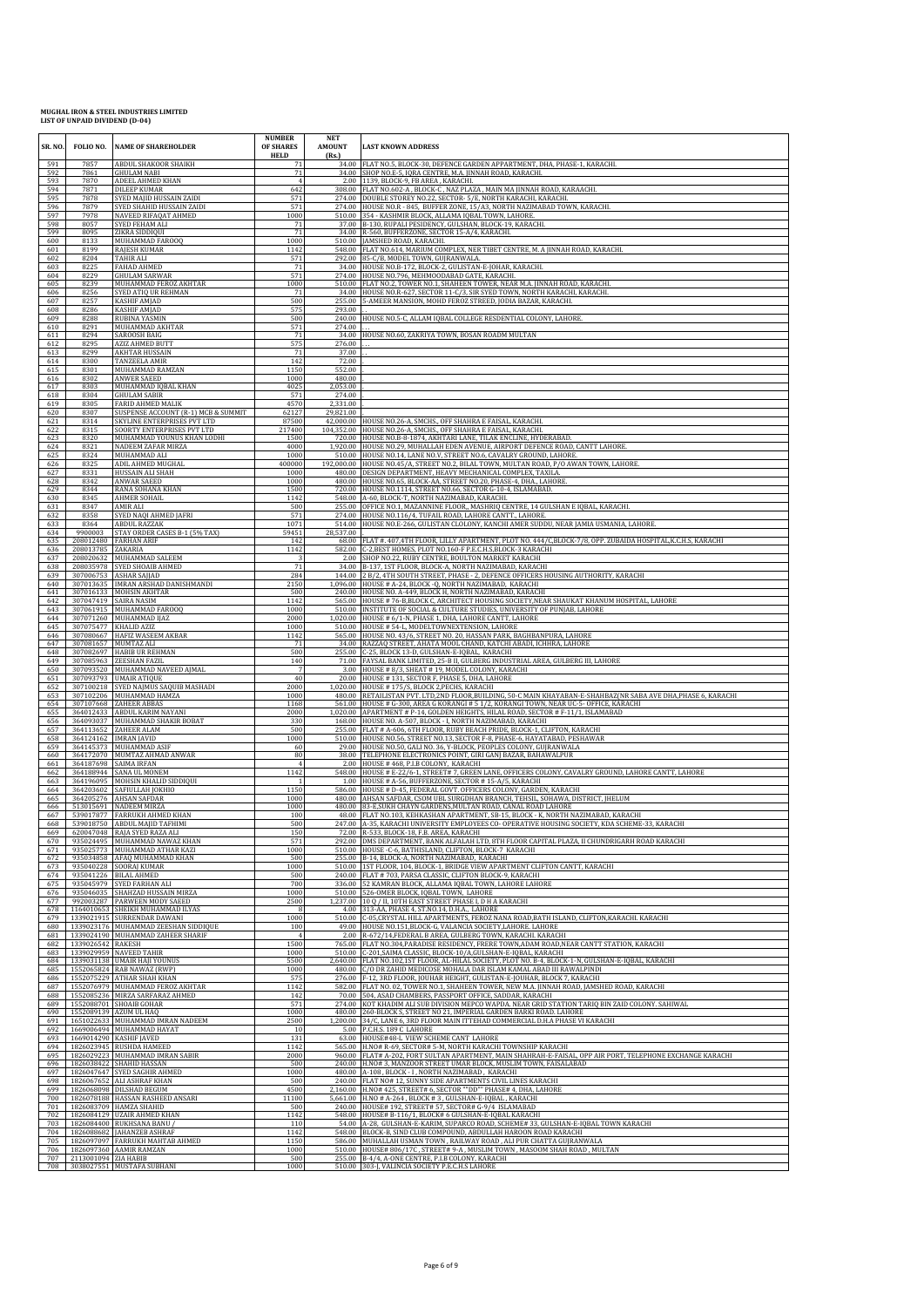**MUGHAL IRON & STEEL INDUSTRIES LIMITED**
**LIST OF UNPAID DIVIDEND (D-04)**

| SR. NO. | FOLIO NO. | NAME OF SHAREHOLDER | NUMBER OF SHARES HELD | NET AMOUNT (Rs.) | LAST KNOWN ADDRESS |
|---|---|---|---|---|---|
| 591 | 7857 | ABDUL SHAKOOR SHAIKH | 71 | 34.00 | FLAT NO.5, BLOCK-30, DEFENCE GARDEN APPARTMENT, DHA, PHASE-1, KARACHI. |
| 592 | 7861 | GHULAM NABI | 71 | 34.00 | SHOP NO.E-5, IQRA CENTRE, M.A. JINNAH ROAD, KARACHI. |
| 593 | 7870 | ADEEL AHMED KHAN | 4 | 2.00 | 1139, BLOCK-9, FB AREA , KARACHI. |
| 594 | 7871 | DILEEP KUMAR | 642 | 308.00 | FLAT NO.602-A , BLOCK-C , NAZ PLAZA , MAIN MA JINNAH ROAD, KARAACHI. |
| 595 | 7878 | SYED MAJID HUSSAIN ZAIDI | 571 | 274.00 | DOUBLE STOREY NO.22, SECTOR- 5/E, NORTH KARACHI, KARACHI. |
| 596 | 7879 | SYED SHAHID HUSSAIN ZAIDI | 571 | 274.00 | HOUSE NO.R - 845, BUFFER ZONE, 15/A3, NORTH NAZIMABAD TOWN, KARACHI. |
| 597 | 7978 | NAVEED RIFAQAT AHMED | 1000 | 510.00 | 354 - KASHMIR BLOCK, ALLAMA IQBAL TOWN, LAHORE. |
| 598 | 8057 | SYED FEHAM ALI | 71 | 37.00 | B-130, RUPALI PESIDENCY, GULSHAN, BLOCK-19, KARACHI. |
| 599 | 8095 | ZIKRA SIDDIQUI | 71 | 34.00 | R-560, BUFFERZONE, SECTOR 15-A/4, KARACHI. |
| 600 | 8133 | MUHAMMAD FAROOQ | 1000 | 510.00 | JAMSHED ROAD, KARACHI. |
| 601 | 8199 | RAJESH KUMAR | 1142 | 548.00 | FLAT NO.614, MARIUM COMPLEX, NER TIBET CENTRE, M. A JINNAH ROAD, KARACHI. |
| 602 | 8204 | TAHIR ALI | 571 | 292.00 | 85-C/B, MODEL TOWN, GUJRANWALA. |
| 603 | 8225 | FAHAD AHMED | 71 | 34.00 | HOUSE NO.B-172, BLOCK-2, GULISTAN-E-JOHAR, KARACHI. |
| 604 | 8229 | GHULAM SARWAR | 571 | 274.00 | HOUSE NO.796, MEHMOODABAD GATE, KARACHI. |
| 605 | 8239 | MUHAMMAD FEROZ AKHTAR | 1000 | 510.00 | FLAT NO.2, TOWER NO.1, SHAHEEN TOWER, NEAR M.A. JINNAH ROAD, KARACHI. |
| 606 | 8256 | SYED ATIQ UR REHMAN | 71 | 34.00 | HOUSE NO.R-627, SECTOR 11-C/3, SIR SYED TOWN, NORTH KARACHI, KARACHI. |
| 607 | 8257 | KASHIF AMJAD | 500 | 255.00 | 5-AMEER MANSION, MOHD FEROZ STREED, JODIA BAZAR, KARACHI. |
| 608 | 8286 | KASHIF AMJAD | 575 | 293.00 | , , |
| 609 | 8288 | RUBINA YASMIN | 500 | 240.00 | HOUSE NO.5-C, ALLAM IQBAL COLLEGE RESDENTIAL COLONY, LAHORE. |
| 610 | 8291 | MUHAMMAD AKHTAR | 571 | 274.00 | , , |
| 611 | 8294 | SAROOSH BAIG | 71 | 34.00 | HOUSE NO.60, ZAKRIYA TOWN, BOSAN ROADM MULTAN |
| 612 | 8295 | AZIZ AHMED BUTT | 575 | 276.00 | , , |
| 613 | 8299 | AKHTAR HUSSAIN | 71 | 37.00 | , |
| 614 | 8300 | TANZEELA AMIR | 142 | 72.00 | , |
| 615 | 8301 | MUHAMMAD RAMZAN | 1150 | 552.00 | , |
| 616 | 8302 | ANWER SAEED | 1000 | 480.00 | , |
| 617 | 8303 | MUHAMMAD IQBAL KHAN | 4025 | 2,053.00 | , |
| 618 | 8304 | GHULAM SABIR | 571 | 274.00 | , |
| 619 | 8305 | FARID AHMED MALIK | 4570 | 2,331.00 | , |
| 620 | 8307 | SUSPENSE ACCOUNT (R-1) MCB & SUMMIT | 62127 | 29,821.00 | , |
| 621 | 8314 | SKYLINE ENTERPRISES PVT LTD | 87500 | 42,000.00 | HOUSE NO.26-A, SMCHS., OFF SHAHRA E FAISAL, KARACHI. |
| 622 | 8315 | SOORTY ENTERPRISES PVT LTD | 217400 | 104,352.00 | HOUSE NO.26-A, SMCHS., OFF SHAHRA E FAISAL, KARACHI. |
| 623 | 8320 | MUHAMMAD YOUNUS KHAN LODHI | 1500 | 720.00 | HOUSE NO.B-8-1874, AKHTARI LANE, TILAK ENCLINE, HYDERABAD. |
| 624 | 8321 | NADEEM ZAFAR MIRZA | 4000 | 1,920.00 | HOUSE NO.29, MUHALLAH EDEN AVENUE, AIRPORT DEFENCE ROAD, CANTT LAHORE. |
| 625 | 8324 | MUHAMMAD ALI | 1000 | 510.00 | HOUSE NO.14, LANE NO.V, STREET NO.6, CAVALRY GROUND, LAHORE. |
| 626 | 8325 | ADIL AHMED MUGHAL | 400000 | 192,000.00 | HOUSE NO.45/A, STREET NO.2, BILAL TOWN, MULTAN ROAD, P/O AWAN TOWN, LAHORE. |
| 627 | 8331 | HUSSAIN ALI SHAH | 1000 | 480.00 | DESIGN DEPARTMENT, HEAVY MECHANICAL COMPLEX, TAXILA. |
| 628 | 8342 | ANWAR SAEED | 1000 | 480.00 | HOUSE NO.65, BLOCK-AA, STREET NO.20, PHASE-4, DHA., LAHORE. |
| 629 | 8344 | RANA SOHANA KHAN | 1500 | 720.00 | HOUSE NO.1114, STREET NO.66, SECTOR G-10-4, ISLAMABAD. |
| 630 | 8345 | AHMER SOHAIL | 1142 | 548.00 | A-60, BLOCK-T, NORTH NAZIMABAD, KARACHI. |
| 631 | 8347 | AMIR ALI | 500 | 255.00 | OFFICE NO.1, MAZANNINE FLOOR,, MASHRIQ CENTRE, 14 GULSHAN E IQBAL, KARACHI. |
| 632 | 8358 | SYED NAQI AHMED JAFRI | 571 | 274.00 | HOUSE NO.116/4, TUFAIL ROAD, LAHORE CANTT., LAHORE. |
| 633 | 8364 | ABDUL RAZZAK | 1071 | 514.00 | HOUSE NO.E-266, GULISTAN CLOLONY, KANCHI AMER SUDDU, NEAR JAMIA USMANIA, LAHORE. |
| 634 | 9900003 | STAY ORDER CASES B-1 (5% TAX) | 59451 | 28,537.00 | , |
| 635 | 208012480 | FARHAN ARIF | 142 | 68.00 | FLAT #. 407,4TH FLOOR, LILLY APARTMENT, PLOT NO. 444/C,BLOCK-7/8, OPP. ZUBAIDA HOSPITAL,K.C.H.S, KARACHI |
| 636 | 208013785 | ZAKARIA | 1142 | 582.00 | C-2,BEST HOMES, PLOT NO.160-F P.E.C.H.S,BLOCK-3 KARACHI |
| 637 | 208020632 | MUHAMMAD SALEEM | 3 | 2.00 | SHOP NO.22, RUBY CENTRE, BOULTON MARKET KARACHI |
| 638 | 208035978 | SYED SHOAIB AHMED | 71 | 34.00 | B-137, 1ST FLOOR, BLOCK-A, NORTH NAZIMABAD, KARACHI |
| 639 | 307006753 | ASHAR SAJJAD | 284 | 144.00 | 2 B/2, 4TH SOUTH STREET, PHASE - 2, DEFENCE OFFICERS HOUSING AUTHORITY, KARACHI |
| 640 | 307013635 | IMRAN ARSHAD DANISHMANDI | 2150 | 1,096.00 | HOUSE # A-24, BLOCK -Q, NORTH NAZIMABAD, KARACHI |
| 641 | 307016133 | MOHSIN AKHTAR | 500 | 240.00 | HOUSE NO. A-449, BLOCK H, NORTH NAZIMABAD, KARACHI |
| 642 | 307047419 | SAIRA NASIM | 1142 | 565.00 | HOUSE # 76-B,BLOCK C, ARCHITECT HOUSING SOCIETY,NEAR SHAUKAT KHANUM HOSPITAL, LAHORE |
| 643 | 307061915 | MUHAMMAD FAROOQ | 1000 | 510.00 | INSTITUTE OF SOCIAL & CULTURE STUDIES, UNIVERSITY OF PUNJAB, LAHORE |
| 644 | 307071260 | MUHAMMAD IJAZ | 2000 | 1,020.00 | HOUSE # 6/1-N, PHASE 1, DHA, LAHORE CANTT, LAHORE |
| 645 | 307075477 | KHALID AZIZ | 1000 | 510.00 | HOUSE # 54-L, MODELTOWNEXTENSION, LAHORE |
| 646 | 307080667 | HAFIZ WASEEM AKBAR | 1142 | 565.00 | HOUSE NO. 43/6, STREET NO. 20, HASSAN PARK, BAGHBANPURA, LAHORE |
| 647 | 307081657 | MUMTAZ ALI | 71 | 34.00 | RAZZAQ STREET, AHATA MOOL CHAND, KATCHI ABADI, ICHHRA, LAHORE |
| 648 | 307082697 | HABIB UR REHMAN | 500 | 255.00 | C-25, BLOCK 13-D, GULSHAN-E-IQBAL, KARACHI |
| 649 | 307085963 | ZEESHAN FAZIL | 140 | 71.00 | FAYSAL BANK LIMITED, 25-B II, GULBERG INDUSTRIAL AREA, GULBERG III, LAHORE |
| 650 | 307093520 | MUHAMMAD NAVEED AJMAL | 7 | 3.00 | HOUSE # 8/3, SHEAT # 19, MODEL COLONY, KARACHI |
| 651 | 307093793 | UMAIR ATIQUE | 40 | 20.00 | HOUSE # 131, SECTOR F, PHASE 5, DHA, LAHORE |
| 652 | 307100218 | SYED NAJMUS SAQUIB MASHADI | 2000 | 1,020.00 | HOUSE # 175/S, BLOCK 2,PECHS, KARACHI |
| 653 | 307102206 | MUHAMMAD HAMZA | 1000 | 480.00 | RETAILISTAN PVT. LTD,2ND FLOOR,BUILDING, 50-C MAIN KHAYABAN-E-SHAHBAZ(NR SABA AVE DHA,PHASE 6, KARACHI |
| 654 | 307107668 | ZAHEER ABBAS | 1168 | 561.00 | HOUSE # G-300, AREA G KORANGI # 5 1/2, KORANGI TOWN, NEAR UC-5- OFFICE, KARACHI |
| 655 | 364012433 | ABDUL KARIM NAYANI | 2000 | 1,020.00 | APARTMENT # P-14, GOLDEN HEIGHTS, HILAL ROAD, SECTOR # F-11/1, ISLAMABAD |
| 656 | 364093037 | MUHAMMAD SHAKIR BOBAT | 330 | 168.00 | HOUSE NO. A-507, BLOCK - I, NORTH NAZIMABAD, KARACHI |
| 657 | 364113652 | ZAHEER ALAM | 500 | 255.00 | FLAT # A-606, 6TH FLOOR, RUBY BEACH PRIDE, BLOCK-1, CLIFTON, KARACHI |
| 658 | 364124162 | IMRAN JAVID | 1000 | 510.00 | HOUSE NO.56, STREET NO.13, SECTOR F-8, PHASE-6, HAYATABAD, PESHAWAR |
| 659 | 364145373 | MUHAMMAD ASIF | 60 | 29.00 | HOUSE NO.50, GALI NO. 36, Y-BLOCK, PEOPLES COLONY, GUJRANWALA |
| 660 | 364172070 | MUMTAZ AHMAD ANWAR | 80 | 38.00 | TELEPHONE ELECTRONICS POINT, GIRI GANJ BAZAR, BAHAWALPUR |
| 661 | 364187698 | SAIMA IRFAN | 4 | 2.00 | HOUSE # 468, P.I.B COLONY, KARACHI |
| 662 | 364188944 | SANA UL MONEM | 1142 | 548.00 | HOUSE # E-22/6-1, STREET# 7, GREEN LANE, OFFICERS COLONY, CAVALRY GROUND, LAHORE CANTT, LAHORE |
| 663 | 364196095 | MOHSIN KHALID SIDDIQUI | 1 | 1.00 | HOUSE # A-56, BUFFERZONE, SECTOR # 15-A/5, KARACHI |
| 664 | 364203602 | SAFIULLAH JOKHIO | 1150 | 586.00 | HOUSE # D-45, FEDERAL GOVT. OFFICERS COLONY, GARDEN, KARACHI |
| 665 | 364205276 | AHSAN SAFDAR | 1000 | 480.00 | AHSAN SAFDAR, CSOM UBL SURGDHAN BRANCH, TEHSIL, SOHAWA, DISTRICT, JHELUM |
| 666 | 513015691 | NADEEM MIRZA | 1000 | 480.00 | 83-E,SUKH CHAYN GARDENS,MULTAN ROAD, CANAL ROAD LAHORE |
| 667 | 539017877 | FARRUKH AHMED KHAN | 100 | 48.00 | FLAT NO.103, KEHKASHAN APARTMENT, SB-15, BLOCK - K, NORTH NAZIMABAD, KARACHI |
| 668 | 539018750 | ABDUL MAJID TAFHIMI | 500 | 247.00 | A-35, KARACHI UNIVERSITY EMPLOYEES CO- OPERATIVE HOUSING SOCIETY, KDA SCHEME-33, KARACHI |
| 669 | 620047048 | RAJA SYED RAZA ALI | 150 | 72.00 | R-533, BLOCK-18, F.B. AREA, KARACHI |
| 670 | 935024495 | MUHAMMAD NAWAZ KHAN | 571 | 292.00 | DMS DEPARTMENT, BANK ALFALAH LTD, 8TH FLOOR CAPITAL PLAZA, II CHUNDRIGARH ROAD KARACHI |
| 671 | 935025773 | MUHAMMAD ATHAR KAZI | 1000 | 510.00 | HOUSE -C-6, BATHISLAND, CLIFTON, BLOCK-7 KARACHI |
| 672 | 935034858 | AFAQ MUHAMMAD KHAN | 500 | 255.00 | B-14, BLOCK-A, NORTH NAZIMABAD, KARACHI |
| 673 | 935040228 | SOORAJ KUMAR | 1000 | 510.00 | 1ST FLOOR, 104, BLOCK-1, BRIDGE VIEW APARTMENT CLIFTON CANTT, KARACHI |
| 674 | 935041226 | BILAL AHMED | 500 | 240.00 | FLAT # 703, PARSA CLASSIC, CLIFTON BLOCK-9, KARACHI |
| 675 | 935045979 | SYED FARHAN ALI | 700 | 336.00 | 52 KAMRAN BLOCK, ALLAMA IQBAL TOWN, LAHORE LAHORE |
| 676 | 935046035 | SHAHZAD HUSSAIN MIRZA | 1000 | 510.00 | 526-OMER BLOCK, IQBAL TOWN, LAHORE |
| 677 | 992003287 | PARWEEN MODY SAEED | 2500 | 1,237.00 | 10 Q / II, 10TH EAST STREET PHASE I, D H A KARACHI |
| 678 | 1164010653 | SHEIKH MUHAMMAD ILYAS | 8 | 4.00 | 313-AA, PHASE 4, ST.NO.14, D.H.A., LAHORE |
| 679 | 1339021915 | SURRENDAR DAWANI | 1000 | 510.00 | C-05,CRYSTAL HILL APARTMENTS, FEROZ NANA ROAD,BATH ISLAND, CLIFTON,KARACHI. KARACHI |
| 680 | 1339023176 | MUHAMMAD ZEESHAN SIDDIQUE | 100 | 49.00 | HOUSE NO.151,BLOCK-G, VALANCIA SOCIETY,LAHORE. LAHORE |
| 681 | 1339024190 | MUHAMMAD ZAHEER SHARIF | 4 | 2.00 | R-672/14,FEDERAL B AREA, GULBERG TOWN, KARACHI. KARACHI |
| 682 | 1339026542 | RAKESH | 1500 | 765.00 | FLAT NO.304,PARADISE RESIDENCY, FRERE TOWN,ADAM ROAD,NEAR CANTT STATION, KARACHI |
| 683 | 1339029959 | NAVEED TAHIR | 1000 | 510.00 | C-201,SAIMA CLASSIC, BLOCK-10/A,GULSHAN-E-IQBAL, KARACHI |
| 684 | 1339031138 | UMAIR HAJI YOUNUS | 5500 | 2,640.00 | FLAT NO.102,1ST FLOOR, AL-HILAL SOCIETY, PLOT NO. B-4, BLOCK-1-N, GULSHAN-E-IQBAL, KARACHI |
| 685 | 1552065824 | RAB NAWAZ (RWP) | 1000 | 480.00 | C/O DR ZAHID MEDICOSE MOHALA DAR ISLAM KAMAL ABAD III RAWALPINDI |
| 686 | 1552075229 | ATHAR SHAH KHAN | 575 | 276.00 | F-12, 3RD FLOOR, JOUHAR HEIGHT, GULISTAN-E-JOUHAR, BLOCK 7, KARACHI |
| 687 | 1552076979 | MUHAMMAD FEROZ AKHTAR | 1142 | 582.00 | FLAT NO. 02, TOWER NO.1, SHAHEEN TOWER, NEW M.A. JINNAH ROAD, JAMSHED ROAD, KARACHI |
| 688 | 1552085236 | MIRZA SARFARAZ AHMED | 142 | 70.00 | 504, ASAD CHAMBERS, PASSPORT OFFICE, SADDAR, KARACHI |
| 689 | 1552088701 | SHOAIB GOHAR | 571 | 274.00 | KOT KHADIM ALI SUB DIVISION MEPCO WAPDA. NEAR GRID STATION TARIQ BIN ZAID COLONY. SAHIWAL |
| 690 | 1552089139 | AZIM UL HAQ | 1000 | 480.00 | 260-BLOCK S, STREET NO 21, IMPERIAL GARDEN BARKI ROAD. LAHORE |
| 691 | 1651022633 | MUHAMMAD IMRAN NADEEM | 2500 | 1,200.00 | 34/C, LANE 6, 3RD FLOOR MAIN ITTEHAD COMMERCIAL D.H.A PHASE VI KARACHI |
| 692 | 1669006494 | MUHAMMAD HAYAT | 10 | 5.00 | P.C.H.S. 189 C LAHORE |
| 693 | 1669014290 | KASHIF JAVED | 131 | 63.00 | HOUSE#48-L VIEW SCHEME CANT LAHORE |
| 694 | 1826023945 | RUSHDA HAMEED | 1142 | 565.00 | H.NO# R-69, SECTOR# 5-M, NORTH KARACHI TOWNSHIP KARACHI |
| 695 | 1826029223 | MUHAMMAD IMRAN SABIR | 2000 | 960.00 | FLAT# A-202, FORT SULTAN APARTMENT, MAIN SHAHRAH-E-FAISAL, OPP AIR PORT, TELEPHONE EXCHANGE KARACHI |
| 696 | 1826038422 | SHAHID HASSAN | 500 | 240.00 | H.NO# 3, MANZOOR STREET UMAR BLOCK, MUSLIM TOWN, FAISALABAD |
| 697 | 1826047647 | SYED SAGHIR AHMED | 1000 | 480.00 | A-108 , BLOCK - I , NORTH NAZIMABAD , KARACHI |
| 698 | 1826067652 | ALI ASHRAF KHAN | 500 | 240.00 | FLAT NO# 12, SUNNY SIDE APARTMENTS CIVIL LINES KARACHI |
| 699 | 1826068098 | DILSHAD BEGUM | 4500 | 2,160.00 | H.NO# 425, STREET# 6, SECTOR ""DD"" PHASE# 4, DHA, LAHORE |
| 700 | 1826078188 | HASSAN RASHEED ANSARI | 11100 | 5,661.00 | H.NO # A-264 , BLOCK # 3 , GULSHAN-E-IQBAL , KARACHI |
| 701 | 1826083709 | HAMZA SHAHID | 500 | 240.00 | HOUSE# 192, STREET# 57, SECTOR# G-9/4 ISLAMABAD |
| 702 | 1826084129 | UZAIR AHMED KHAN | 1142 | 548.00 | HOUSE# B-116/1, BLOCK# 6 GULSHAN-E-IQBAL KARACHI |
| 703 | 1826084400 | RUKHSANA BANU / | 110 | 54.00 | A-28, GULSHAN-E-KARIM, SUPARCO ROAD, SCHEME# 33, GULSHAN-E-IQBAL TOWN KARACHI |
| 704 | 1826088682 | JAHANZEB ASHRAF | 1142 | 548.00 | BLOCK-B, SIND CLUB COMPOUND, ABDULLAH HAROON ROAD KARACHI |
| 705 | 1826097097 | FARRUKH MAHTAB AHMED | 1150 | 586.00 | MUHALLAH USMAN TOWN , RAILWAY ROAD , ALI PUR CHATTA GUJRANWALA |
| 706 | 1826097360 | AAMIR RAMZAN | 1000 | 510.00 | HOUSE# 806/17C , STREET# 9-A , MUSLIM TOWN , MASOOM SHAH ROAD , MULTAN |
| 707 | 2113001094 | ZIA HABIB | 500 | 255.00 | B-4/4, A-ONE CENTRE, P.I.B COLONY, KARACHI |
| 708 | 3038027551 | MUSTAFA SUBHANI | 1000 | 510.00 | 303-J, VALINCIA SOCIETY P.E.C.H.S LAHORE |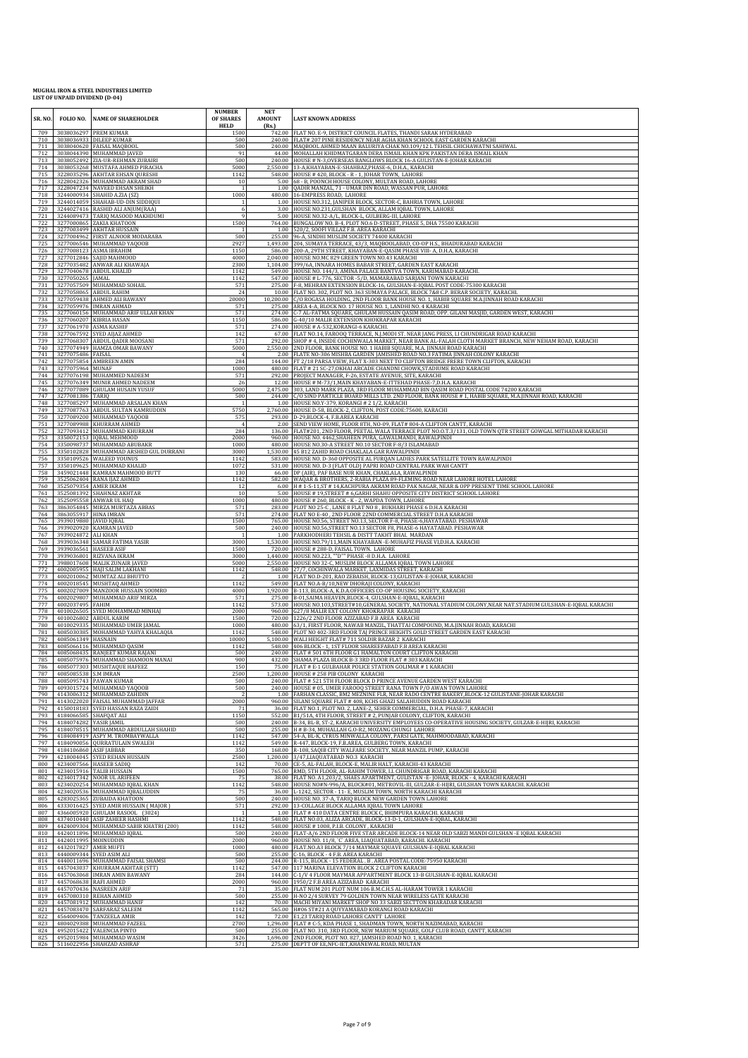**MUGHAL IRON & STEEL INDUSTRIES LIMITED**
**LIST OF UNPAID DIVIDEND (D-04)**

| SR. NO. | FOLIO NO. | NAME OF SHAREHOLDER | NUMBER OF SHARES HELD | NET AMOUNT (Rs.) | LAST KNOWN ADDRESS |
|---|---|---|---|---|---|
| 709 | 3038036297 | PREM KUMAR | 1500 | 742.00 | FLAT NO. E-9, DISTRICT COUNCIL FLATES, THANDI SARAK HYDERABAD |
| 710 | 3038036933 | DILEEP KUMAR | 500 | 240.00 | FLAT# 207 PINE RESIDENCY NEAR AGHA KHAN SCHOOL EAST GARDEN KARACHI |
| 711 | 3038040620 | FAISAL MAQBOOL | 500 | 240.00 | MAQBOOL AHMED MAAN BALURIYA CHAK NO.109/12 L TEHSIL CHICHAWATNI SAHIWAL |
| 712 | 3038044390 | MUHAMMAD JAVED | 91 | 44.00 | MOHALLAH KHIDMATGARAN DERA ISMAIL KHAN KPK PAKISTAN DERA ISMAIL KHAN |
| 713 | 3038052492 | ZIA-UR-REHMAN ZUBAIRI | 500 | 240.00 | HOUSE # N-3,OVERSEAS BANGLOWS BLOCK 16-A GULISTAN-E-JOHAR KARACHI |
| 714 | 3038053268 | MUSTAFA AHMED PIRACHA | 5000 | 2,550.00 | 13-A,KHAYABAN-E-SHAHBAZ,PHASE-6, D.H.A., KARACHI |
| 715 | 3228035296 | AKHTAR EHSAN QURESHI | 1142 | 548.00 | HOUSE # 420, BLOCK - R - 1, JOHAR TOWN, LAHORE |
| 716 | 3228042326 | MUHAMMAD AKRAM SHAD | 10 | 5.00 | 68 - B, POONCH HOUSE COLONY, MULTAN ROAD, LAHORE |
| 717 | 3228047234 | NAVEED EHSAN SHEIKH | 1 | 1.00 | QADIR MANZAL, 71 - UMAR DIN ROAD, WASSAN PUR, LAHORE |
| 718 | 3244000934 | SHAHID A.ZIA (SZ) | 1000 | 480.00 | 16-EMPRESS ROAD, LAHORE |
| 719 | 3244014059 | SHAHAB-UD-DIN SIDDIQUI | 1 | 1.00 | HOUSE NO.312, JANIPER BLOCK, SECTOR-C, BAHRIA TOWN, LAHORE |
| 720 | 3244027416 | RASHID ALI ANJUM(RAA) | 6 | 3.00 | HOUSE NO.231,GULSHAN BLOCK, ALLAM IQBAL TOWN, LAHORE |
| 721 | 3244089473 | TARIQ MASOOD MAKHDUMI | 9 | 5.00 | HOUSE NO.32-A/L, BLOCK-L, GULBERG-III, LAHORE |
| 722 | 3277000865 | ZAKIA KHATOON | 1500 | 764.00 | BUNGALOW NO. B-4, PLOT NO.6 D-STREET, PHASE 5, DHA 75500 KARACHI |
| 723 | 3277003499 | AKHTAR HUSSAIN | 1 | 1.00 | 520/2, SOOFI VILLAZ F.B. AREA KARACHI |
| 724 | 3277004962 | FIRST ALNOOR MODARABA | 500 | 255.00 | 96-A, SINDHI MUSLIM SOCIETY 74400 KARACHI |
| 725 | 3277006546 | MUHAMMAD YAQOOB | 2927 | 1,493.00 | 204, SUMAYA TERRACE, 43/3, MAQBOOLABAD, CO-OP H.S., BHADURABAD KARACHI |
| 726 | 3277008123 | ASMA IBRAHIM | 1150 | 586.00 | 200-A, 29TH STREET, KHAYABAN-E-QASIM PHASE VIII- A, D.H.A, KARACHI |
| 727 | 3277012846 | SAJID MAHMOOD | 4000 | 2,040.00 | HOUSE NO.MC 829 GREEN TOWN NO.43 KARACHI |
| 728 | 3277035482 | ANWAR ALI KHAWAJA | 2300 | 1,104.00 | 399/6A, INNARA HOMES BABAR STREET, GARDEN EAST KARACHI |
| 729 | 3277040678 | ABDUL KHALID | 1142 | 549.00 | HOUSE NO. 144/3, AMINA PALACE BANTVA TOWN, KARIMABAD KARACHI. |
| 730 | 3277050265 | JAMAL | 1142 | 547.00 | HOUSE # L-776, SECTOR -5/D, MAMARABAD SARJANI TOWN KARACHI |
| 731 | 3277057509 | MUHAMMAD SOHAIL | 571 | 275.00 | F-8, MEHRAN EXTENSION BLOCK-16, GULSHAN-E-IQBAL POST CODE-75300 KARACHI |
| 732 | 3277058065 | ABDUL RAHIM | 24 | 10.00 | FLAT NO. 302, PLOT NO. 363 SUMAYA PALACE, BLOCK 7&8 C.P. BERAR SOCIETY, KARACHI. |
| 733 | 3277059438 | AHMED ALI BAWANY | 20000 | 10,200.00 | C/O ROGASA HOLDING, 2ND FLOOR BANK HOUSE NO. 1, HABIB SQUARE M.A.JINNAH ROAD KARACHI |
| 734 | 3277059976 | IMRAN AHMAD | 571 | 275.00 | AREA 4-A, BLOCK NO. 17 HOUSE NO. 1, LANDHI NO. 4 KARACHI |
| 735 | 3277060156 | MUHAMMAD ARIF ULLAH KHAN | 571 | 274.00 | C-7 AL-FATMA SQUARE, GHULAM HUSSAIN QASIM ROAD, OPP. GILANI MASJID, GARDEN WEST, KARACHI |
| 736 | 3277060207 | KIBRIA HASAN | 1150 | 586.00 | G-40/10 MALIR EXTENSION KHOKRAPAR KARACHI |
| 737 | 3277061970 | ASMA KASHIF | 571 | 274.00 | HOUSE # A-532,KORANGI-6 KARACHI. |
| 738 | 3277067592 | SYED AIJAZ AHMED | 142 | 67.00 | FLAT NO.14, FAROOQ TERRACE, N.J.MODI ST. NEAR JANG PRESS, I.I CHUNDRIGAR ROAD KARACHI |
| 739 | 3277068307 | ABDUL QADIR MOOSANI | 571 | 292.00 | SHOP # 4, INSIDE COCHINWALA MARKET, NEAR BANK AL-FALAH CLOTH MARKET BRANCH, NEW NEHAM ROAD, KARACHI |
| 740 | 3277074949 | HAMZA OMAR BAWANY | 5000 | 2,550.00 | 2ND FLOOR, BANK HOUSE NO. 1 HABIB SQUARE, M.A. JINNAH ROAD KARACHI |
| 741 | 3277075486 | FAISAL | 4 | 2.00 | PLATE NO-306 MISHBA GARDEN JAMISHED ROAD NO.3 FATIMA JINNAH COLONY KARACHI |
| 742 | 3277075854 | AMBREEN AMIN | 284 | 144.00 | FT 2/18 PARSA VIEW, FLAT X-303 NEXT TO CLIFTON BRIDGE FRERE TOWN CLIFTON, KARACHI |
| 743 | 3277075964 | MUNAF | 1000 | 480.00 | FLAT # 21 SC-27,OKHAI ARCADE CHANDNI CHOWK,STADIUME ROAD KARACHI |
| 744 | 3277076198 | MUHAMMED NADEEM | 571 | 292.00 | PROJECT MANAGER, F-26, ESTATE AVENUE, SITE, KARACHI |
| 745 | 3277076349 | MUNIR AHMED NADEEM | 26 | 12.00 | HOUSE # M-73/1,MAIN KHAYABAN-E-ITTEHAD PHASE-7,D.H.A. KARACHI |
| 746 | 3277077089 | GHULAM HUSAIN YUSUF | 5000 | 2,475.00 | 303, LAND MARK PLAZA, 3RD FLOOR MUHAMMAD BIN QASIM ROAD POSTAL CODE 74200 KARACHI |
| 747 | 3277081386 | TARIQ | 500 | 244.00 | C/O SIND PARTICLE BOARD MILLS LTD. 2ND FLOOR, BANK HOUSE # 1, HABIB SQUARE, M.A.JINNAH ROAD, KARACHI |
| 748 | 3277085297 | MUHAMMAD ARSALAN KHAN | 1 | 1.00 | HOUSE NO.Y-379, KORANGI # 2 1/2, KARACHI |
| 749 | 3277087763 | ABDUL SULTAN KAMRUDDIN | 5750 | 2,760.00 | HOUSE D-58, BLOCK-2, CLIFTON, POST CODE:75600, KARACHI |
| 750 | 3277089200 | MUHAMMAD YAQOOB | 575 | 293.00 | D-29,BLOCK-4, F.B.AREA KARACHI |
| 751 | 3277089988 | KHURRAM AHMED | 4 | 2.00 | SENO VIEW HOME, FLOOR 8TH, NO-09, FLAT# 804-A CLIFTON CANTT, KARACHI |
| 752 | 3277093412 | MUHAMMAD KHURRAM | 284 | 136.00 | FLAT#201, 2ND FLOOR, PEETAL WALA TERRACE PLOT NO.O.T.3/131, OLD TOWN QTR STREET GOWGAL MITHADAR KARACHI |
| 753 | 3350072153 | IQBAL MEHMOOD | 2000 | 960.00 | HOUSE NO. 4462,SHAHEEN PURA, GAWALMANDI, RAWALPINDI |
| 754 | 3350098737 | MUHAMMAD ABUBAKR | 1000 | 480.00 | HOUSE NO.30-A STREET NO.10 SECTOR F-8/3 ISLAMABAD |
| 755 | 3350102828 | MUHAMMAD ARSHED GUL DURRANI | 3000 | 1,530.00 | 45 B12 ZAHID ROAD CHAKLALA GAR RAWALPINDI |
| 756 | 3350109526 | WALEED YOUNUS | 1142 | 583.00 | HOUSE NO. D-360 OPPOSITE AL FURQAN LADIES PARK SATELLITE TOWN RAWALPINDI |
| 757 | 3350109625 | MUHAMMAD KHALID | 1072 | 531.00 | HOUSE NO. D-3 (FLAT OLD) PAPRI ROAD CENTRAL PARK WAH CANTT |
| 758 | 3459021448 | KAMRAN MAHMOOD BUTT | 130 | 66.00 | DP (AIR), PAF BASE NUR KHAN, CHAKLALA, RAWALPINDI |
| 759 | 3525062404 | RANA IJAZ AHMED | 1142 | 582.00 | WAQAR & BROTHERS, 2-RABIA PLAZA 89-FLEMING ROAD NEAR LAHORE HOTEL LAHORE |
| 760 | 3525079354 | AMER IKRAM | 12 | 6.00 | H # 1-S-11,ST # 14,KACHPURA AKRAM ROAD PAK NAGAR, NEAR & OPP PRESENT TIME SCHOOL LAHORE |
| 761 | 3525081392 | SHAHNAZ AKHTAR | 10 | 5.00 | HOUSE # 19,STREET # 6,GARHI SHAHU OPPOSITE CITY DISTRICT SCHOOL LAHORE |
| 762 | 3525095558 | ANWAR UL HAQ | 1000 | 480.00 | HOUSE # 260, BLOCK - K - 2, WAPDA TOWN, LAHORE |
| 763 | 3863054845 | MIRZA MURTAZA ABBAS | 571 | 283.00 | PLOT NO 25-C , LANE 8 FLAT NO 8 , BUKHARI PHASE 6 D.H.A KARACHI |
| 764 | 3863055917 | HINA IMRAN | 571 | 274.00 | FLAT NO E-40 , 2ND FLOOR 22ND COMMERCIAL STREET D.H.A KARACHI |
| 765 | 3939019880 | JAVID IQBAL | 1500 | 765.00 | HOUSE NO.56, STREET NO.13, SECTOR F-8, PHASE-6,HAYATABAD. PESHAWAR |
| 766 | 3939020920 | KAMRAN JAVED | 500 | 240.00 | HOUSE NO.56,STREET NO.13 SECTOR F8, PHASE-6 HAYATABAD. PESHAWAR |
| 767 | 3939024872 | ALI KHAN | 1 | 1.00 | PARKHODHERI TEHSIL & DISTT TAKHT BHAI MARDAN |
| 768 | 3939036348 | SAMAR FATIMA YASIR | 3000 | 1,530.00 | HOUSE NO.79/11,MAIN KHAYABAN -E-MUHAFIZ PHASE VI,D.H.A. KARACHI |
| 769 | 3939036561 | HASEEB ASIF | 1500 | 720.00 | HOUSE # 288-D, FAISAL TOWN. LAHORE |
| 770 | 3939036801 | RIZVANA IKRAM | 3000 | 1,440.00 | HOUSE NO.223, ""D"" PHASE -8 D.H.A. LAHORE |
| 771 | 3988017608 | MALIK ZUNAIR JAVED | 5000 | 2,550.00 | HOUSE NO 32-C, MUSLIM BLOCK ALLAMA IQBAL TOWN LAHORE |
| 772 | 4002005955 | HAJI SALIM LAKHANI | 1142 | 548.00 | 27/7, COCHINWALA MARKET, LAXMIDAS STREET, KARACHI |
| 773 | 4002010062 | MUMTAZ ALI BHUTTO | 2 | 1.00 | FLAT NO.D-201, RAO ZEBAISH, BLOCK-13,GULISTAN-E-JOHAR, KARACHI |
| 774 | 4002018545 | MUSHTAQ AHMED | 1142 | 549.00 | FLAT NO.A-B/10,NEW DHORAJI COLONY, KARACHI |
| 775 | 4002027809 | MANZOOR HUSSAIN SOOMRO | 4000 | 1,920.00 | B-113, BLOCK-A, K.D.A.OFFICERS CO-OP HOUSING SOCIETY, KARACHI |
| 776 | 4002029807 | MUHAMMAD ARIF MIRZA | 571 | 275.00 | B-01,SAIMA HEAVEN,BLOCK-4, GULSHAN-E-IQBAL, KARACHI |
| 777 | 4002037495 | FAHIM | 1142 | 573.00 | HOUSE NO.103,STREET#10,GENERAL SOCIETY, NATIONAL STADIUM COLONY,NEAR NAT.STADIUM GULSHAN-E-IQBAL KARACHI |
| 778 | 4010026505 | SYED MOHAMMAD MINHAJ | 2000 | 960.00 | G27/8 MALIR EXT COLONY KHOKRAPAR KARACHI |
| 779 | 4010026802 | ABDUL KARIM | 1500 | 720.00 | 1226/2 2ND FLOOR AZIZABAD F.B AREA KARACHI |
| 780 | 4010029335 | MUHAMMAD UMER JAMAL | 1000 | 480.00 | 63/1, FIRST FLOOR, NAWAB MANZIL, THATTAI COMPOUND, M.A.JINNAH ROAD, KARACHI |
| 781 | 4085030385 | MOHAMMAD YAHYA KHALAQIA | 1142 | 548.00 | PLOT NO 402-3RD FLOOR TAJ PRINCE HEIGHTS GOLD STREET GARDEN EAST KARACHI |
| 782 | 4085061349 | HASNAIN | 10000 | 5,100.00 | WALI HEIGHT FLAT# 711 SOLDIR BAZAR 2 KARACHI |
| 783 | 4085066116 | MUHAMMAD QASIM | 1142 | 548.00 | 406 BLOCK - 1, 1ST FLOOR SHAREEFABAD F.B AREA KARACHI |
| 784 | 4085068435 | RANJEET KUMAR RAJANI | 500 | 240.00 | FLAT # 501 6TH FLOOR G1 HAMALTON COURT CLIFTON KARACHI |
| 785 | 4085075976 | MUHAMMAD SHAMOON MANAI | 900 | 432.00 | SHAMA PLAZA BLOCK B-3 3RD FLOOR FLAT # 303 KARACHI |
| 786 | 4085077303 | MUSHTAQUE HAFEEZ | 150 | 75.00 | FLAT # E-1 GULBAHAR POLICE STATION GOLIMAR # 1 KARACHI |
| 787 | 4085085538 | S.M IMRAN | 2500 | 1,200.00 | HOUSE # 258 PIB COLONY KARACHI |
| 788 | 4085095743 | PAWAN KUMAR | 500 | 240.00 | FLAT # 521 5TH FLOOR BLOCK D PRINCE AVENUE GARDEN WEST KARACHI |
| 789 | 4093015724 | MUHAMMAD YAQOOB | 500 | 240.00 | HOUSE # 05, UMER FAROOQ STREET RANA TOWN P/O AWAN TOWN LAHORE |
| 790 | 4143006312 | MUHAMMAD ZAHIDIN | 2 | 1.00 | FARHAN CLASSIC, BM2 MEZNINE FLR, NEAR RADO CENTRE BAKERY,BLOCK-12 GULISTANE-JOHAR KARACHI |
| 791 | 4143022020 | FAISAL MUHAMMAD JAFFAR | 2000 | 960.00 | SILANI SQUARE FLAT # 408, KCHS GHAZI SALAHUDDIN ROAD KARACHI |
| 792 | 4150018183 | SYED HASSAN RAZA ZAIDI | 71 | 36.00 | FLAT NO.1, PLOT NO. 2, LANE-2, SEHER COMMERCIAL, D.H.A. PHASE-7, KARACHI |
| 793 | 4184066585 | SHAFQAT ALI | 1150 | 552.00 | B1/51A, 4TH FLOOR, STREET # 2, PUNJAB COLONY, CLIFTON, KARACHI |
| 794 | 4184074282 | YASIR JAMIL | 500 | 240.00 | B-34, BL-B, ST-2, KARACHI UNIVERSITY EMPLOYEES CO-OPERATIVE HOUSING SOCIETY, GULZAR-E-HIJRI, KARACHI |
| 795 | 4184078515 | MUHAMMAD ABDULLAH SHAHID | 500 | 255.00 | H # B-34, MUHALLAH G.O-R2, MOZANG CHUNGI LAHORE |
| 796 | 4184084919 | ASPY M. TROMBAYWALLA | 1142 | 547.00 | 54-A, BL-K, CYRUS MINWALLA COLONY, PARSI GATE, MAHMOODABAD, KARACHI |
| 797 | 4184090056 | QURRATULAIN SWALEH | 1142 | 549.00 | R-447, BLOCK-19, F.B.AREA, GULBERG TOWN, KARACHI |
| 798 | 4184106860 | ASIF JABBAR | 350 | 168.00 | R-108, SAQIB CITY WALFARE SOCIETY, NEAR MANZIL PUMP, KARACHI |
| 799 | 4218004045 | SYED REHAN HUSSAIN | 2500 | 1,200.00 | 3/47,LIAQUATABAD NO.3 KARACHI |
| 800 | 4234007566 | HASEEB SADIQ | 142 | 70.00 | CE-5, AL-FALAH, BLOCK-E, MALIR HALT, KARACHI-43 KARACHI |
| 801 | 4234015916 | TALIB HUSSAIN | 1500 | 765.00 | RMD, 5TH FLOOR, AL-RAHIM TOWER, I.I. CHUNDRIGAR ROAD, KARACHI KARACHI |
| 802 | 4234017342 | NOOR UL ARIFEEN | 75 | 38.00 | FLAT NO. A1,203/2, SHAES APARTMENT, GULISTAN -E- JOHAR, BLOCK - 4, KARACHI KARACHI |
| 803 | 4234020254 | MUHAMMAD IQBAL KHAN | 1142 | 548.00 | HOUSE NO#N-996/A, BLOCK#01, METROVIL-III, GULZAR-E-HIJRI, GULSHAN TOWN KARACHI. KARACHI |
| 804 | 4234020536 | MUHAMMAD IQBALUDDIN | 75 | 36.00 | L-1242, SECTOR - 11- E, MUSLIM TOWN, NORTH KARACHI KARACHI |
| 805 | 4283025365 | ZUBAIDA KHATOON | 500 | 240.00 | HOUSE NO. 37-A, TARIQ BLOCK NEW GARDEN TOWN LAHORE |
| 806 | 4333016425 | SYED AMIR HUSSAIN ( MAJOR ) | 571 | 292.00 | 13-COLLAGE BLOCK ALLAMA IQBAL TOWN LAHORE |
| 807 | 4366005920 | GHULAM RASOOL (3024) | 1 | 1.00 | FLAT # 410 DATA CENTRE BLOCK C, BHIMPURA KARACHI. KARACHI |
| 808 | 4374010440 | ASIF ZAHEER HASHMI | 1142 | 548.00 | FLAT NO.03, ALIZA ARCADE, BLOCK-13-D-1, GULSHAN-E-IQBAL, KARACHI |
| 809 | 4424009304 | MUHAMMAD SABIR KHATRI (200) | 1142 | 548.00 | HOUSE # 1008, P.I.B. COLONY , KARACHI |
| 810 | 4424011896 | MUHAMMAD IQBAL | 500 | 240.00 | FLAT-A/6 2ND FLOOR FIVE STAR ARCADE BLOCK-14 NEAR OLD SABZI MANDI GULSHAN -E IQBAL KARACHI |
| 811 | 4424011995 | MOINUDDIN | 2000 | 960.00 | HOUSE NO. 11/8, 'C' AREA, LIAQUATABAD, KARACHI. KARACHI |
| 812 | 4432017827 | AMIR MUFTI | 1000 | 480.00 | FLAT.NO.A3 BLOCK 7/14 MAYMAR SQUAVE GULSHAN-E-IQBAL KARACHI |
| 813 | 4440009344 | SYED ASIM ALI | 500 | 255.00 | C-16, BLOCK - 4 F.B. AREA KARACHI |
| 814 | 4440011696 | MUHAMMAD FAISAL SHAMSI | 500 | 244.00 | R-115, BLOCK - 15 FEDERAL . B . AREA POSTAL CODE-75950 KARACHI |
| 815 | 4457043037 | KHURRAM AKHTAR (STT) | 1142 | 547.00 | 117 MARINA ELEVATION BLOCK 2 CLIFTON KARACHI |
| 816 | 4457063068 | IMRAN AMIN BAWANY | 284 | 144.00 | C-1/V 4 FLOOR MAYMAR APPARTMENT BLOCK 13-B GULSHAN-E-IQBAL KARACHI |
| 817 | 4457068638 | RAFI AHMED | 2000 | 960.00 | 1950/2 F.B AREA AZIZABAD KARACHI |
| 818 | 4457070436 | NASREEN ARIF | 71 | 35.00 | FLAT NUM 201 PLOT NUM 106 B.M.C.H.S AL-HARAM TOWER 1 KARACHI |
| 819 | 4457080310 | REHAN AHMED | 500 | 255.00 | H-NO 2/4 SURVEY 79 GOLDEN TOWN NEAR WIRELESS GATE KARACHI |
| 820 | 4457081912 | MUHAMMAD HANIF | 142 | 70.00 | MACHI MIYANI MARKET SHOP NO 33 SABZI SECTTON KHARADAR KARACHI |
| 821 | 4457083470 | SARFARAZ SALEEM | 1142 | 565.00 | H#06 ST#21 A QUYYAMABAD KORANGI ROAD KARACHI |
| 822 | 4564009406 | TANZEELA AMIR | 142 | 72.00 | E1,23 TARIQ ROAD LAHORE CANTT LAHORE |
| 823 | 4804029388 | MUHAMMAD FAZEEL | 2700 | 1,296.00 | FLAT # C-5, KDA PHASE 1, SHADMAN TOWN, NORTH NAZIMABAD, KARACHI |
| 824 | 4952015422 | VALENCIA PINTO | 500 | 255.00 | FLAT NO. 310, 3RD FLOOR, NEW MARIUM SQUARE, GOLF CLUB ROAD, CANTT, KARACHI |
| 825 | 4952015984 | MUHAMMAD WASIM | 3426 | 1,696.00 | 2ND FLOOR, PLOT NO. 827, JAMSHED ROAD NO. 1, KARACHI |
| 826 | 5116022956 | SHAHZAD ASHRAF | 571 | 275.00 | DEPTT OF EE,NFC-IET,KHANEWAL ROAD, MULTAN |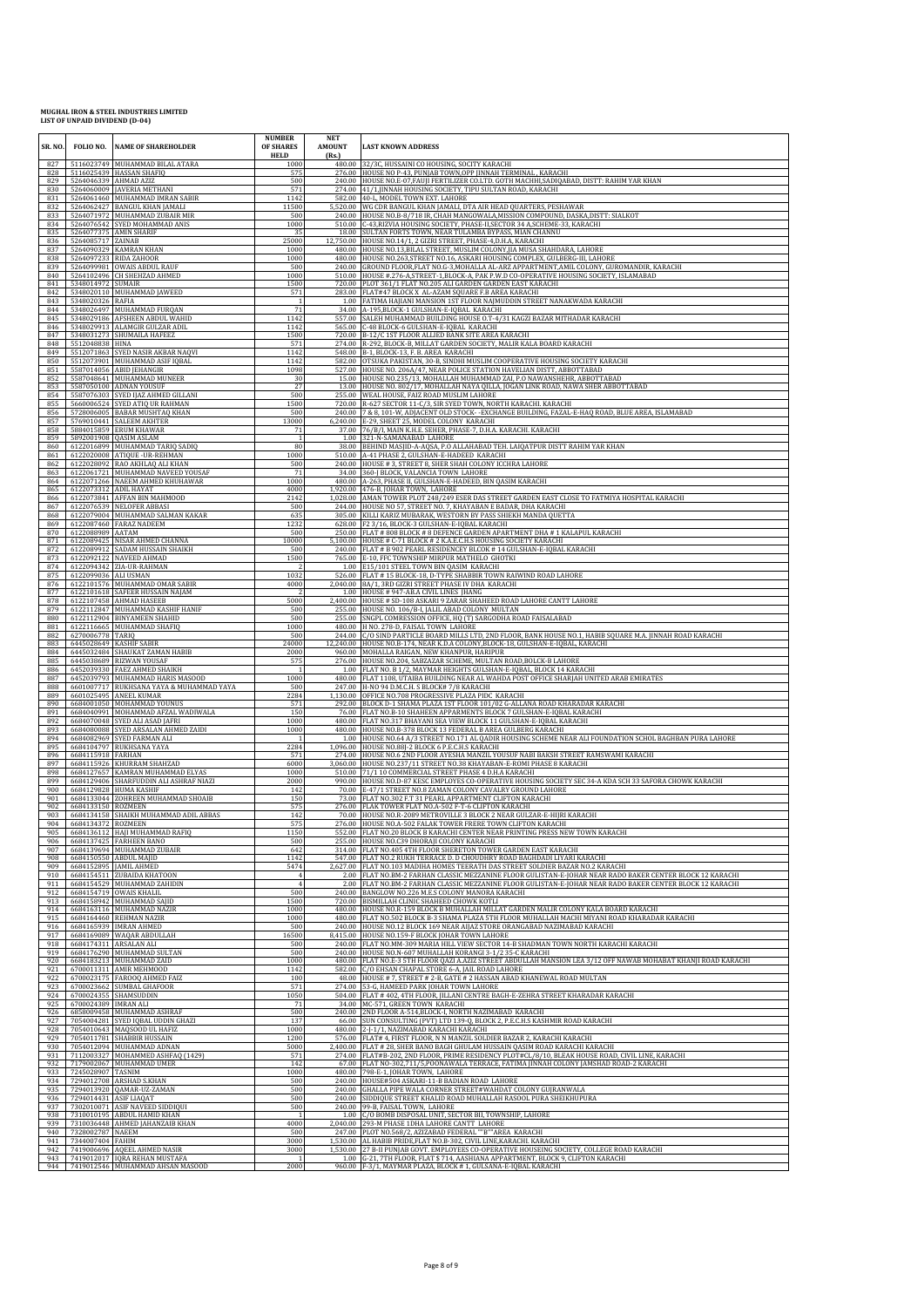# MUGHAL IRON & STEEL INDUSTRIES LIMITED
# LIST OF UNPAID DIVIDEND (D-04)

| SR. NO. | FOLIO NO. | NAME OF SHAREHOLDER | NUMBER OF SHARES HELD | NET AMOUNT (Rs.) | LAST KNOWN ADDRESS |
|---|---|---|---|---|---|
| 827 | 5116023749 | MUHAMMAD BILAL ATARA | 1000 | 480.00 | 32/3C, HUSSAINI CO HOUSING, SOCITY KARACHI |
| 828 | 5116025439 | HASSAN SHAFIQ | 575 | 276.00 | HOUSE NO P-43, PUNJAB TOWN,OPP JINNAH TERMINAL , KARACHI |
| 829 | 5264046339 | AHMAD AZIZ | 500 | 240.00 | HOUSE NO.E-07,FAUJI FERTILIZER CO.LTD. GOTH MACHHI,SADIQABAD, DISTT: RAHIM YAR KHAN |
| 830 | 5264060009 | JAVERIA METHANI | 571 | 274.00 | 41/1,JINNAH HOUSING SOCIETY, TIPU SULTAN ROAD, KARACHI |
| 831 | 5264061460 | MUHAMMAD IMRAN SABIR | 1142 | 582.00 | 40-L, MODEL TOWN EXT. LAHORE |
| 832 | 5264062427 | BANGUL KHAN JAMALI | 11500 | 5,520.00 | WG CDR BANGUL KHAN JAMALI, DTA AIR HEAD QUARTERS, PESHAWAR |
| 833 | 5264071972 | MUHAMMAD ZUBAIR MIR | 500 | 240.00 | HOUSE NO.B-8/718 IR, CHAH MANGOWALA,MISSION COMPOUND, DASKA,DISTT: SIALKOT |
| 834 | 5264076542 | SYED MOHAMMAD ANIS | 1000 | 510.00 | C-43,RIZVIA HOUSING SOCIETY, PHASE-II,SECTOR 34 A,SCHEME-33, KARACHI |
| 835 | 5264077375 | AMIN SHARIF | 35 | 18.00 | SULTAN FORTS TOWN, NEAR TULAMBA BYPASS, MIAN CHANNU |
| 836 | 5264085717 | ZAINAB | 25000 | 12,750.00 | HOUSE NO.14/1, 2 GIZRI STREET, PHASE-4,D.H.A, KARACHI |
| 837 | 5264090329 | KAMRAN KHAN | 1000 | 480.00 | HOUSE NO.13,BILAL STREET, MUSLIM COLONY,JIA MUSA SHAHDARA, LAHORE |
| 838 | 5264097233 | RIDA ZAHOOR | 1000 | 480.00 | HOUSE NO.263,STREET NO.16, ASKARI HOUSING COMPLEX, GULBERG-III, LAHORE |
| 839 | 5264099981 | OWAIS ABDUL RAUF | 500 | 240.00 | GROUND FLOOR,FLAT NO.G-3,MOHALLA AL-ARZ APPARTMENT,AMIL COLONY, GUROMANDIR, KARACHI |
| 840 | 5264102496 | CH SHEHZAD AHMED | 1000 | 510.00 | HOUSE #.276-A,STREET-1,BLOCK-A, PAK P.W.D CO-OPERATIVE HOUSING SOCIETY, ISLAMABAD |
| 841 | 5348014972 | SUMAIR | 1500 | 720.00 | PLOT 361/1 FLAT NO.205 ALI GARDEN GARDEN EAST KARACHI |
| 842 | 5348020110 | MUHAMMAD JAWEED | 571 | 283.00 | FLAT#47 BLOCK X AL-AZAM SQUARE F.B AREA KARACHI |
| 843 | 5348020326 | RAFIA | 1 | 1.00 | FATIMA HAJIANI MANSION 1ST FLOOR NAJMUDDIN STREET NANAKWADA KARACHI |
| 844 | 5348026497 | MUHAMMAD FURQAN | 71 | 34.00 | A-195,BLOCK-1 GULSHAN-E-IQBAL KARACHI |
| 845 | 5348029186 | AFSHEEN ABDUL WAHID | 1142 | 557.00 | SALEH MUHAMMAD BUILDING HOUSE O.T-4/31 KAGZI BAZAR MITHADAR KARACHI |
| 846 | 5348029913 | ALAMGIR GULZAR ADIL | 1142 | 565.00 | C-48 BLOCK-6 GULSHAN-E-IQBAL KARACHI |
| 847 | 5348031273 | SHUMAILA HAFEEZ | 1500 | 720.00 | B-12/C 1ST FLOOR ALLIED BANK SITE AREA KARACHI |
| 848 | 5512048838 | HINA | 571 | 274.00 | R-292, BLOCK-B, MILLAT GARDEN SOCIETY, MALIR KALA BOARD KARACHI |
| 849 | 5512071863 | SYED NASIR AKBAR NAQVI | 1142 | 548.00 | B-1, BLOCK-13, F. B. AREA KARACHI |
| 850 | 5512073901 | MUHAMMAD ASIF IQBAL | 1142 | 582.00 | OTSUKA PAKISTAN, 30-B, SINDHI MUSLIM COOPERATIVE HOUSING SOCIETY KARACHI |
| 851 | 5587014056 | ABID JEHANGIR | 1098 | 527.00 | HOUSE NO. 206A/47, NEAR POLICE STATION HAVELIAN DISTT, ABBOTTABAD |
| 852 | 5587048641 | MUHAMMAD MUNEER | 30 | 15.00 | HOUSE NO.235/13, MOHALLAH MUHAMMAD ZAI, P.O NAWANSHEHR, ABBOTTABAD |
| 853 | 5587050100 | ADNAN YOUSUF | 27 | 13.00 | HOUSE NO. 802/17, MOHALLAH NAYA QILLA, JOGAN LINK ROAD, NAWA SHER ABBOTTABAD |
| 854 | 5587076303 | SYED IJAZ AHMED GILLANI | 500 | 255.00 | WEAL HOUSE, FAIZ ROAD MUSLIM LAHORE |
| 855 | 5660006524 | SYED ATIQ UR RAHMAN | 1500 | 720.00 | R-627 SECTOR 11-C/3, SIR SYED TOWN, NORTH KARACHI. KARACHI |
| 856 | 5728006005 | BABAR MUSHTAQ KHAN | 500 | 240.00 | 7 & 8, 101-W, ADJACENT OLD STOCK- -EXCHANGE BUILDING, FAZAL-E-HAQ ROAD, BLUE AREA, ISLAMABAD |
| 857 | 5769010441 | SALEEM AKHTER | 13000 | 6,240.00 | E-29, SHEET 25, MODEL COLONY KARACHI |
| 858 | 5884015859 | ERUM KHAWAR | 71 | 37.00 | 76/B/I, MAIN K.H.E. SEHER, PHASE-7, D.H.A. KARACHI. KARACHI |
| 859 | 5892001908 | QASIM ASLAM | 1 | 1.00 | 321-N-SAMANABAD LAHORE |
| 860 | 6122016899 | MUHAMMAD TARIQ SADIQ | 80 | 38.00 | BEHIND MASJID-A-AQSA, P.O ALLAHABAD TEH. LAIQATPUR DISTT RAHIM YAR KHAN |
| 861 | 6122020008 | ATIQUE -UR-REHMAN | 1000 | 510.00 | A-41 PHASE 2, GULSHAN-E-HADEED KARACHI |
| 862 | 6122028092 | RAO AKHLAQ ALI KHAN | 500 | 240.00 | HOUSE # 3, STREET 8, SHER SHAH COLONY ICCHRA LAHORE |
| 863 | 6122061721 | MUHAMMAD NAVEED YOUSAF | 71 | 34.00 | 360-J BLOCK, VALANCIA TOWN LAHORE |
| 864 | 6122071266 | NAEEM AHMED KHUHAWAR | 1000 | 480.00 | A-263, PHASE II, GULSHAN-E-HADEED, BIN QASIM KARACHI |
| 865 | 6122073312 | ADIL HAYAT | 4000 | 1,920.00 | 476-B, JOHAR TOWN, LAHORE |
| 866 | 6122073841 | AFFAN BIN MAHMOOD | 2142 | 1,028.00 | AMAN TOWER PLOT 240/249 ESER DAS STREET GARDEN EAST CLOSE TO FATMIYA HOSPITAL KARACHI |
| 867 | 6122076539 | NELOFER ABBASI | 500 | 244.00 | HOUSE NO 57, STREET NO. 7, KHAYABAN E BADAR, DHA KARACHI |
| 868 | 6122079004 | MUHAMMAD SALMAN KAKAR | 635 | 305.00 | KILLI KARIZ MUBARAK, WESTERN BY PASS SHIEKH MANDA QUETTA |
| 869 | 6122087460 | FARAZ NADEEM | 1232 | 628.00 | F2 3/16, BLOCK-3 GULSHAN-E-IQBAL KARACHI |
| 870 | 6122088989 | AATAM | 500 | 250.00 | FLAT # 808 BLOCK # 8 DEFENCE GARDEN APARTMENT DHA # 1 KALAPUL KARACHI |
| 871 | 6122089425 | NISAR AHMED CHANNA | 10000 | 5,100.00 | HOUSE # C-71 BLOCK # 2 K.A.E.C.H.S HOUSING SOCIETY KARACHI |
| 872 | 6122089912 | SADAM HUSSAIN SHAIKH | 500 | 240.00 | FLAT # B 902 PEARL RESIDENCEY BLCOK # 14 GULSHAN-E-IQBAL KARACHI |
| 873 | 6122092122 | NAVEED AHMAD | 1500 | 765.00 | E-10, FFC TOWNSHIP MIRPUR MATHELO GHOTKI |
| 874 | 6122094342 | ZIA-UR-RAHMAN | 2 | 1.00 | E15/101 STEEL TOWN BIN QASIM KARACHI |
| 875 | 6122099836 | ALI USMAN | 1032 | 526.00 | FLAT # 15 BLOCK-18, D-TYPE SHABBIR TOWN RAIWIND ROAD LAHORE |
| 876 | 6122101576 | MUHAMMAD OMAR SABIR | 4000 | 2,040.00 | 8A/1, 3RD GIZRI STREET PHASE IV DHA KARACHI |
| 877 | 6122101618 | SAFEER HUSSAIN NAJAM | 2 | 1.00 | HOUSE # 947-AB,A CIVIL LINES JHANG |
| 878 | 6122107458 | AHMAD HASEEB | 5000 | 2,400.00 | HOUSE # SD-108 ASKARI 9 ZARAR SHAHEED ROAD LAHORE CANTT LAHORE |
| 879 | 6122112847 | MUHAMMAD KASHIF HANIF | 500 | 255.00 | HOUSE NO. 106/B-I, JALIL ABAD COLONY MULTAN |
| 880 | 6122112904 | BINYAMEEN SHAHID | 500 | 255.00 | SNGPL COMRESSION OFFICE, HQ (T) SARGODHA ROAD FAISALABAD |
| 881 | 6122116665 | MUHAMMAD SHAFIQ | 1000 | 480.00 | H NO. 278-D, FAISAL TOWN LAHORE |
| 882 | 6270006778 | TARIQ | 500 | 244.00 | C/O SIND PARTICLE BOARD MILLS LTD, 2ND FLOOR, BANK HOUSE NO.1, HABIB SQUARE M.A. JINNAH ROAD KARACHI |
| 883 | 6445028649 | KASHIF SABIR | 24000 | 12,240.00 | HOUSE NO.B-174, NEAR K.D.A COLONY,BLOCK-18, GULSHAN-E-IQBAL, KARACHI |
| 884 | 6445032484 | SHAUKAT ZAMAN HABIB | 2000 | 960.00 | MOHALLA RAIGAN, NEW KHANPUR, HARIPUR |
| 885 | 6445038689 | RIZWAN YOUSAF | 575 | 276.00 | HOUSE NO.204, SABZAZAR SCHEME, MULTAN ROAD,BOLCK-B LAHORE |
| 886 | 6452039330 | FAEZ AHMED SHAIKH | 1 | 1.00 | FLAT NO. B 1/2, MAYMAR HEIGHTS GULSHAN-E-IQBAL, BLOCK 14 KARACHI |
| 887 | 6452039793 | MUHAMMAD HARIS MASOOD | 1000 | 480.00 | FLAT 1108, UTAIBA BUILDING NEAR AL WAHDA POST OFFICE SHARJAH UNITED ARAB EMIRATES |
| 888 | 6601007717 | RUKHSANA YAYA & MUHAMMAD YAYA | 500 | 247.00 | H-NO 94 D.M.C.H. S BLOCK# 7/8 KARACHI |
| 889 | 6601025495 | ANEEL KUMAR | 2284 | 1,130.00 | OFFICE NO.708 PROGRESSIVE PLAZA PIDC KARACHI |
| 890 | 6684001050 | MOHAMMAD YOUNUS | 571 | 292.00 | BLOCK D-1 SHAMA PLAZA 1ST FLOOR 101/02 G-ALLANA ROAD KHARADAR KARACHI |
| 891 | 6684040991 | MOHAMMAD AFZAL WADIWALA | 150 | 76.00 | FLAT NO.B-10 SHAHEEN APPARMENTS BLOCK 7 GULSHAN-E-IQBAL KARACHI |
| 892 | 6684070048 | SYED ALI ASAD JAFRI | 1000 | 480.00 | FLAT NO.317 BHAYANI SEA VIEW BLOCK 11 GULSHAN-E-IQBAL KARACHI |
| 893 | 6684080088 | SYED ARSALAN AHMED ZAIDI | 1000 | 480.00 | HOUSE NO.B-378 BLOCK 13 FEDERAL B AREA GULBERG KARACHI |
| 894 | 6684082969 | SYED FARMAN ALI | 1 | 1.00 | HOUSE NO.64 A/3 STREET NO.171 AL QADIR HOUSING SCHEME NEAR ALI FOUNDATION SCHOL BAGHBAN PURA LAHORE |
| 895 | 6684104797 | RUKHSANA YAYA | 2284 | 1,096.00 | HOUSE NO.88J-2 BLOCK 6 P.E.C.H.S KARACHI |
| 896 | 6684115918 | FARHAN | 571 | 274.00 | HOUSE NO.6 2ND FLOOR AYESHA MANZIL YOUSUF NABI BAKSH STREET RAMSWAMI KARACHI |
| 897 | 6684115926 | KHURRAM SHAHZAD | 6000 | 3,060.00 | HOUSE NO.237/11 STREET NO.38 KHAYABAN-E-ROMI PHASE 8 KARACHI |
| 898 | 6684127657 | KAMRAN MUHAMMAD ELYAS | 1000 | 510.00 | 71/1 10 COMMERCIAL STREET PHASE 4 D.H.A KARACHI |
| 899 | 6684129406 | SHARFUDDIN ALI ASHRAF NIAZI | 2000 | 990.00 | HOUSE NO.D-87 KESC EMPLOYES CO-OPERATIVE HOUSING SOCIETY SEC 34-A KDA SCH 33 SAFORA CHOWK KARACHI |
| 900 | 6684129828 | HUMA KASHIF | 142 | 70.00 | E-47/1 STREET NO.8 ZAMAN COLONY CAVALRY GROUND LAHORE |
| 901 | 6684133044 | ZOHREEN MUHAMMAD SHOAIB | 150 | 73.00 | FLAT NO.302 F.T 31 PEARL APPARTMENT CLIFTON KARACHI |
| 902 | 6684133150 | ROZMEEN | 575 | 276.00 | FLAK TOWER FLAT NO.A-502 F-T-6 CLIFTON KARACHI |
| 903 | 6684134158 | SHAIKH MUHAMMAD ADIL ABBAS | 142 | 70.00 | HOUSE NO.R-2089 METROVILLE 3 BLOCK 2 NEAR GULZAR-E-HIJRI KARACHI |
| 904 | 6684134372 | ROZMEEN | 575 | 276.00 | HOUSE NO.A-502 FALAK TOWER FRERE TOWN CLIFTON KARACHI |
| 905 | 6684136112 | HAJI MUHAMMAD RAFIQ | 1150 | 552.00 | FLAT NO.20 BLOCK B KARACHI CENTER NEAR PRINTING PRESS NEW TOWN KARACHI |
| 906 | 6684137425 | FARHEEN BANO | 500 | 255.00 | HOUSE NO.C39 DHORAJI COLONY KARACHI |
| 907 | 6684139694 | MUHAMMAD ZUBAIR | 642 | 314.00 | FLAT NO.405 4TH FLOOR SHERETON TOWER GARDEN EAST KARACHI |
| 908 | 6684150550 | ABDUL MAJID | 1142 | 547.00 | FLAT NO.2 RUKH TERRACE D. D CHOUDHRY ROAD BAGHDADI LIYARI KARACHI |
| 909 | 6684152895 | JAMIL AHMED | 5474 | 2,627.00 | FLAT NO.103 MADIHA HOMES TEERATH DAS STREET SOLDIER BAZAR NO.2 KARACHI |
| 910 | 6684154511 | ZUBAIDA KHATOON | 4 | 2.00 | FLAT NO.BM-2 FARHAN CLASSIC MEZZANINE FLOOR GULISTAN-E-JOHAR NEAR RADO BAKER CENTER BLOCK 12 KARACHI |
| 911 | 6684154529 | MUHAMMAD ZAHIDIN | 4 | 2.00 | FLAT NO.BM-2 FARHAN CLASSIC MEZZANINE FLOOR GULISTAN-E-JOHAR NEAR RADO BAKER CENTER BLOCK 12 KARACHI |
| 912 | 6684154719 | OWAIS KHALIL | 500 | 240.00 | BANGLOW NO.226 M.E.S COLONY MANORA KARACHI |
| 913 | 6684158942 | MUHAMMAD SAJID | 1500 | 720.00 | BISMILLAH CLINIC SHAHEED CHOWK KOTLI |
| 914 | 6684163116 | MUHAMMAD NAZIR | 1000 | 480.00 | HOUSE NO.R-159 BLOCK B MUHALLAH MILLAT GARDEN MALIR COLONY KALA BOARD KARACHI |
| 915 | 6684164460 | REHMAN NAZIR | 1000 | 480.00 | FLAT NO.502 BLOCK B-3 SHAMA PLAZA 5TH FLOOR MUHALLAH MACHI MIYANI ROAD KHARADAR KARACHI |
| 916 | 6684165939 | IMRAN AHMED | 500 | 240.00 | HOUSE NO.12 BLOCK 169 NEAR AIJAZ STORE ORANGABAD NAZIMABAD KARACHI |
| 917 | 6684169089 | WAQAR ABDULLAH | 16500 | 8,415.00 | HOUSE NO.159-F BLOCK JOHAR TOWN LAHORE |
| 918 | 6684174311 | ARSALAN ALI | 500 | 240.00 | FLAT NO.MM-309 MARIA HILL VIEW SECTOR 14-B SHADMAN TOWN NORTH KARACHI KARACHI |
| 919 | 6684176290 | MUHAMMAD SULTAN | 500 | 240.00 | HOUSE NO.N-607 MUHALLAH KORANGI 3-1/2 35-C KARACHI |
| 920 | 6684183213 | MUHAMMAD ZAID | 1000 | 480.00 | FLAT NO.E-3 5TH FLOOR QAZI A.AZIZ STREET ABDULLAH MANSION LEA 3/12 OPP NAWAB MOHABAT KHANJI ROAD KARACHI |
| 921 | 6700011311 | AMIR MEHMOOD | 1142 | 582.00 | C/O EHSAN CHAPAL STORE 6-A, JAIL ROAD LAHORE |
| 922 | 6700023175 | FAROOQ AHMED FAIZ | 100 | 48.00 | HOUSE # 7, STREET # 2-B, GATE # 2 HASSAN ABAD KHANEWAL ROAD MULTAN |
| 923 | 6700023662 | SUMBAL GHAFOOR | 571 | 274.00 | 53-G, HAMEED PARK JOHAR TOWN LAHORE |
| 924 | 6700024355 | SHAMSUDDIN | 1050 | 504.00 | FLAT # 402, 4TH FLOOR, JILLANI CENTRE BAGH-E-ZEHRA STREET KHARADAR KARACHI |
| 925 | 6700024389 | IMRAN ALI | 71 | 34.00 | MC-571, GREEN TOWN KARACHI |
| 926 | 6858009458 | MUHAMMAD ASHRAF | 500 | 240.00 | 2ND FLOOR A-514,BLOCK-I, NORTH NAZIMABAD KARACHI |
| 927 | 7054004281 | SYED IQBAL UDDIN GHAZI | 137 | 66.00 | SUN CONSULTING (PVT) LTD 139-Q, BLOCK 2, P.E.C.H.S KASHMIR ROAD KARACHI |
| 928 | 7054010643 | MAQSOOD UL HAFIZ | 1000 | 480.00 | 2-J-1/1, NAZIMABAD KARACHI KARACHI |
| 929 | 7054011781 | SHABBIR HUSSAIN | 1200 | 576.00 | FLAT# 4, FIRST FLOOR, N N MANZIL SOLDIER BAZAR 2, KARACHI KARACHI |
| 930 | 7054012094 | MUHAMMAD ADNAN | 5000 | 2,400.00 | FLAT # 28, SHER BANO BAGH GHULAM HUSSAIN QASIM ROAD KARACHI KARACHI |
| 931 | 7112003327 | MOHAMMED ASHFAQ (1429) | 571 | 274.00 | FLAT#B-202, 2ND FLOOR, PRIME RESIDENCY PLOT#CL/8/10, BLEAK HOUSE ROAD, CIVIL LINE, KARACHI |
| 932 | 7179002067 | MUHAMMAD UMER | 142 | 67.00 | FLAT NO-302,711/5,POONAWALA TERRACE, FATIMA JINNAH COLONY JAMSHAD ROAD-2 KARACHI |
| 933 | 7245028907 | TASNIM | 1000 | 480.00 | 798-E-1, JOHAR TOWN, LAHORE |
| 934 | 7294012708 | ARSHAD S.KHAN | 500 | 240.00 | HOUSE#504 ASKARI-11-B BADIAN ROAD LAHORE |
| 935 | 7294013920 | QAMAR-UZ-ZAMAN | 500 | 240.00 | GHALLA PIPE WALA CORNER STREET#WAHDAT COLONY GUJRANWALA |
| 936 | 7294014431 | ASIF LIAQAT | 500 | 240.00 | SIDDIQUE STREET KHALID ROAD MUHALLAH RASOOL PURA SHEIKHUPURA |
| 937 | 7302010071 | ASIF NAVEED SIDDIQUI | 500 | 240.00 | 99-B, FAISAL TOWN, LAHORE |
| 938 | 7310010195 | ABDUL HAMID KHAN | 1 | 1.00 | C/O BOMB DISPOSAL UNIT, SECTOR BII, TOWNSHIP, LAHORE |
| 939 | 7310036448 | AHMED JAHANZAIB KHAN | 4000 | 2,040.00 | 293-M PHASE 1DHA LAHORE CANTT LAHORE |
| 940 | 7328002787 | NAEEM | 500 | 247.00 | PLOT NO.568/2, AZIZABAD FEDERAL ""B""AREA KARACHI |
| 941 | 7344007404 | FAHIM | 3000 | 1,530.00 | AL HABIB PRIDE,FLAT NO.B-302, CIVIL LINE,KARACHI. KARACHI |
| 942 | 7419006696 | AQEEL AHMED NASIR | 3000 | 1,530.00 | 27 B-II PUNJAB GOVT. EMPLOYEES CO-OPERATIVE HOUSEING SOCIETY, COLLEGE ROAD KARACHI |
| 943 | 7419012017 | IQRA REHAN MUSTAFA | 1 | 1.00 | G-21, 7TH FLOOR, FLAT $ 714, AASHIANA APPARTMENT, BLOCK 9, CLIFTON KARACHI |
| 944 | 7419012546 | MUHAMMAD AHSAN MASOOD | 2000 | 960.00 | F-3/1, MAYMAR PLAZA, BLOCK # 1, GULSANA-E-IQBAL KARACHI |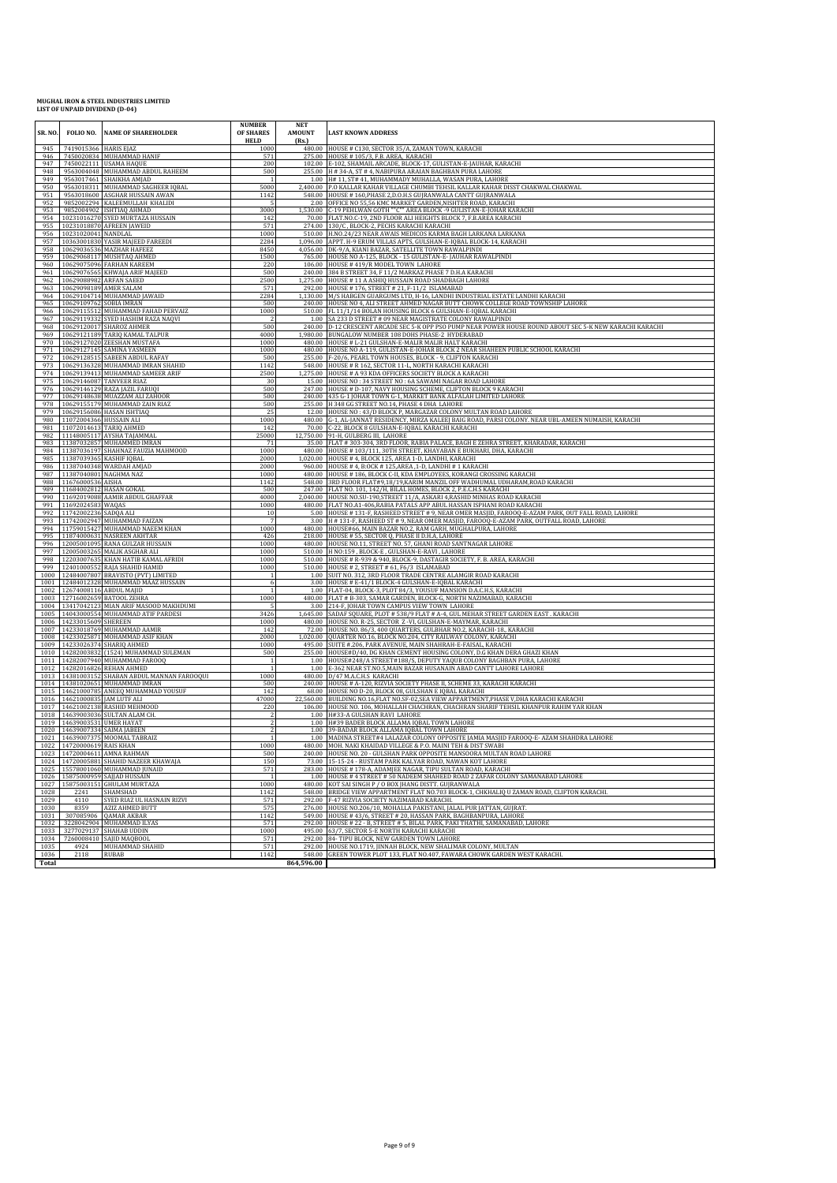**MUGHAL IRON & STEEL INDUSTRIES LIMITED**
**LIST OF UNPAID DIVIDEND (D-04)**

| SR. NO. | FOLIO NO. | NAME OF SHAREHOLDER | NUMBER OF SHARES HELD | NET AMOUNT (Rs.) | LAST KNOWN ADDRESS |
|---|---|---|---|---|---|
| 945 | 7419015366 | HARIS EJAZ | 1000 | 480.00 | HOUSE # C130, SECTOR 35/A, ZAMAN TOWN, KARACHI |
| 946 | 7450020834 | MUHAMMAD HANIF | 571 | 275.00 | HOUSE # 105/3, F.B. AREA, KARACHI |
| 947 | 7450022111 | USAMA HAQUE | 200 | 102.00 | E-102, SHAMAIL ARCADE, BLOCK-17, GULISTAN-E-JAUHAR, KARACHI |
| 948 | 9563004048 | MUHAMMAD ABDUL RAHEEM | 500 | 255.00 | H # 34-A, ST # 4, NABIPURA ARAIAN BAGHBAN PURA LAHORE |
| 949 | 9563017461 | SHAIKHA AMJAD | 1 | 1.00 | H# 11, ST# 41, MUHAMMADY MUHALLA, WASAN PURA, LAHORE |
| 950 | 9563018311 | MUHAMMAD SAGHEER IQBAL | 5000 | 2,400.00 | P.O KALLAR KAHAR VILLAGE CHUMBI TEHSIL KALLAR KAHAR DISST CHAKWAL CHAKWAL |
| 951 | 9563018600 | ASGHAR HUSSAIN AWAN | 1142 | 548.00 | HOUSE # 160,PHASE 2,D.O.H.S GUJRANWALA CANTT GUJRANWALA |
| 952 | 9852002294 | KALEEMULLAH KHALIDI | 5 | 2.00 | OFFICE NO 55,56 KMC MARKET GARDEN,NISHTER ROAD, KARACHI |
| 953 | 9852004902 | ISHTIAQ AHMAD | 3000 | 1,530.00 | C-19 PEHLWAN GOTH ""C"" AREA BLOCK -9 GULISTAN-E-JOHAR KARACHI |
| 954 | 10231016270 | SYED MURTAZA HUSSAIN | 142 | 70.00 | FLAT.NO.C-19, 2ND FLOOR ALI HEIGHTS BLOCK 7, F.B.AREA KARACHI |
| 955 | 10231018870 | AFREEN JAWEID | 571 | 274.00 | 130/C , BLOCK-2, PECHS KARACHI KARACHI |
| 956 | 10231020041 | NANDLAL | 1000 | 510.00 | H.NO.24/23 NEAR AWAIS MEDICOS KARMA BAGH LARKANA LARKANA |
| 957 | 10363001830 | YASIR MAJEED FAREEDI | 2284 | 1,096.00 | APPT. H-9 ERUM VILLAS APTS, GULSHAN-E-IQBAL BLOCK-14, KARACHI |
| 958 | 10629036536 | MAZHAR HAFEEZ | 8450 | 4,056.00 | DK-9/A, KIANI BAZAR, SATELLITE TOWN RAWALPINDI |
| 959 | 10629068117 | MUSHTAQ AHMED | 1500 | 765.00 | HOUSE NO A-125, BLOCK - 15 GULISTAN-E- JAUHAR RAWALPINDI |
| 960 | 10629075096 | FARHAN KAREEM | 220 | 106.00 | HOUSE # 419/R MODEL TOWN LAHORE |
| 961 | 10629076565 | KHWAJA ARIF MAJEED | 500 | 240.00 | 384 B STREET 34, F 11/2 MARKAZ PHASE 7 D.H.A KARACHI |
| 962 | 10629088982 | ARFAN SAEED | 2500 | 1,275.00 | HOUSE # 11 A ASHIQ HUSSAIN ROAD SHADBAGH LAHORE |
| 963 | 10629098189 | AMER SALAM | 571 | 292.00 | HOUSE # 176, STREET # 21, F-11/2 ISLAMABAD |
| 964 | 10629104714 | MUHAMMAD JAWAID | 2284 | 1,130.00 | M/S HABGEN GUARGUMS LTD, H-16, LANDHI INDUSTRIAL ESTATE LANDHI KARACHI |
| 965 | 10629109762 | SOBIA IMRAN | 500 | 240.00 | HOUSE NO 4, ALI STREET AHMED NAGAR BUTT CHOWK COLLEGE ROAD TOWNSHIP LAHORE |
| 966 | 10629115512 | MUHAMMAD FAHAD PERVAIZ | 1000 | 510.00 | FL 11/1/14 BOLAN HOUSING BLOCK 6 GULSHAN-E-IQBAL KARACHI |
| 967 | 10629119332 | SYED HASHIM RAZA NAQVI | 2 | 1.00 | SA 233 D STREET # 09 NEAR MAGISTRATE COLONY RAWALPINDI |
| 968 | 10629120017 | SHAROZ AHMER | 500 | 240.00 | D-12 CRESCENT ARCADE SEC 5-K OPP PSO PUMP NEAR POWER HOUSE ROUND ABOUT SEC 5-K NEW KARACHI KARACHI |
| 969 | 10629121189 | TARIQ KAMAL TALPUR | 4000 | 1,980.00 | BUNGALOW NUMBER 108 DOHS PHASE-2 HYDERABAD |
| 970 | 10629127020 | ZEESHAN MUSTAFA | 1000 | 480.00 | HOUSE # L-21 GULSHAN-E-MALIR MALIR HALT KARACHI |
| 971 | 10629127145 | SAMINA YASMEEN | 1000 | 480.00 | HOUSE NO A-119, GULISTAN-E-JOHAR BLOCK 2 NEAR SHAHEEN PUBLIC SCHOOL KARACHI |
| 972 | 10629128515 | SABEEN ABDUL RAFAY | 500 | 255.00 | F-20/6, PEARL TOWN HOUSES, BLOCK - 9, CLIFTON KARACHI |
| 973 | 10629136328 | MUHAMMAD IMRAN SHAHID | 1142 | 548.00 | HOUSE # R 162, SECTOR 11-L, NORTH KARACHI KARACHI |
| 974 | 10629139413 | MUHAMMAD SAMEER ARIF | 2500 | 1,275.00 | HOUSE # A 93 KDA OFFICERS SOCIETY BLOCK A KARACHI |
| 975 | 10629146087 | TANVEER RIAZ | 30 | 15.00 | HOUSE NO : 34 STREET NO : 6A SAWAMI NAGAR ROAD LAHORE |
| 976 | 10629146129 | RAZA JAZIL FARUQI | 500 | 247.00 | HOUSE # D-107, NAVY HOUSING SCHEME, CLIFTON BLOCK 9 KARACHI |
| 977 | 10629148638 | MUAZZAM ALI ZAHOOR | 500 | 240.00 | 435 G-1 JOHAR TOWN G-1, MARKET BANK ALFALAH LIMITED LAHORE |
| 978 | 10629155179 | MUHAMMAD ZAIN RIAZ | 500 | 255.00 | H 348 GG STREET NO.14, PHASE 4 DHA LAHORE |
| 979 | 10629156086 | HASAN ISHTIAQ | 25 | 12.00 | HOUSE NO : 43/D BLOCK P, MARGAZAR COLONY MULTAN ROAD LAHORE |
| 980 | 11072004366 | HUSSAIN ALI | 1000 | 480.00 | G-1, AL-JANNAT RESIDENCY, MIRZA KALEEJ BAIG ROAD, PARSI COLONY. NEAR UBL-AMEEN NUMAISH, KARACHI |
| 981 | 11072014613 | TARIQ AHMED | 142 | 70.00 | C-22, BLOCK 8 GULSHAN-E-IQBAL KARACHI KARACHI |
| 982 | 11148005117 | AYSHA TAJAMMAL | 25000 | 12,750.00 | 91-H, GULBERG III, LAHORE |
| 983 | 11387032857 | MUHAMMED IMRAN | 71 | 35.00 | FLAT # 303-304, 3RD FLOOR, RABIA PALACE, BAGH E ZEHRA STREET, KHARADAR, KARACHI |
| 984 | 11387036197 | SHAHNAZ FAUZIA MAHMOOD | 1000 | 480.00 | HOUSE # 103/111, 30TH STREET, KHAYABAN E BUKHARI, DHA, KARACHI |
| 985 | 11387039365 | KASHIF IQBAL | 2000 | 1,020.00 | HOUSE # 4, BLOCK 125, AREA 1-D, LANDHI, KARACHI |
| 986 | 11387040348 | WARDAH AMJAD | 2000 | 960.00 | HOUSE # 4, B.OCK # 125,AREA ,1-D, LANDHI # 1 KARACHI |
| 987 | 11387040801 | NAGHMA NAZ | 1000 | 480.00 | HOUSE # 186, BLOCK C-II, KDA EMPLOYEES, KORANGI CROSSING KARACHI |
| 988 | 11676000536 | AISHA | 1142 | 548.00 | 3RD FLOOR FLAT#9,18/19,KARIM MANZIL OFF WADHUMAL UDHARAM,ROAD KARACHI |
| 989 | 11684002812 | HASAN GOKAL | 500 | 247.00 | FLAT NO. 101, 142/H, BILAL HOMES, BLOCK 2, P.E.C.H.S KARACHI |
| 990 | 11692019088 | AAMIR ABDUL GHAFFAR | 4000 | 2,040.00 | HOUSE NO.SU-190,STREET 11/A, ASKARI 4,RASHID MINHAS ROAD KARACHI |
| 991 | 11692024583 | WAQAS | 1000 | 480.00 | FLAT NO.A1-406,RABIA PATALS APP ABUL HASSAN ISPHANI ROAD KARACHI |
| 992 | 11742002236 | SADQA ALI | 10 | 5.00 | HOUSE # 131-F, RASHEED STREET # 9, NEAR OMER MASJID, FAROOQ-E-AZAM PARK, OUT FALL ROAD, LAHORE |
| 993 | 11742002947 | MUHAMMAD FAIZAN | 7 | 3.00 | H # 131-F, RASHEED ST # 9, NEAR OMER MASJID, FAROOQ-E-AZAM PARK, OUTFALL ROAD, LAHORE |
| 994 | 11759015427 | MUHAMMAD NAEEM KHAN | 1000 | 480.00 | HOUSE#66, MAIN BAZAR NO.2, RAM GARH, MUGHALPURA, LAHORE |
| 995 | 11874000631 | NASREEN AKHTAR | 426 | 218.00 | HOUSE # 55, SECTOR Q, PHASE II D.H.A, LAHORE |
| 996 | 12005001095 | RANA GULZAR HUSSAIN | 1000 | 480.00 | HOUSE NO.11, STREET NO. 57, GHANI ROAD SANTNAGAR LAHORE |
| 997 | 12005003265 | MALIK ASGHAR ALI | 1000 | 510.00 | H NO:159 , BLOCK-E , GULSHAN-E-RAVI , LAHORE |
| 998 | 12203007635 | KHAN HATIB KAMAL AFRIDI | 1000 | 510.00 | HOUSE # R-939 & 940, BLOCK-9, DASTAGIR SOCIETY, F. B. AREA, KARACHI |
| 999 | 12401000552 | RAJA SHAHID HAMID | 1000 | 510.00 | HOUSE # 2, STREET # 61, F6/3 ISLAMABAD |
| 1000 | 12484007807 | BRAVISTO (PVT) LIMITED | 1 | 1.00 | SUIT NO. 312, 3RD FLOOR TRADE CENTRE ALAMGIR ROAD KARACHI |
| 1001 | 12484012328 | MUHAMMAD MAAZ HUSSAIN | 6 | 3.00 | HOUSE # E-41/1 BLOCK-4 GULSHAN-E-IQBAL KARACHI |
| 1002 | 12674008116 | ABDUL MAJID | 1 | 1.00 | FLAT-04, BLOCK-3, PLOT 84/3, YOUSUF MANSION D.A.C.H.S, KARACHI |
| 1003 | 12716002659 | BATOOL ZEHRA | 1000 | 480.00 | FLAT # B-303, SAMAR GARDEN, BLOCK-G, NORTH NAZIMABAD, KARACHI |
| 1004 | 13417042123 | MIAN ARIF MASOOD MAKHDUMI | 5 | 3.00 | 214-F, JOHAR TOWN CAMPUS VIEW TOWN LAHORE |
| 1005 | 14043000554 | MUHAMMAD ATIF PARDESI | 3426 | 1,645.00 | SADAF SQUARE, PLOT # 538/9 FLAT # A-4, GUL MEHAR STREET GARDEN EAST . KARACHI |
| 1006 | 14233015609 | SHEREEN | 1000 | 480.00 | HOUSE NO. R-25, SECTOR Z-VI, GULSHAN-E-MAYMAR, KARACHI |
| 1007 | 14233018769 | MUHAMMAD AAMIR | 142 | 72.00 | HOUSE NO. 86/3, 400 QUARTERS, GULBHAR NO.2, KARACHI-18., KARACHI |
| 1008 | 14233025871 | MOHAMMAD ASIF KHAN | 2000 | 1,020.00 | QUARTER NO.16, BLOCK NO.204, CITY RAILWAY COLONY, KARACHI |
| 1009 | 14233026374 | SHARIQ AHMED | 1000 | 495.00 | SUITE #.206, PARK AVENUE, MAIN SHAHRAH-E-FAISAL, KARACHI |
| 1010 | 14282003832 | (1524) MUHAMMAD SULEMAN | 500 | 255.00 | HOUSE#D/40, DG KHAN CEMENT HOUSING COLONY, D.G KHAN DERA GHAZI KHAN |
| 1011 | 14282007940 | MUHAMMAD FAROOQ | 1 | 1.00 | HOUSE#248/A STREET#188/5, DEPUTY YAQUB COLONY BAGHBAN PURA, LAHORE |
| 1012 | 14282016826 | REHAN AHMED | 1 | 1.00 | E-362 NEAR ST.NO.5,MAIN BAZAR HUSANAIN ABAD CANTT LAHORE LAHORE |
| 1013 | 14381003152 | SHABAN ABDUL MANNAN FAROOQUI | 1000 | 480.00 | D/47 M.A.C.H.S KARACHI |
| 1014 | 14381020651 | MUHAMMAD IMRAN | 500 | 240.00 | HOUSE # A-120, RIZVIA SOCIETY PHASE II, SCHEME 33, KARACHI KARACHI |
| 1015 | 14621000785 | ANEEQ MUHAMMAD YOUSUF | 142 | 68.00 | HOUSE NO D-20, BLOCK 08, GULSHAN E IQBAL KARACHI |
| 1016 | 14621000835 | JAM LUTF ALI | 47000 | 22,560.00 | BUILDING NO.16,FLAT NO.SF-02,SEA VIEW APPARTMENT,PHASE V,DHA KARACHI KARACHI |
| 1017 | 14621002138 | RASHID MEHMOOD | 220 | 106.00 | HOUSE NO. 106, MOHALLAH CHACHRAN, CHACHRAN SHARIF TEHSIL KHANPUR RAHIM YAR KHAN |
| 1018 | 14639003036 | SULTAN ALAM CH. | 2 | 1.00 | H#33-A GULSHAN RAVI LAHORE |
| 1019 | 14639003531 | UMER HAYAT | 2 | 1.00 | H#39 BADER BLOCK ALLAMA IQBAL TOWN LAHORE |
| 1020 | 14639007334 | SAIMA JABEEN | 2 | 1.00 | 39-BADAR BLOCK ALLAMA IQBAL TOWN LAHORE |
| 1021 | 14639007375 | MOOMAL TABRAIZ | 1 | 1.00 | MADINA STREET#4 LALAZAR COLONY OPPOSITE JAMIA MASJID FAROOQ-E- AZAM SHAHDRA LAHORE |
| 1022 | 14720000619 | RAIS KHAN | 1000 | 480.00 | MOH. NAKI KHAIDAD VILLEGE & P.O. MAINI TEH & DIST SWABI |
| 1023 | 14720004611 | AMNA RAHMAN | 500 | 240.00 | HOUSE NO. 20 - GULSHAN PARK OPPOSITE MANSOORA MULTAN ROAD LAHORE |
| 1024 | 14720005881 | SHAHID NAZEER KHAWAJA | 150 | 73.00 | 15-15-24 - RUSTAM PARK KALYAR ROAD, NAWAN KOT LAHORE |
| 1025 | 15578001060 | MUHAMMAD JUNAID | 571 | 283.00 | HOUSE # 178-A, ADAMJEE NAGAR, TIPU SULTAN ROAD, KARACHI |
| 1026 | 15875000959 | SAJJAD HUSSAIN | 1 | 1.00 | HOUSE # 4 STREET # 50 NADEEM SHAHEED ROAD 2 ZAFAR COLONY SAMANABAD LAHORE |
| 1027 | 15875003151 | GHULAM MURTAZA | 1000 | 480.00 | KOT SAI SINGH P / O BOX JHANG DISTT. GUJRANWALA |
| 1028 | 2241 | SHAMSHAD | 1142 | 548.00 | BRIDGE VIEW APPARTMENT FLAT NO.703 BLOCK-1, CHKHALIQ U ZAMAN ROAD, CLIFTON KARACHI. |
| 1029 | 4110 | SYED RIAZ UL HASNAIN RIZVI | 571 | 292.00 | F-47 RIZVIA SOCIETY NAZIMABAD KARACHI. |
| 1030 | 8359 | AZIZ AHMED BUTT | 575 | 276.00 | HOUSE NO.206/10, MOHALLA PAKISTANI, JALAL PUR JATTAN, GUJRAT. |
| 1031 | 3070859060 | QAMAR AKBAR | 1142 | 549.00 | HOUSE # 43/6, STREET # 20, HASSAN PARK, BAGHBANPURA, LAHORE |
| 1032 | 3228042904 | MUHAMMAD ILYAS | 571 | 292.00 | HOUSE # 22 - B, STREET # 5, BILAL PARK, PAKI THATHI, SAMANABAD, LAHORE |
| 1033 | 3277029137 | SHAHAB UDDIN | 1000 | 495.00 | 63/7, SECTOR 5-E NORTH KARACHI KARACHI |
| 1034 | 7260008410 | SAJID MAQBOOL | 571 | 292.00 | 84- TIPU BLOCK, NEW GARDEN TOWN LAHORE |
| 1035 | 4924 | MUHAMMAD SHAHID | 571 | 292.00 | HOUSE NO.1719, JINNAH BLOCK, NEW SHALIMAR COLONY, MULTAN |
| 1036 | 2118 | RUBAB | 1142 | 548.00 | GREEN TOWER PLOT 133, FLAT NO.407, FAWARA CHOWK GARDEN WEST KARACHI. |
| **Total** | | | | **864,596.00** | |